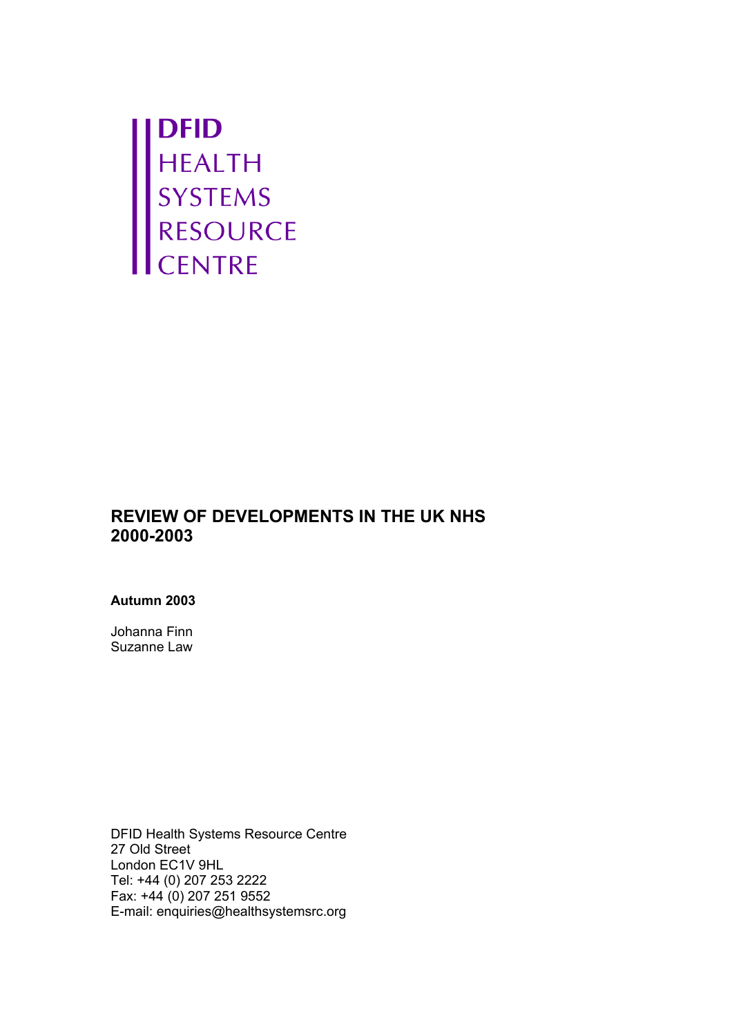**DFID**
HEALTH
SYSTEMS
RESOURCE
CENTRE

# REVIEW OF DEVELOPMENTS IN THE UK NHS 2000-2003

**Autumn 2003**

Johanna Finn
Suzanne Law

DFID Health Systems Resource Centre
27 Old Street
London EC1V 9HL
Tel: +44 (0) 207 253 2222
Fax: +44 (0) 207 251 9552
E-mail: enquiries@healthsystemsrc.org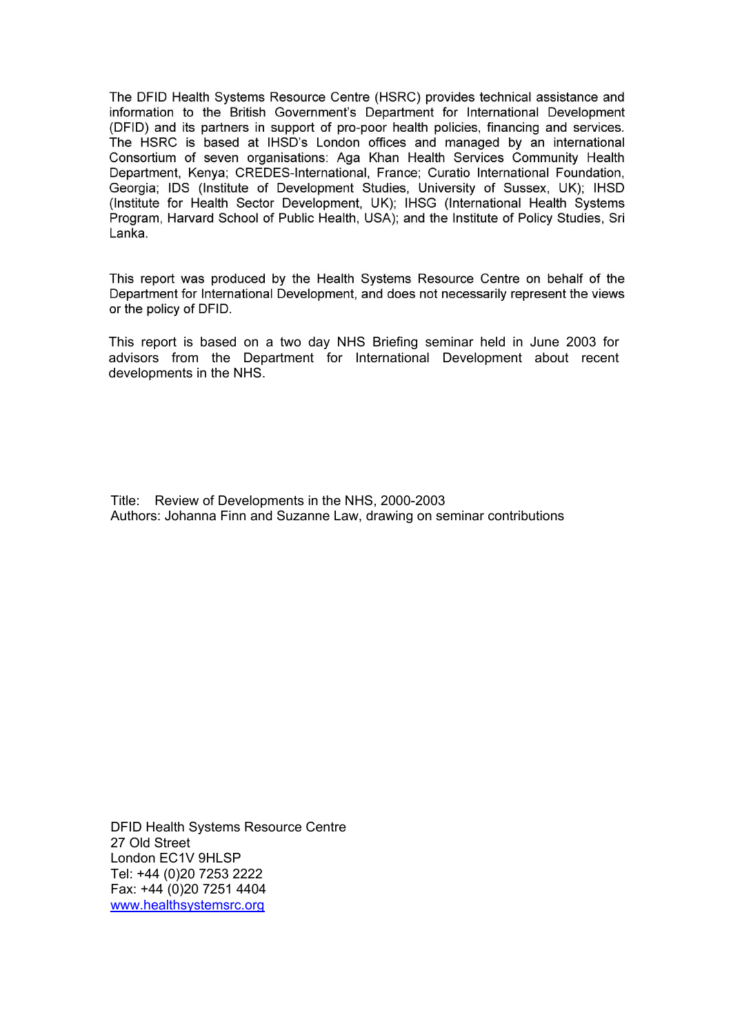The DFID Health Systems Resource Centre (HSRC) provides technical assistance and information to the British Government's Department for International Development (DFID) and its partners in support of pro-poor health policies, financing and services. The HSRC is based at IHSD's London offices and managed by an international Consortium of seven organisations: Aga Khan Health Services Community Health Department, Kenya; CREDES-International, France; Curatio International Foundation, Georgia; IDS (Institute of Development Studies, University of Sussex, UK); IHSD (Institute for Health Sector Development, UK); IHSG (International Health Systems Program, Harvard School of Public Health, USA); and the Institute of Policy Studies, Sri Lanka.

This report was produced by the Health Systems Resource Centre on behalf of the Department for International Development, and does not necessarily represent the views or the policy of DFID.

This report is based on a two day NHS Briefing seminar held in June 2003 for advisors from the Department for International Development about recent developments in the NHS.

Title: Review of Developments in the NHS, 2000-2003
Authors: Johanna Finn and Suzanne Law, drawing on seminar contributions

DFID Health Systems Resource Centre
27 Old Street
London EC1V 9HLSP
Tel: +44 (0)20 7253 2222
Fax: +44 (0)20 7251 4404
www.healthsystemsrc.org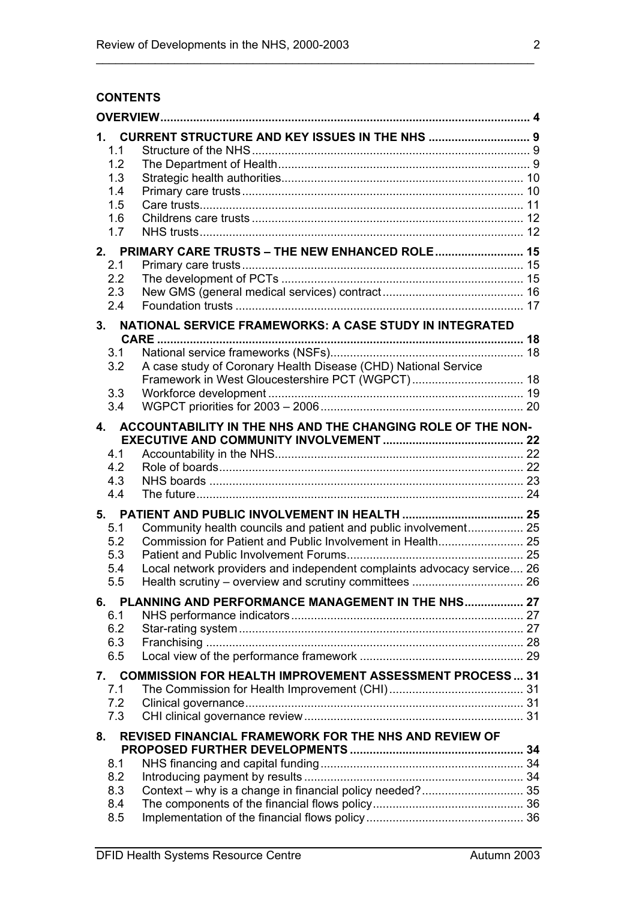**CONTENTS**

| | | |
|---|---|---|
| **OVERVIEW** | | **4** |
| **1.** | **CURRENT STRUCTURE AND KEY ISSUES IN THE NHS** | **9** |
| 1.1 | Structure of the NHS | 9 |
| 1.2 | The Department of Health | 9 |
| 1.3 | Strategic health authorities | 10 |
| 1.4 | Primary care trusts | 10 |
| 1.5 | Care trusts | 11 |
| 1.6 | Childrens care trusts | 12 |
| 1.7 | NHS trusts | 12 |
| **2.** | **PRIMARY CARE TRUSTS – THE NEW ENHANCED ROLE** | **15** |
| 2.1 | Primary care trusts | 15 |
| 2.2 | The development of PCTs | 15 |
| 2.3 | New GMS (general medical services) contract | 16 |
| 2.4 | Foundation trusts | 17 |
| **3.** | **NATIONAL SERVICE FRAMEWORKS: A CASE STUDY IN INTEGRATED CARE** | **18** |
| 3.1 | National service frameworks (NSFs) | 18 |
| 3.2 | A case study of Coronary Health Disease (CHD) National Service Framework in West Gloucestershire PCT (WGPCT) | 18 |
| 3.3 | Workforce development | 19 |
| 3.4 | WGPCT priorities for 2003 – 2006 | 20 |
| **4.** | **ACCOUNTABILITY IN THE NHS AND THE CHANGING ROLE OF THE NON-EXECUTIVE AND COMMUNITY INVOLVEMENT** | **22** |
| 4.1 | Accountability in the NHS | 22 |
| 4.2 | Role of boards | 22 |
| 4.3 | NHS boards | 23 |
| 4.4 | The future | 24 |
| **5.** | **PATIENT AND PUBLIC INVOLVEMENT IN HEALTH** | **25** |
| 5.1 | Community health councils and patient and public involvement | 25 |
| 5.2 | Commission for Patient and Public Involvement in Health | 25 |
| 5.3 | Patient and Public Involvement Forums | 25 |
| 5.4 | Local network providers and independent complaints advocacy service | 26 |
| 5.5 | Health scrutiny – overview and scrutiny committees | 26 |
| **6.** | **PLANNING AND PERFORMANCE MANAGEMENT IN THE NHS** | **27** |
| 6.1 | NHS performance indicators | 27 |
| 6.2 | Star-rating system | 27 |
| 6.3 | Franchising | 28 |
| 6.5 | Local view of the performance framework | 29 |
| **7.** | **COMMISSION FOR HEALTH IMPROVEMENT ASSESSMENT PROCESS** | **31** |
| 7.1 | The Commission for Health Improvement (CHI) | 31 |
| 7.2 | Clinical governance | 31 |
| 7.3 | CHI clinical governance review | 31 |
| **8.** | **REVISED FINANCIAL FRAMEWORK FOR THE NHS AND REVIEW OF PROPOSED FURTHER DEVELOPMENTS** | **34** |
| 8.1 | NHS financing and capital funding | 34 |
| 8.2 | Introducing payment by results | 34 |
| 8.3 | Context – why is a change in financial policy needed? | 35 |
| 8.4 | The components of the financial flows policy | 36 |
| 8.5 | Implementation of the financial flows policy | 36 |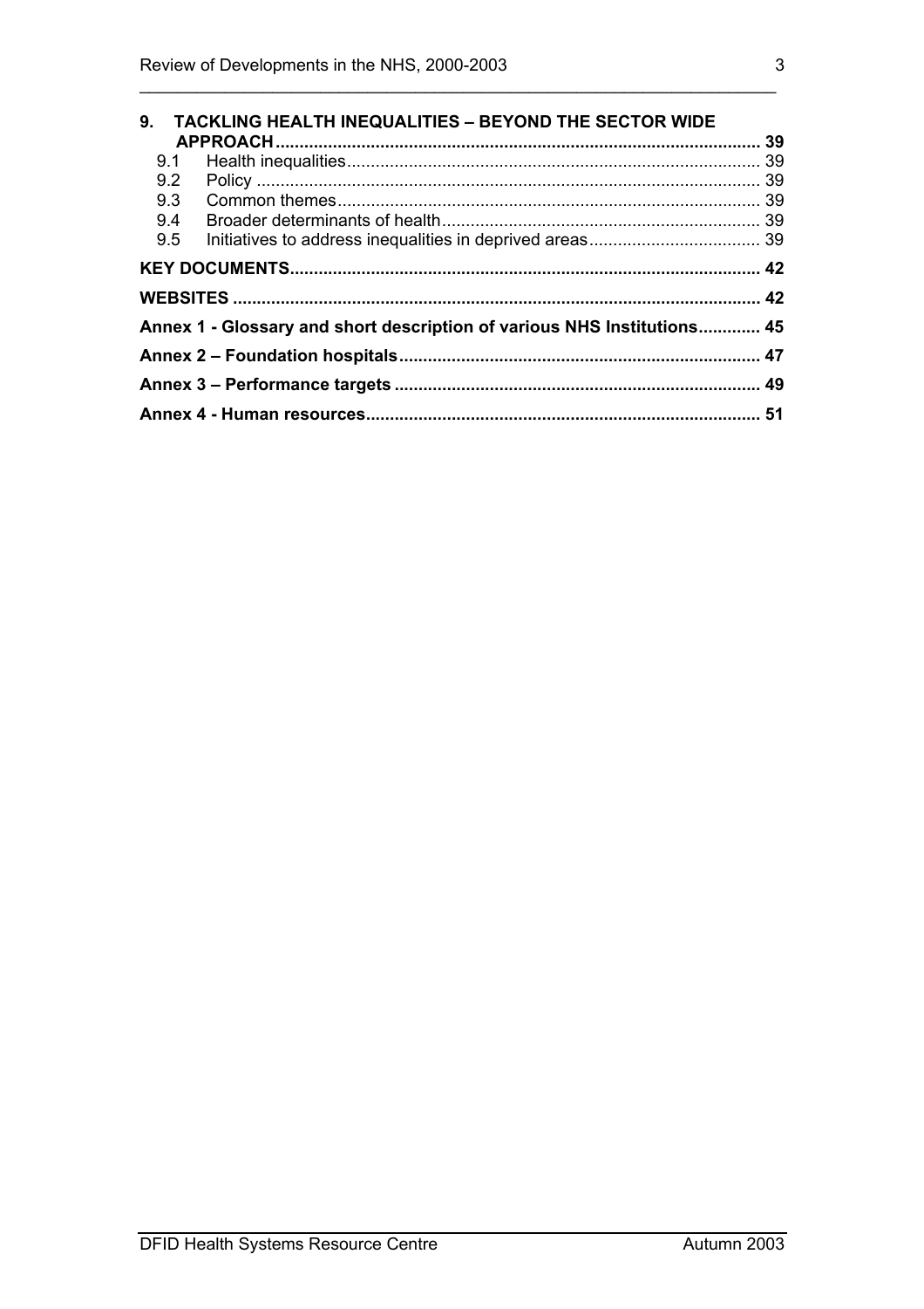**9. TACKLING HEALTH INEQUALITIES – BEYOND THE SECTOR WIDE APPROACH** ..... 39

- 9.1 Health inequalities ..... 39
- 9.2 Policy ..... 39
- 9.3 Common themes ..... 39
- 9.4 Broader determinants of health ..... 39
- 9.5 Initiatives to address inequalities in deprived areas ..... 39

**KEY DOCUMENTS** ..... 42

**WEBSITES** ..... 42

**Annex 1 - Glossary and short description of various NHS Institutions** ..... 45

**Annex 2 – Foundation hospitals** ..... 47

**Annex 3 – Performance targets** ..... 49

**Annex 4 - Human resources** ..... 51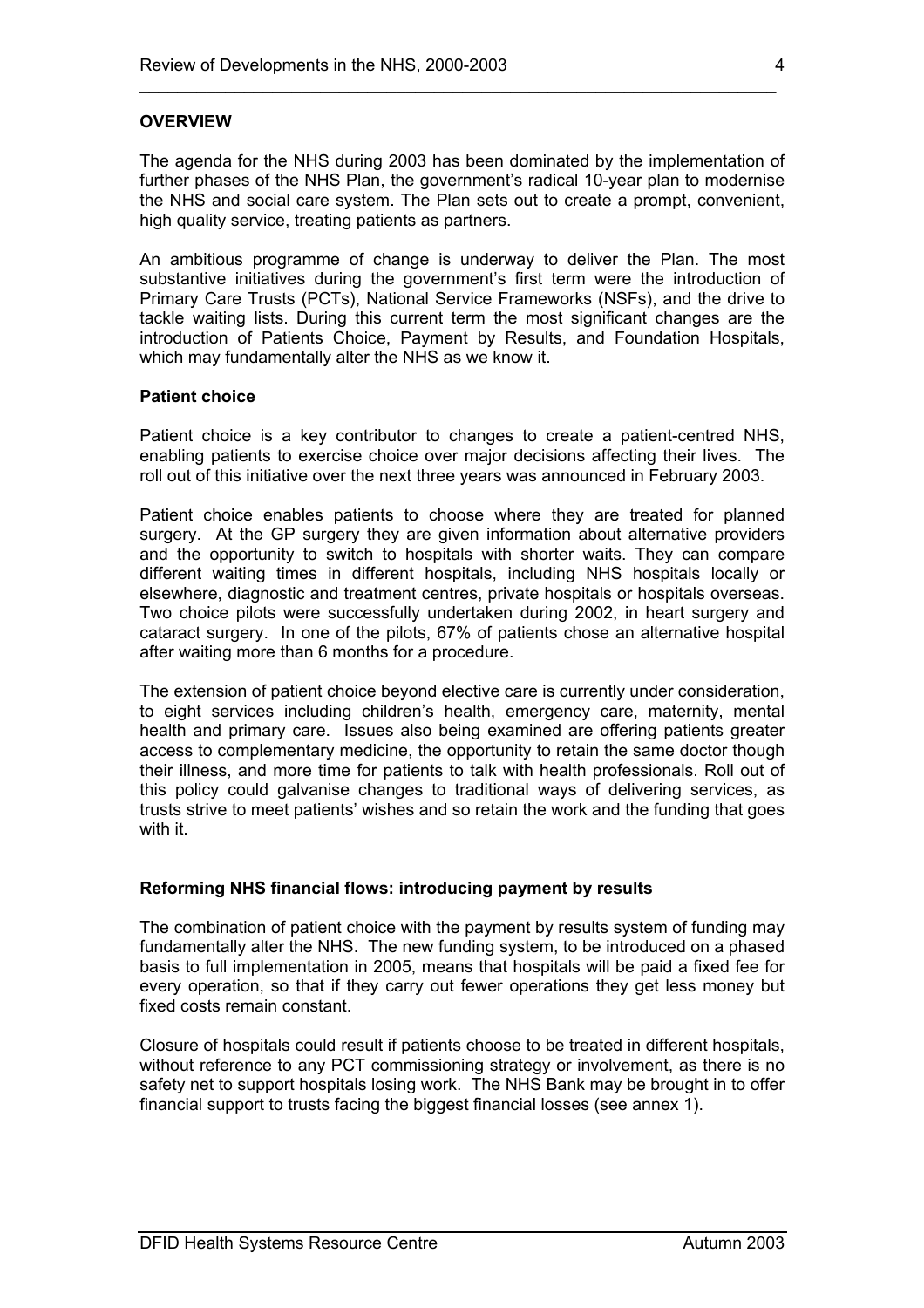## OVERVIEW

The agenda for the NHS during 2003 has been dominated by the implementation of further phases of the NHS Plan, the government's radical 10-year plan to modernise the NHS and social care system. The Plan sets out to create a prompt, convenient, high quality service, treating patients as partners.

An ambitious programme of change is underway to deliver the Plan. The most substantive initiatives during the government's first term were the introduction of Primary Care Trusts (PCTs), National Service Frameworks (NSFs), and the drive to tackle waiting lists. During this current term the most significant changes are the introduction of Patients Choice, Payment by Results, and Foundation Hospitals, which may fundamentally alter the NHS as we know it.

### Patient choice

Patient choice is a key contributor to changes to create a patient-centred NHS, enabling patients to exercise choice over major decisions affecting their lives. The roll out of this initiative over the next three years was announced in February 2003.

Patient choice enables patients to choose where they are treated for planned surgery. At the GP surgery they are given information about alternative providers and the opportunity to switch to hospitals with shorter waits. They can compare different waiting times in different hospitals, including NHS hospitals locally or elsewhere, diagnostic and treatment centres, private hospitals or hospitals overseas. Two choice pilots were successfully undertaken during 2002, in heart surgery and cataract surgery. In one of the pilots, 67% of patients chose an alternative hospital after waiting more than 6 months for a procedure.

The extension of patient choice beyond elective care is currently under consideration, to eight services including children's health, emergency care, maternity, mental health and primary care. Issues also being examined are offering patients greater access to complementary medicine, the opportunity to retain the same doctor though their illness, and more time for patients to talk with health professionals. Roll out of this policy could galvanise changes to traditional ways of delivering services, as trusts strive to meet patients' wishes and so retain the work and the funding that goes with it.

### Reforming NHS financial flows: introducing payment by results

The combination of patient choice with the payment by results system of funding may fundamentally alter the NHS. The new funding system, to be introduced on a phased basis to full implementation in 2005, means that hospitals will be paid a fixed fee for every operation, so that if they carry out fewer operations they get less money but fixed costs remain constant.

Closure of hospitals could result if patients choose to be treated in different hospitals, without reference to any PCT commissioning strategy or involvement, as there is no safety net to support hospitals losing work. The NHS Bank may be brought in to offer financial support to trusts facing the biggest financial losses (see annex 1).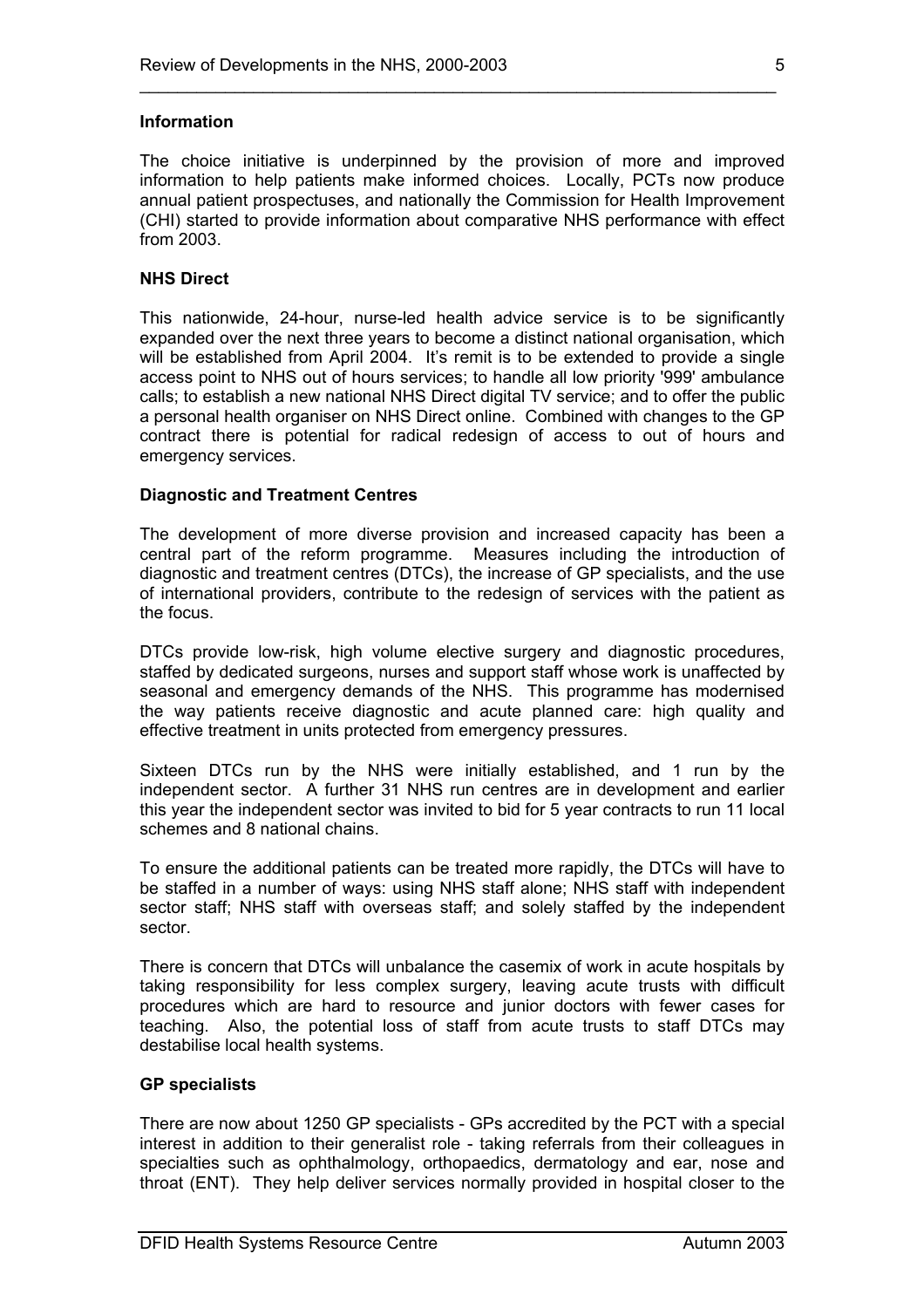### Information

The choice initiative is underpinned by the provision of more and improved information to help patients make informed choices. Locally, PCTs now produce annual patient prospectuses, and nationally the Commission for Health Improvement (CHI) started to provide information about comparative NHS performance with effect from 2003.

### NHS Direct

This nationwide, 24-hour, nurse-led health advice service is to be significantly expanded over the next three years to become a distinct national organisation, which will be established from April 2004. It's remit is to be extended to provide a single access point to NHS out of hours services; to handle all low priority '999' ambulance calls; to establish a new national NHS Direct digital TV service; and to offer the public a personal health organiser on NHS Direct online. Combined with changes to the GP contract there is potential for radical redesign of access to out of hours and emergency services.

### Diagnostic and Treatment Centres

The development of more diverse provision and increased capacity has been a central part of the reform programme. Measures including the introduction of diagnostic and treatment centres (DTCs), the increase of GP specialists, and the use of international providers, contribute to the redesign of services with the patient as the focus.

DTCs provide low-risk, high volume elective surgery and diagnostic procedures, staffed by dedicated surgeons, nurses and support staff whose work is unaffected by seasonal and emergency demands of the NHS. This programme has modernised the way patients receive diagnostic and acute planned care: high quality and effective treatment in units protected from emergency pressures.

Sixteen DTCs run by the NHS were initially established, and 1 run by the independent sector. A further 31 NHS run centres are in development and earlier this year the independent sector was invited to bid for 5 year contracts to run 11 local schemes and 8 national chains.

To ensure the additional patients can be treated more rapidly, the DTCs will have to be staffed in a number of ways: using NHS staff alone; NHS staff with independent sector staff; NHS staff with overseas staff; and solely staffed by the independent sector.

There is concern that DTCs will unbalance the casemix of work in acute hospitals by taking responsibility for less complex surgery, leaving acute trusts with difficult procedures which are hard to resource and junior doctors with fewer cases for teaching. Also, the potential loss of staff from acute trusts to staff DTCs may destabilise local health systems.

### GP specialists

There are now about 1250 GP specialists - GPs accredited by the PCT with a special interest in addition to their generalist role - taking referrals from their colleagues in specialties such as ophthalmology, orthopaedics, dermatology and ear, nose and throat (ENT). They help deliver services normally provided in hospital closer to the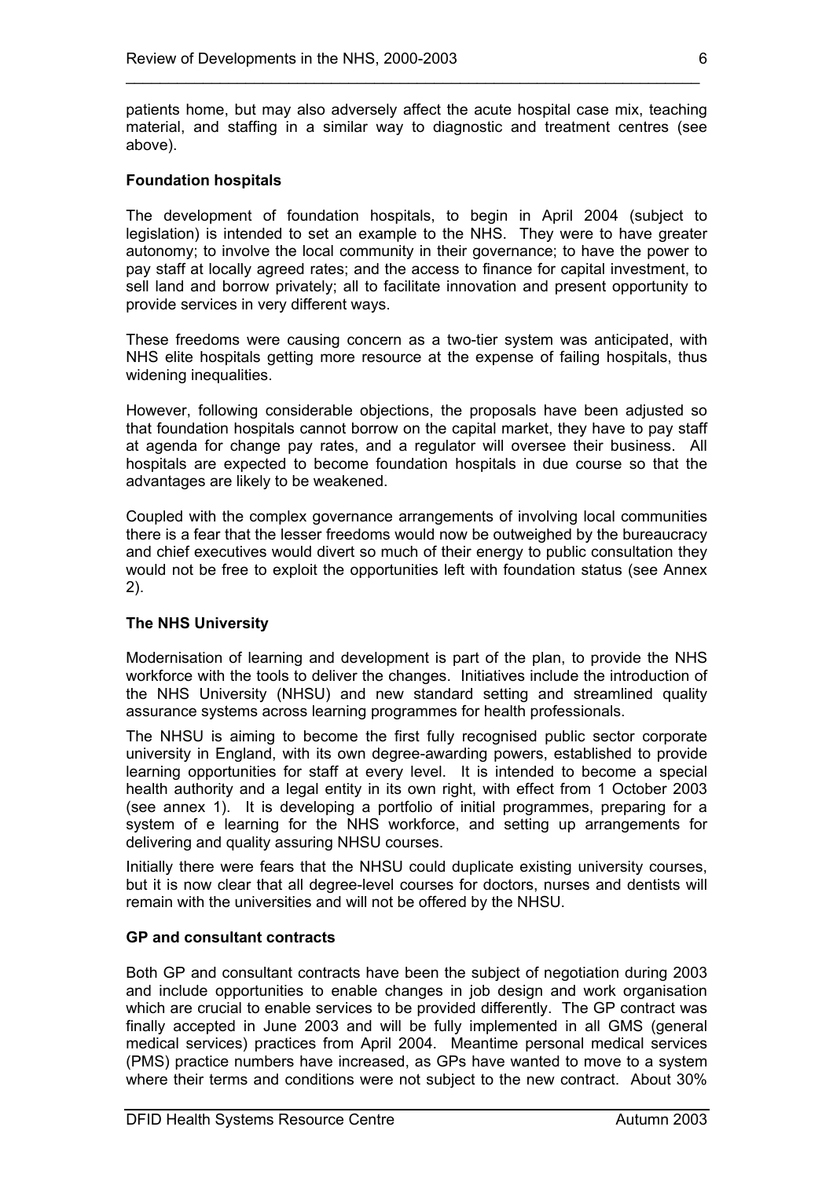patients home, but may also adversely affect the acute hospital case mix, teaching material, and staffing in a similar way to diagnostic and treatment centres (see above).

**Foundation hospitals**

The development of foundation hospitals, to begin in April 2004 (subject to legislation) is intended to set an example to the NHS. They were to have greater autonomy; to involve the local community in their governance; to have the power to pay staff at locally agreed rates; and the access to finance for capital investment, to sell land and borrow privately; all to facilitate innovation and present opportunity to provide services in very different ways.

These freedoms were causing concern as a two-tier system was anticipated, with NHS elite hospitals getting more resource at the expense of failing hospitals, thus widening inequalities.

However, following considerable objections, the proposals have been adjusted so that foundation hospitals cannot borrow on the capital market, they have to pay staff at agenda for change pay rates, and a regulator will oversee their business. All hospitals are expected to become foundation hospitals in due course so that the advantages are likely to be weakened.

Coupled with the complex governance arrangements of involving local communities there is a fear that the lesser freedoms would now be outweighed by the bureaucracy and chief executives would divert so much of their energy to public consultation they would not be free to exploit the opportunities left with foundation status (see Annex 2).

**The NHS University**

Modernisation of learning and development is part of the plan, to provide the NHS workforce with the tools to deliver the changes. Initiatives include the introduction of the NHS University (NHSU) and new standard setting and streamlined quality assurance systems across learning programmes for health professionals.

The NHSU is aiming to become the first fully recognised public sector corporate university in England, with its own degree-awarding powers, established to provide learning opportunities for staff at every level. It is intended to become a special health authority and a legal entity in its own right, with effect from 1 October 2003 (see annex 1). It is developing a portfolio of initial programmes, preparing for a system of e learning for the NHS workforce, and setting up arrangements for delivering and quality assuring NHSU courses.

Initially there were fears that the NHSU could duplicate existing university courses, but it is now clear that all degree-level courses for doctors, nurses and dentists will remain with the universities and will not be offered by the NHSU.

**GP and consultant contracts**

Both GP and consultant contracts have been the subject of negotiation during 2003 and include opportunities to enable changes in job design and work organisation which are crucial to enable services to be provided differently. The GP contract was finally accepted in June 2003 and will be fully implemented in all GMS (general medical services) practices from April 2004. Meantime personal medical services (PMS) practice numbers have increased, as GPs have wanted to move to a system where their terms and conditions were not subject to the new contract. About 30%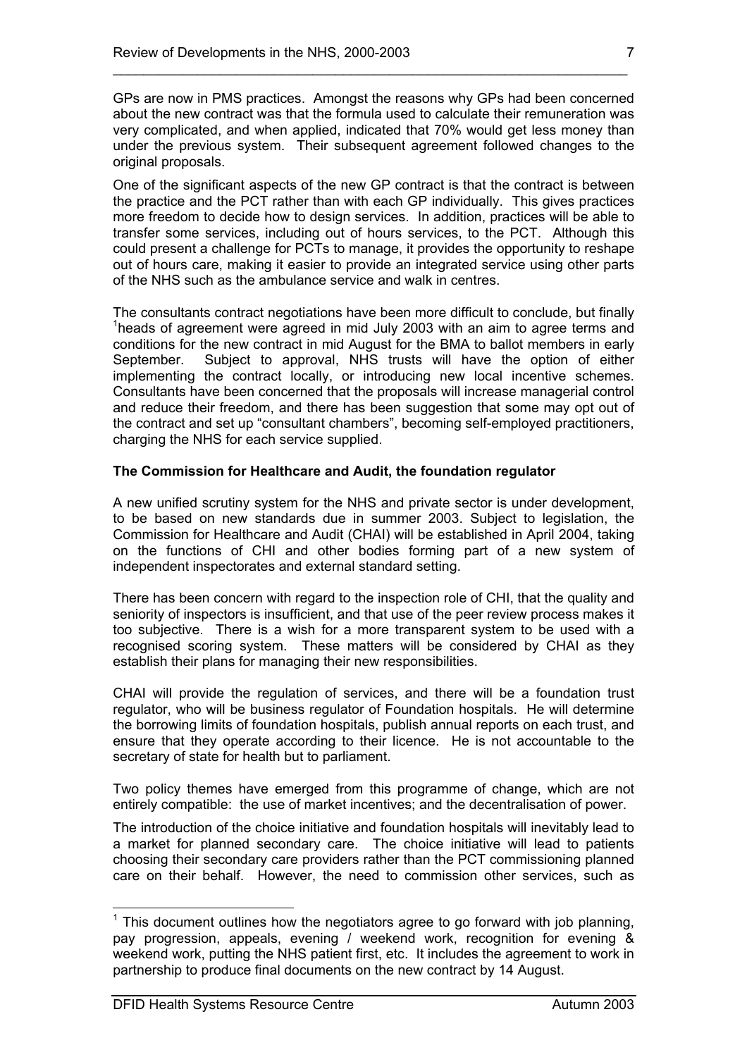GPs are now in PMS practices. Amongst the reasons why GPs had been concerned about the new contract was that the formula used to calculate their remuneration was very complicated, and when applied, indicated that 70% would get less money than under the previous system. Their subsequent agreement followed changes to the original proposals.

One of the significant aspects of the new GP contract is that the contract is between the practice and the PCT rather than with each GP individually. This gives practices more freedom to decide how to design services. In addition, practices will be able to transfer some services, including out of hours services, to the PCT. Although this could present a challenge for PCTs to manage, it provides the opportunity to reshape out of hours care, making it easier to provide an integrated service using other parts of the NHS such as the ambulance service and walk in centres.

The consultants contract negotiations have been more difficult to conclude, but finally [1]heads of agreement were agreed in mid July 2003 with an aim to agree terms and conditions for the new contract in mid August for the BMA to ballot members in early September. Subject to approval, NHS trusts will have the option of either implementing the contract locally, or introducing new local incentive schemes. Consultants have been concerned that the proposals will increase managerial control and reduce their freedom, and there has been suggestion that some may opt out of the contract and set up "consultant chambers", becoming self-employed practitioners, charging the NHS for each service supplied.

**The Commission for Healthcare and Audit, the foundation regulator**

A new unified scrutiny system for the NHS and private sector is under development, to be based on new standards due in summer 2003. Subject to legislation, the Commission for Healthcare and Audit (CHAI) will be established in April 2004, taking on the functions of CHI and other bodies forming part of a new system of independent inspectorates and external standard setting.

There has been concern with regard to the inspection role of CHI, that the quality and seniority of inspectors is insufficient, and that use of the peer review process makes it too subjective. There is a wish for a more transparent system to be used with a recognised scoring system. These matters will be considered by CHAI as they establish their plans for managing their new responsibilities.

CHAI will provide the regulation of services, and there will be a foundation trust regulator, who will be business regulator of Foundation hospitals. He will determine the borrowing limits of foundation hospitals, publish annual reports on each trust, and ensure that they operate according to their licence. He is not accountable to the secretary of state for health but to parliament.

Two policy themes have emerged from this programme of change, which are not entirely compatible: the use of market incentives; and the decentralisation of power.

The introduction of the choice initiative and foundation hospitals will inevitably lead to a market for planned secondary care. The choice initiative will lead to patients choosing their secondary care providers rather than the PCT commissioning planned care on their behalf. However, the need to commission other services, such as

---

[1] This document outlines how the negotiators agree to go forward with job planning, pay progression, appeals, evening / weekend work, recognition for evening & weekend work, putting the NHS patient first, etc. It includes the agreement to work in partnership to produce final documents on the new contract by 14 August.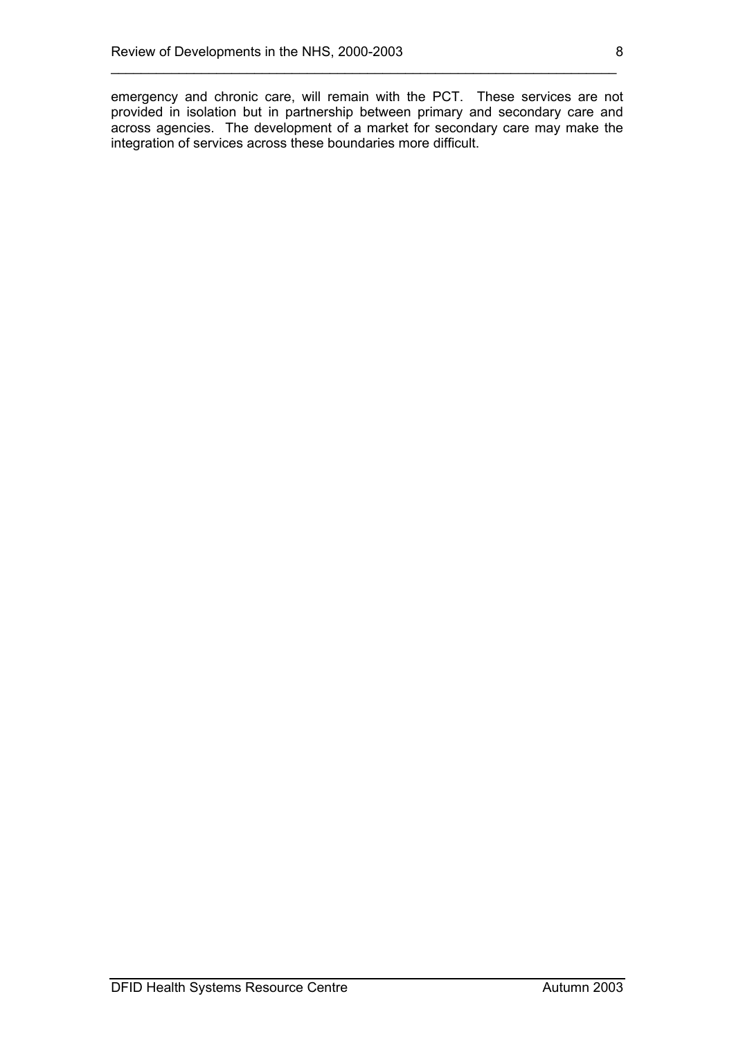emergency and chronic care, will remain with the PCT. These services are not provided in isolation but in partnership between primary and secondary care and across agencies. The development of a market for secondary care may make the integration of services across these boundaries more difficult.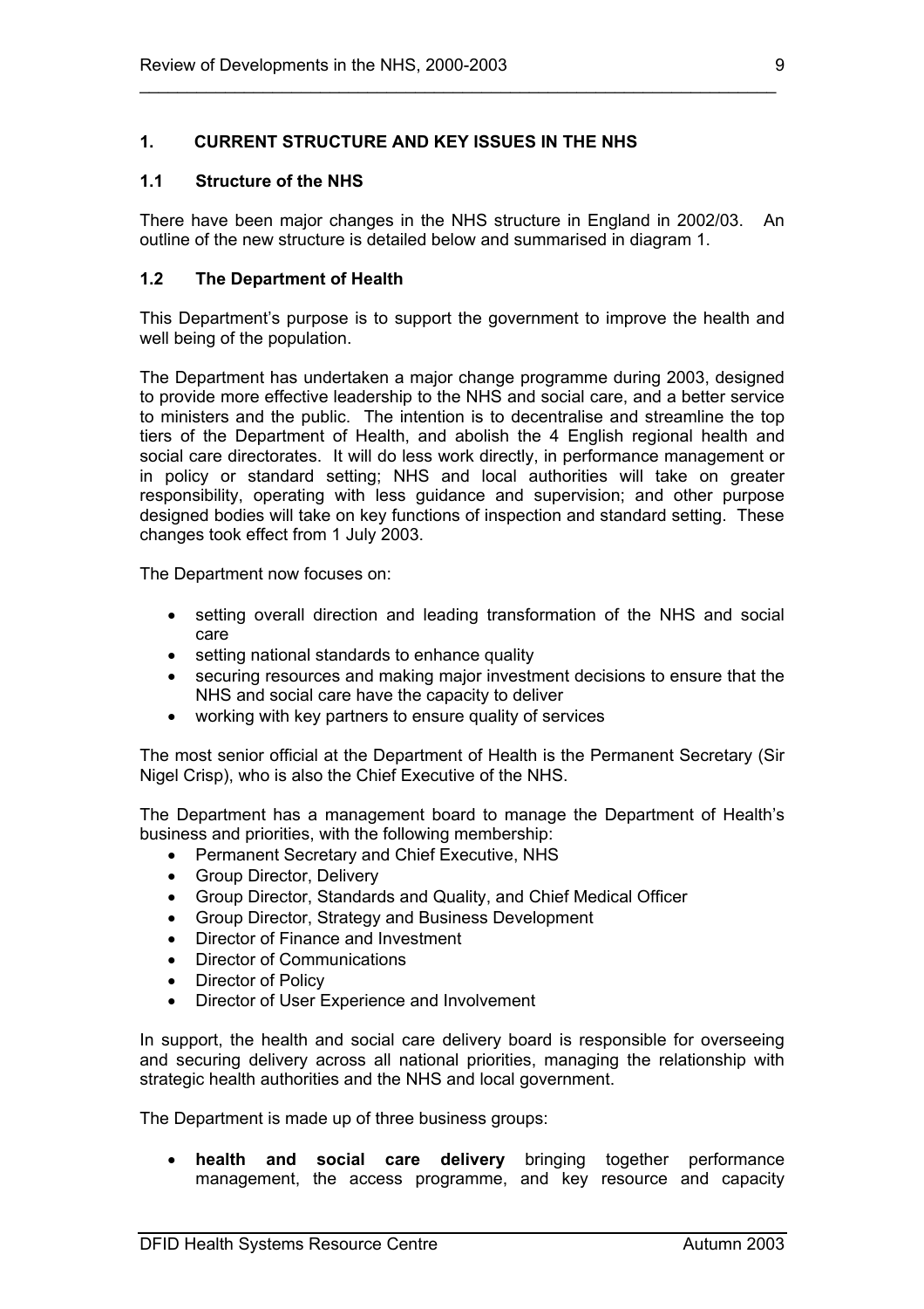## 1. CURRENT STRUCTURE AND KEY ISSUES IN THE NHS

### 1.1 Structure of the NHS

There have been major changes in the NHS structure in England in 2002/03. An outline of the new structure is detailed below and summarised in diagram 1.

### 1.2 The Department of Health

This Department's purpose is to support the government to improve the health and well being of the population.

The Department has undertaken a major change programme during 2003, designed to provide more effective leadership to the NHS and social care, and a better service to ministers and the public. The intention is to decentralise and streamline the top tiers of the Department of Health, and abolish the 4 English regional health and social care directorates. It will do less work directly, in performance management or in policy or standard setting; NHS and local authorities will take on greater responsibility, operating with less guidance and supervision; and other purpose designed bodies will take on key functions of inspection and standard setting. These changes took effect from 1 July 2003.

The Department now focuses on:

- setting overall direction and leading transformation of the NHS and social care
- setting national standards to enhance quality
- securing resources and making major investment decisions to ensure that the NHS and social care have the capacity to deliver
- working with key partners to ensure quality of services

The most senior official at the Department of Health is the Permanent Secretary (Sir Nigel Crisp), who is also the Chief Executive of the NHS.

The Department has a management board to manage the Department of Health's business and priorities, with the following membership:

- Permanent Secretary and Chief Executive, NHS
- Group Director, Delivery
- Group Director, Standards and Quality, and Chief Medical Officer
- Group Director, Strategy and Business Development
- Director of Finance and Investment
- Director of Communications
- Director of Policy
- Director of User Experience and Involvement

In support, the health and social care delivery board is responsible for overseeing and securing delivery across all national priorities, managing the relationship with strategic health authorities and the NHS and local government.

The Department is made up of three business groups:

- **health and social care delivery** bringing together performance management, the access programme, and key resource and capacity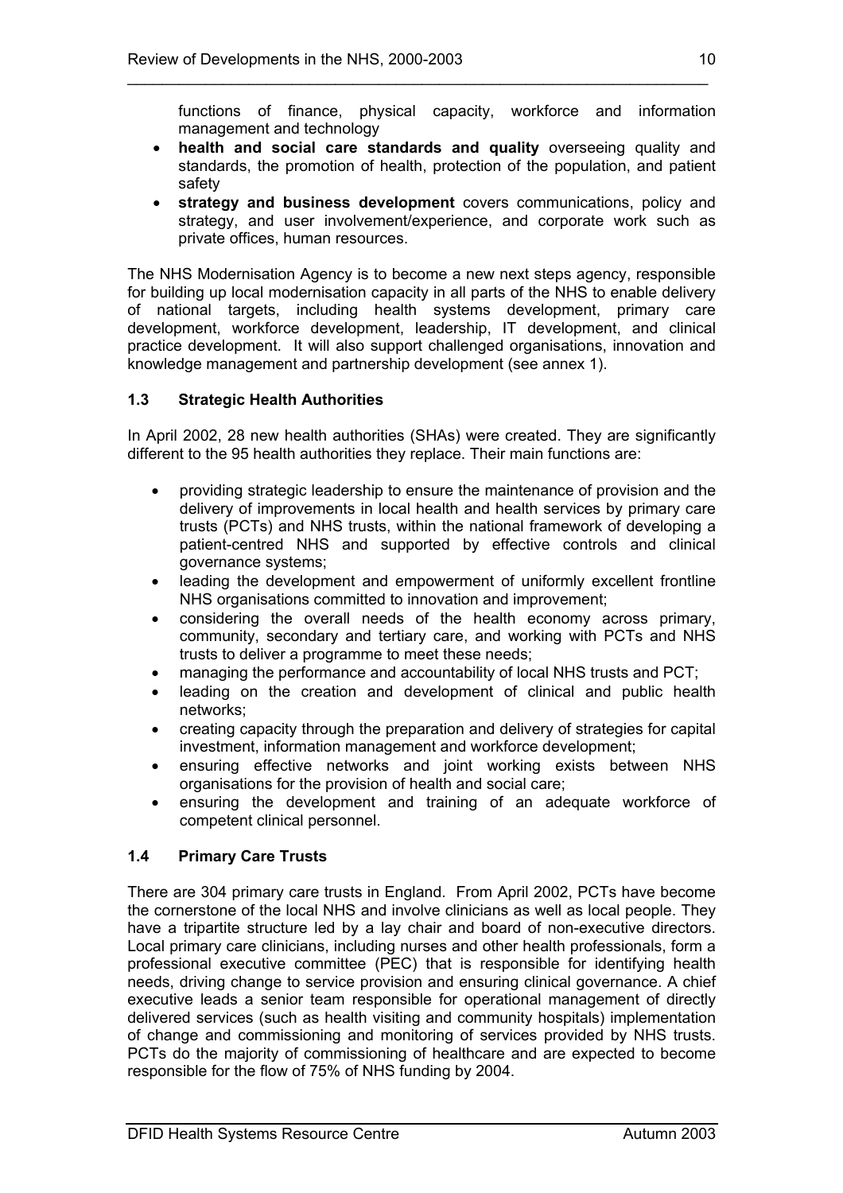functions of finance, physical capacity, workforce and information management and technology

- **health and social care standards and quality** overseeing quality and standards, the promotion of health, protection of the population, and patient safety
- **strategy and business development** covers communications, policy and strategy, and user involvement/experience, and corporate work such as private offices, human resources.

The NHS Modernisation Agency is to become a new next steps agency, responsible for building up local modernisation capacity in all parts of the NHS to enable delivery of national targets, including health systems development, primary care development, workforce development, leadership, IT development, and clinical practice development. It will also support challenged organisations, innovation and knowledge management and partnership development (see annex 1).

### 1.3 Strategic Health Authorities

In April 2002, 28 new health authorities (SHAs) were created. They are significantly different to the 95 health authorities they replace. Their main functions are:

- providing strategic leadership to ensure the maintenance of provision and the delivery of improvements in local health and health services by primary care trusts (PCTs) and NHS trusts, within the national framework of developing a patient-centred NHS and supported by effective controls and clinical governance systems;
- leading the development and empowerment of uniformly excellent frontline NHS organisations committed to innovation and improvement;
- considering the overall needs of the health economy across primary, community, secondary and tertiary care, and working with PCTs and NHS trusts to deliver a programme to meet these needs;
- managing the performance and accountability of local NHS trusts and PCT;
- leading on the creation and development of clinical and public health networks;
- creating capacity through the preparation and delivery of strategies for capital investment, information management and workforce development;
- ensuring effective networks and joint working exists between NHS organisations for the provision of health and social care;
- ensuring the development and training of an adequate workforce of competent clinical personnel.

### 1.4 Primary Care Trusts

There are 304 primary care trusts in England. From April 2002, PCTs have become the cornerstone of the local NHS and involve clinicians as well as local people. They have a tripartite structure led by a lay chair and board of non-executive directors. Local primary care clinicians, including nurses and other health professionals, form a professional executive committee (PEC) that is responsible for identifying health needs, driving change to service provision and ensuring clinical governance. A chief executive leads a senior team responsible for operational management of directly delivered services (such as health visiting and community hospitals) implementation of change and commissioning and monitoring of services provided by NHS trusts. PCTs do the majority of commissioning of healthcare and are expected to become responsible for the flow of 75% of NHS funding by 2004.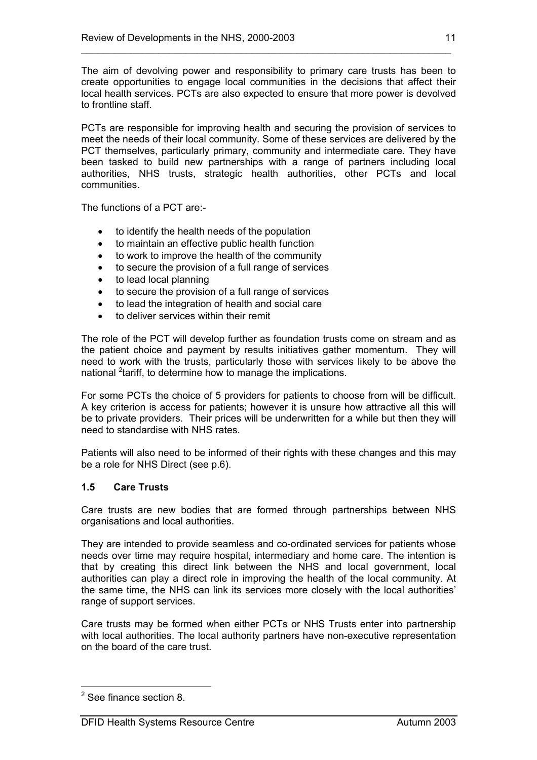The aim of devolving power and responsibility to primary care trusts has been to create opportunities to engage local communities in the decisions that affect their local health services. PCTs are also expected to ensure that more power is devolved to frontline staff.

PCTs are responsible for improving health and securing the provision of services to meet the needs of their local community. Some of these services are delivered by the PCT themselves, particularly primary, community and intermediate care. They have been tasked to build new partnerships with a range of partners including local authorities, NHS trusts, strategic health authorities, other PCTs and local communities.

The functions of a PCT are:-

- to identify the health needs of the population
- to maintain an effective public health function
- to work to improve the health of the community
- to secure the provision of a full range of services
- to lead local planning
- to secure the provision of a full range of services
- to lead the integration of health and social care
- to deliver services within their remit

The role of the PCT will develop further as foundation trusts come on stream and as the patient choice and payment by results initiatives gather momentum. They will need to work with the trusts, particularly those with services likely to be above the national [2]tariff, to determine how to manage the implications.

For some PCTs the choice of 5 providers for patients to choose from will be difficult. A key criterion is access for patients; however it is unsure how attractive all this will be to private providers. Their prices will be underwritten for a while but then they will need to standardise with NHS rates.

Patients will also need to be informed of their rights with these changes and this may be a role for NHS Direct (see p.6).

### 1.5 Care Trusts

Care trusts are new bodies that are formed through partnerships between NHS organisations and local authorities.

They are intended to provide seamless and co-ordinated services for patients whose needs over time may require hospital, intermediary and home care. The intention is that by creating this direct link between the NHS and local government, local authorities can play a direct role in improving the health of the local community. At the same time, the NHS can link its services more closely with the local authorities' range of support services.

Care trusts may be formed when either PCTs or NHS Trusts enter into partnership with local authorities. The local authority partners have non-executive representation on the board of the care trust.

---

[2] See finance section 8.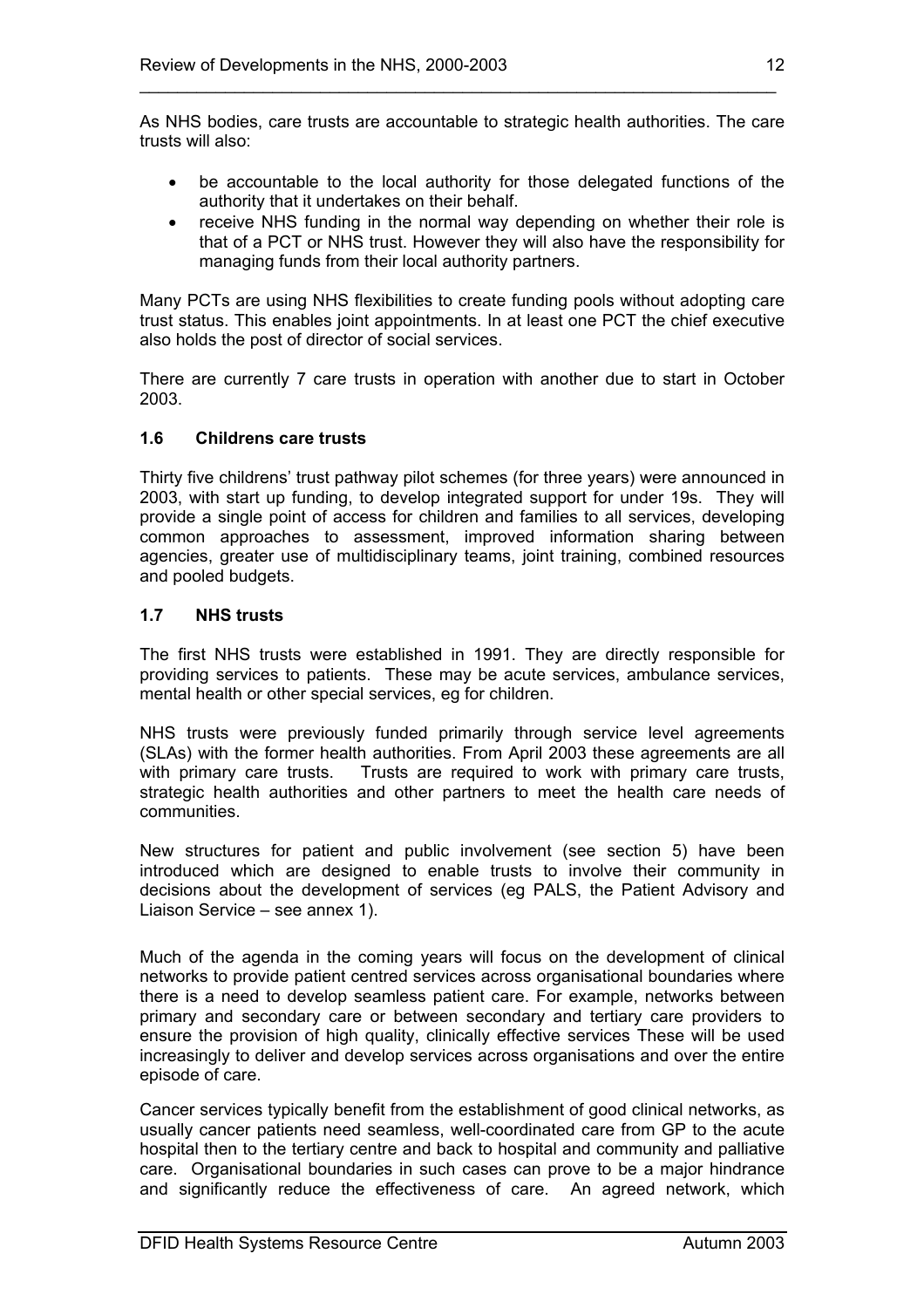As NHS bodies, care trusts are accountable to strategic health authorities. The care trusts will also:

- be accountable to the local authority for those delegated functions of the authority that it undertakes on their behalf.
- receive NHS funding in the normal way depending on whether their role is that of a PCT or NHS trust. However they will also have the responsibility for managing funds from their local authority partners.

Many PCTs are using NHS flexibilities to create funding pools without adopting care trust status. This enables joint appointments. In at least one PCT the chief executive also holds the post of director of social services.

There are currently 7 care trusts in operation with another due to start in October 2003.

### 1.6 Childrens care trusts

Thirty five childrens' trust pathway pilot schemes (for three years) were announced in 2003, with start up funding, to develop integrated support for under 19s. They will provide a single point of access for children and families to all services, developing common approaches to assessment, improved information sharing between agencies, greater use of multidisciplinary teams, joint training, combined resources and pooled budgets.

### 1.7 NHS trusts

The first NHS trusts were established in 1991. They are directly responsible for providing services to patients. These may be acute services, ambulance services, mental health or other special services, eg for children.

NHS trusts were previously funded primarily through service level agreements (SLAs) with the former health authorities. From April 2003 these agreements are all with primary care trusts. Trusts are required to work with primary care trusts, strategic health authorities and other partners to meet the health care needs of communities.

New structures for patient and public involvement (see section 5) have been introduced which are designed to enable trusts to involve their community in decisions about the development of services (eg PALS, the Patient Advisory and Liaison Service – see annex 1).

Much of the agenda in the coming years will focus on the development of clinical networks to provide patient centred services across organisational boundaries where there is a need to develop seamless patient care. For example, networks between primary and secondary care or between secondary and tertiary care providers to ensure the provision of high quality, clinically effective services These will be used increasingly to deliver and develop services across organisations and over the entire episode of care.

Cancer services typically benefit from the establishment of good clinical networks, as usually cancer patients need seamless, well-coordinated care from GP to the acute hospital then to the tertiary centre and back to hospital and community and palliative care. Organisational boundaries in such cases can prove to be a major hindrance and significantly reduce the effectiveness of care. An agreed network, which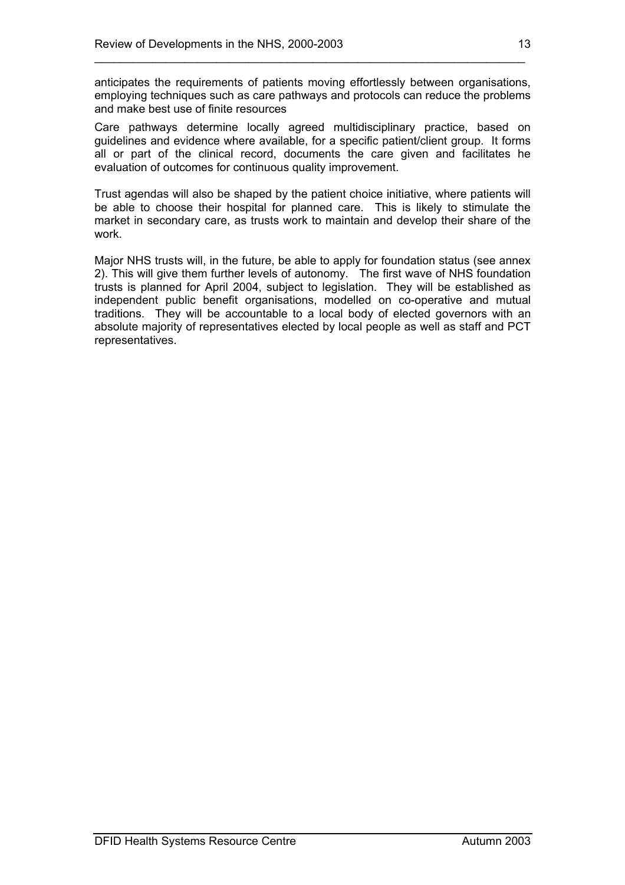anticipates the requirements of patients moving effortlessly between organisations, employing techniques such as care pathways and protocols can reduce the problems and make best use of finite resources

Care pathways determine locally agreed multidisciplinary practice, based on guidelines and evidence where available, for a specific patient/client group. It forms all or part of the clinical record, documents the care given and facilitates he evaluation of outcomes for continuous quality improvement.

Trust agendas will also be shaped by the patient choice initiative, where patients will be able to choose their hospital for planned care. This is likely to stimulate the market in secondary care, as trusts work to maintain and develop their share of the work.

Major NHS trusts will, in the future, be able to apply for foundation status (see annex 2). This will give them further levels of autonomy. The first wave of NHS foundation trusts is planned for April 2004, subject to legislation. They will be established as independent public benefit organisations, modelled on co-operative and mutual traditions. They will be accountable to a local body of elected governors with an absolute majority of representatives elected by local people as well as staff and PCT representatives.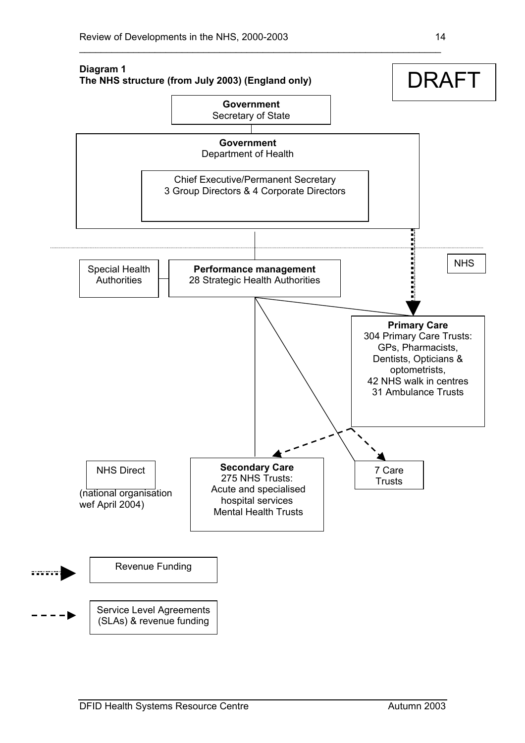**Diagram 1**
**The NHS structure (from July 2003) (England only)**

DRAFT

**Government**
Secretary of State

**Government**
Department of Health

Chief Executive/Permanent Secretary
3 Group Directors & 4 Corporate Directors

NHS

Special Health Authorities

**Performance management**
28 Strategic Health Authorities

**Primary Care**
304 Primary Care Trusts:
GPs, Pharmacists,
Dentists, Opticians & optometrists,
42 NHS walk in centres
31 Ambulance Trusts

NHS Direct
(national organisation wef April 2004)

**Secondary Care**
275 NHS Trusts:
Acute and specialised hospital services
Mental Health Trusts

7 Care Trusts

Revenue Funding

Service Level Agreements (SLAs) & revenue funding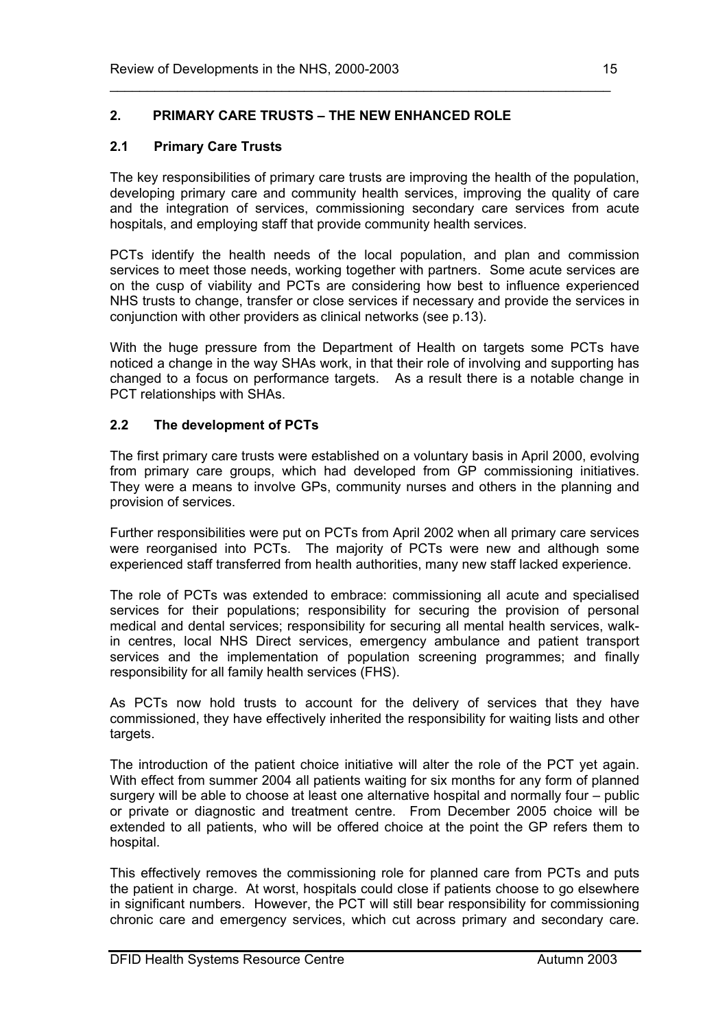## 2. PRIMARY CARE TRUSTS – THE NEW ENHANCED ROLE

### 2.1 Primary Care Trusts

The key responsibilities of primary care trusts are improving the health of the population, developing primary care and community health services, improving the quality of care and the integration of services, commissioning secondary care services from acute hospitals, and employing staff that provide community health services.

PCTs identify the health needs of the local population, and plan and commission services to meet those needs, working together with partners. Some acute services are on the cusp of viability and PCTs are considering how best to influence experienced NHS trusts to change, transfer or close services if necessary and provide the services in conjunction with other providers as clinical networks (see p.13).

With the huge pressure from the Department of Health on targets some PCTs have noticed a change in the way SHAs work, in that their role of involving and supporting has changed to a focus on performance targets. As a result there is a notable change in PCT relationships with SHAs.

### 2.2 The development of PCTs

The first primary care trusts were established on a voluntary basis in April 2000, evolving from primary care groups, which had developed from GP commissioning initiatives. They were a means to involve GPs, community nurses and others in the planning and provision of services.

Further responsibilities were put on PCTs from April 2002 when all primary care services were reorganised into PCTs. The majority of PCTs were new and although some experienced staff transferred from health authorities, many new staff lacked experience.

The role of PCTs was extended to embrace: commissioning all acute and specialised services for their populations; responsibility for securing the provision of personal medical and dental services; responsibility for securing all mental health services, walk-in centres, local NHS Direct services, emergency ambulance and patient transport services and the implementation of population screening programmes; and finally responsibility for all family health services (FHS).

As PCTs now hold trusts to account for the delivery of services that they have commissioned, they have effectively inherited the responsibility for waiting lists and other targets.

The introduction of the patient choice initiative will alter the role of the PCT yet again. With effect from summer 2004 all patients waiting for six months for any form of planned surgery will be able to choose at least one alternative hospital and normally four – public or private or diagnostic and treatment centre. From December 2005 choice will be extended to all patients, who will be offered choice at the point the GP refers them to hospital.

This effectively removes the commissioning role for planned care from PCTs and puts the patient in charge. At worst, hospitals could close if patients choose to go elsewhere in significant numbers. However, the PCT will still bear responsibility for commissioning chronic care and emergency services, which cut across primary and secondary care.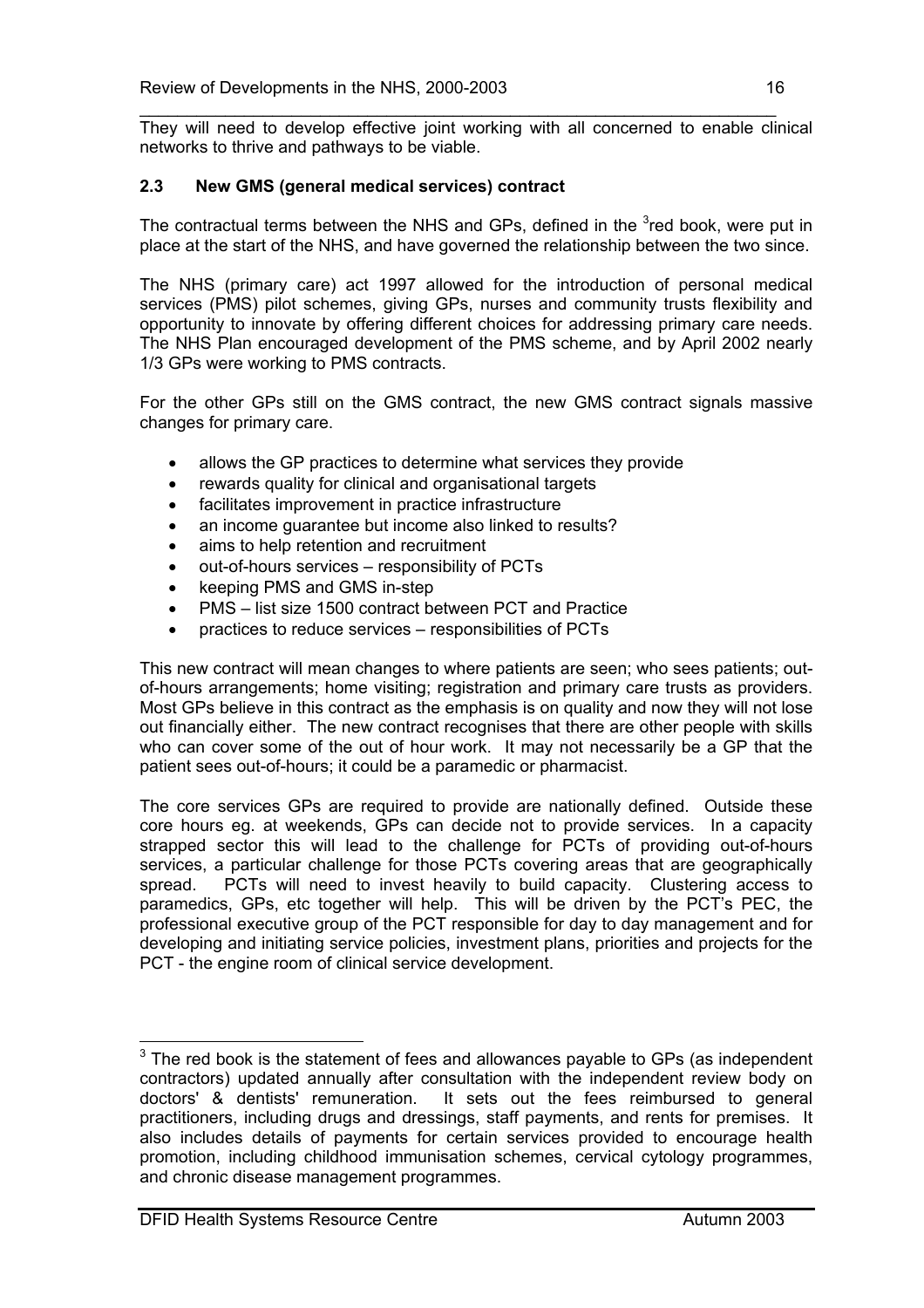They will need to develop effective joint working with all concerned to enable clinical networks to thrive and pathways to be viable.

### 2.3 New GMS (general medical services) contract

The contractual terms between the NHS and GPs, defined in the [3]red book, were put in place at the start of the NHS, and have governed the relationship between the two since.

The NHS (primary care) act 1997 allowed for the introduction of personal medical services (PMS) pilot schemes, giving GPs, nurses and community trusts flexibility and opportunity to innovate by offering different choices for addressing primary care needs. The NHS Plan encouraged development of the PMS scheme, and by April 2002 nearly 1/3 GPs were working to PMS contracts.

For the other GPs still on the GMS contract, the new GMS contract signals massive changes for primary care.

- allows the GP practices to determine what services they provide
- rewards quality for clinical and organisational targets
- facilitates improvement in practice infrastructure
- an income guarantee but income also linked to results?
- aims to help retention and recruitment
- out-of-hours services – responsibility of PCTs
- keeping PMS and GMS in-step
- PMS – list size 1500 contract between PCT and Practice
- practices to reduce services – responsibilities of PCTs

This new contract will mean changes to where patients are seen; who sees patients; out-of-hours arrangements; home visiting; registration and primary care trusts as providers. Most GPs believe in this contract as the emphasis is on quality and now they will not lose out financially either. The new contract recognises that there are other people with skills who can cover some of the out of hour work. It may not necessarily be a GP that the patient sees out-of-hours; it could be a paramedic or pharmacist.

The core services GPs are required to provide are nationally defined. Outside these core hours eg. at weekends, GPs can decide not to provide services. In a capacity strapped sector this will lead to the challenge for PCTs of providing out-of-hours services, a particular challenge for those PCTs covering areas that are geographically spread. PCTs will need to invest heavily to build capacity. Clustering access to paramedics, GPs, etc together will help. This will be driven by the PCT's PEC, the professional executive group of the PCT responsible for day to day management and for developing and initiating service policies, investment plans, priorities and projects for the PCT - the engine room of clinical service development.

---

[3] The red book is the statement of fees and allowances payable to GPs (as independent contractors) updated annually after consultation with the independent review body on doctors' & dentists' remuneration. It sets out the fees reimbursed to general practitioners, including drugs and dressings, staff payments, and rents for premises. It also includes details of payments for certain services provided to encourage health promotion, including childhood immunisation schemes, cervical cytology programmes, and chronic disease management programmes.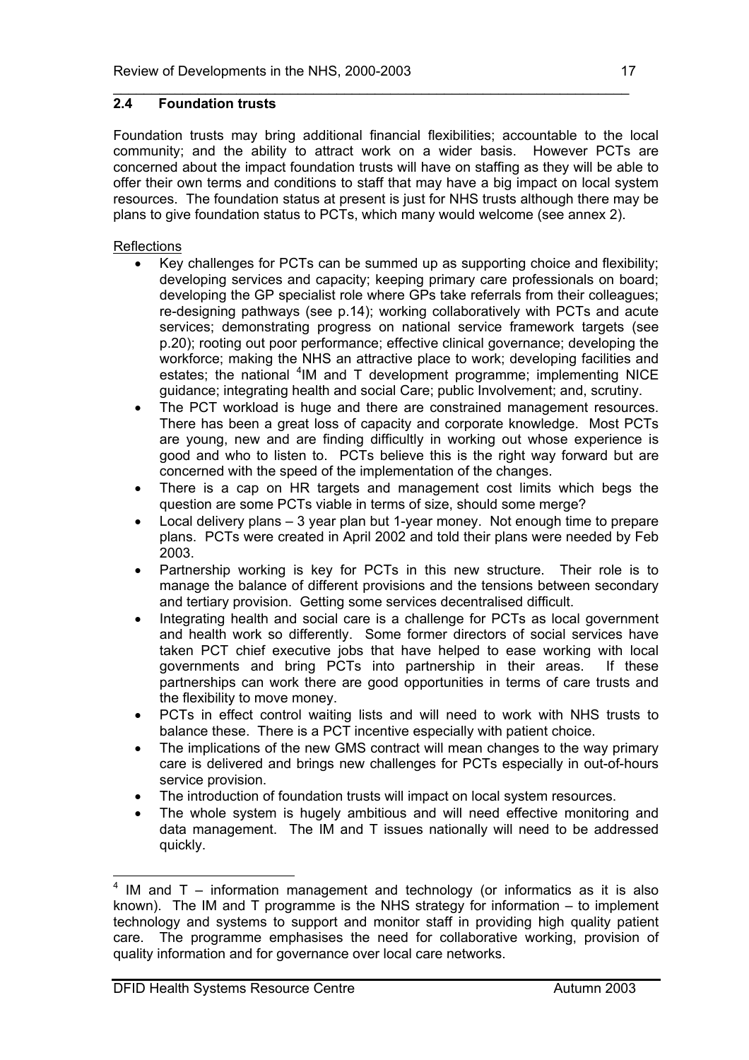## 2.4 Foundation trusts

Foundation trusts may bring additional financial flexibilities; accountable to the local community; and the ability to attract work on a wider basis. However PCTs are concerned about the impact foundation trusts will have on staffing as they will be able to offer their own terms and conditions to staff that may have a big impact on local system resources. The foundation status at present is just for NHS trusts although there may be plans to give foundation status to PCTs, which many would welcome (see annex 2).

Reflections

- Key challenges for PCTs can be summed up as supporting choice and flexibility; developing services and capacity; keeping primary care professionals on board; developing the GP specialist role where GPs take referrals from their colleagues; re-designing pathways (see p.14); working collaboratively with PCTs and acute services; demonstrating progress on national service framework targets (see p.20); rooting out poor performance; effective clinical governance; developing the workforce; making the NHS an attractive place to work; developing facilities and estates; the national [4]IM and T development programme; implementing NICE guidance; integrating health and social Care; public Involvement; and, scrutiny.
- The PCT workload is huge and there are constrained management resources. There has been a great loss of capacity and corporate knowledge. Most PCTs are young, new and are finding difficultly in working out whose experience is good and who to listen to. PCTs believe this is the right way forward but are concerned with the speed of the implementation of the changes.
- There is a cap on HR targets and management cost limits which begs the question are some PCTs viable in terms of size, should some merge?
- Local delivery plans – 3 year plan but 1-year money. Not enough time to prepare plans. PCTs were created in April 2002 and told their plans were needed by Feb 2003.
- Partnership working is key for PCTs in this new structure. Their role is to manage the balance of different provisions and the tensions between secondary and tertiary provision. Getting some services decentralised difficult.
- Integrating health and social care is a challenge for PCTs as local government and health work so differently. Some former directors of social services have taken PCT chief executive jobs that have helped to ease working with local governments and bring PCTs into partnership in their areas. If these partnerships can work there are good opportunities in terms of care trusts and the flexibility to move money.
- PCTs in effect control waiting lists and will need to work with NHS trusts to balance these. There is a PCT incentive especially with patient choice.
- The implications of the new GMS contract will mean changes to the way primary care is delivered and brings new challenges for PCTs especially in out-of-hours service provision.
- The introduction of foundation trusts will impact on local system resources.
- The whole system is hugely ambitious and will need effective monitoring and data management. The IM and T issues nationally will need to be addressed quickly.

---

[4] IM and T – information management and technology (or informatics as it is also known). The IM and T programme is the NHS strategy for information – to implement technology and systems to support and monitor staff in providing high quality patient care. The programme emphasises the need for collaborative working, provision of quality information and for governance over local care networks.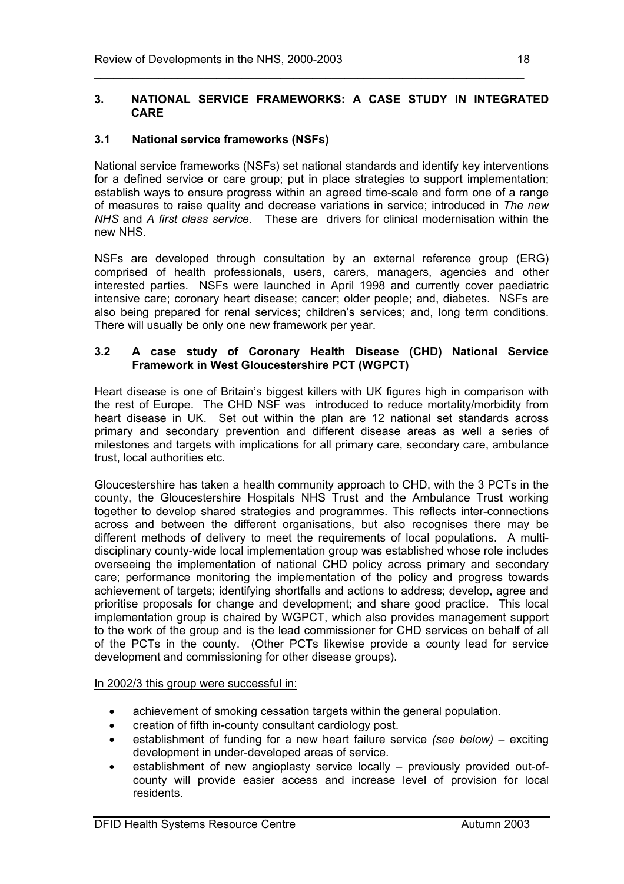## 3. NATIONAL SERVICE FRAMEWORKS: A CASE STUDY IN INTEGRATED CARE

### 3.1 National service frameworks (NSFs)

National service frameworks (NSFs) set national standards and identify key interventions for a defined service or care group; put in place strategies to support implementation; establish ways to ensure progress within an agreed time-scale and form one of a range of measures to raise quality and decrease variations in service; introduced in *The new NHS* and *A first class service*. These are drivers for clinical modernisation within the new NHS.

NSFs are developed through consultation by an external reference group (ERG) comprised of health professionals, users, carers, managers, agencies and other interested parties. NSFs were launched in April 1998 and currently cover paediatric intensive care; coronary heart disease; cancer; older people; and, diabetes. NSFs are also being prepared for renal services; children's services; and, long term conditions. There will usually be only one new framework per year.

### 3.2 A case study of Coronary Health Disease (CHD) National Service Framework in West Gloucestershire PCT (WGPCT)

Heart disease is one of Britain's biggest killers with UK figures high in comparison with the rest of Europe. The CHD NSF was introduced to reduce mortality/morbidity from heart disease in UK. Set out within the plan are 12 national set standards across primary and secondary prevention and different disease areas as well a series of milestones and targets with implications for all primary care, secondary care, ambulance trust, local authorities etc.

Gloucestershire has taken a health community approach to CHD, with the 3 PCTs in the county, the Gloucestershire Hospitals NHS Trust and the Ambulance Trust working together to develop shared strategies and programmes. This reflects inter-connections across and between the different organisations, but also recognises there may be different methods of delivery to meet the requirements of local populations. A multi-disciplinary county-wide local implementation group was established whose role includes overseeing the implementation of national CHD policy across primary and secondary care; performance monitoring the implementation of the policy and progress towards achievement of targets; identifying shortfalls and actions to address; develop, agree and prioritise proposals for change and development; and share good practice. This local implementation group is chaired by WGPCT, which also provides management support to the work of the group and is the lead commissioner for CHD services on behalf of all of the PCTs in the county. (Other PCTs likewise provide a county lead for service development and commissioning for other disease groups).

<u>In 2002/3 this group were successful in:</u>

- achievement of smoking cessation targets within the general population.
- creation of fifth in-county consultant cardiology post.
- establishment of funding for a new heart failure service *(see below)* – exciting development in under-developed areas of service.
- establishment of new angioplasty service locally – previously provided out-of-county will provide easier access and increase level of provision for local residents.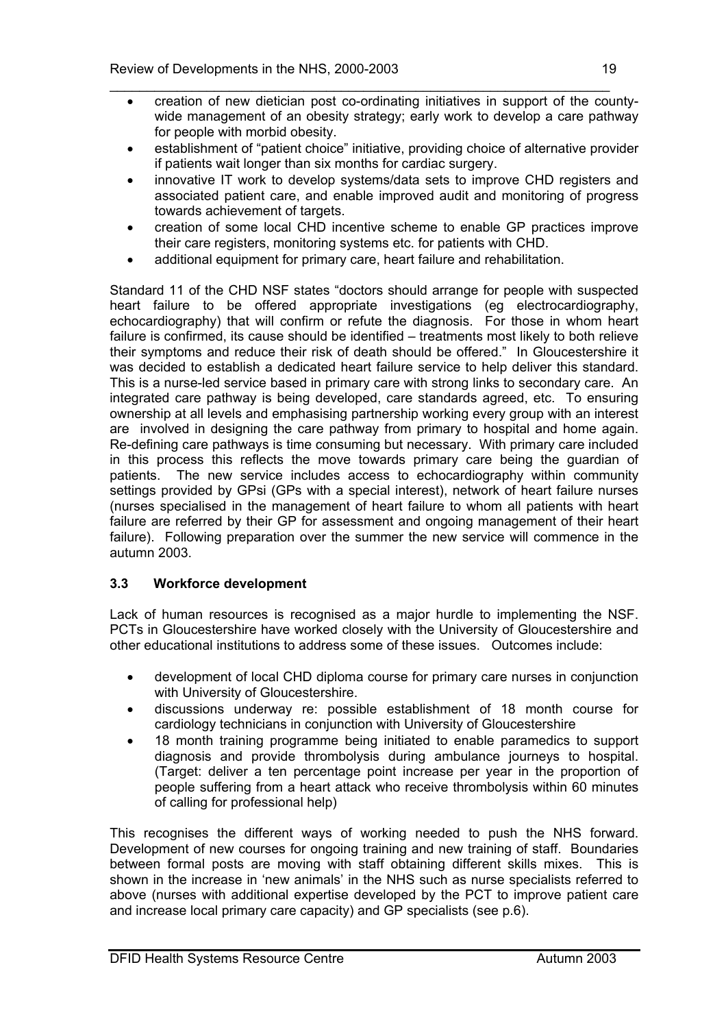- creation of new dietician post co-ordinating initiatives in support of the county-wide management of an obesity strategy; early work to develop a care pathway for people with morbid obesity.
- establishment of "patient choice" initiative, providing choice of alternative provider if patients wait longer than six months for cardiac surgery.
- innovative IT work to develop systems/data sets to improve CHD registers and associated patient care, and enable improved audit and monitoring of progress towards achievement of targets.
- creation of some local CHD incentive scheme to enable GP practices improve their care registers, monitoring systems etc. for patients with CHD.
- additional equipment for primary care, heart failure and rehabilitation.

Standard 11 of the CHD NSF states "doctors should arrange for people with suspected heart failure to be offered appropriate investigations (eg electrocardiography, echocardiography) that will confirm or refute the diagnosis. For those in whom heart failure is confirmed, its cause should be identified – treatments most likely to both relieve their symptoms and reduce their risk of death should be offered." In Gloucestershire it was decided to establish a dedicated heart failure service to help deliver this standard. This is a nurse-led service based in primary care with strong links to secondary care. An integrated care pathway is being developed, care standards agreed, etc. To ensuring ownership at all levels and emphasising partnership working every group with an interest are involved in designing the care pathway from primary to hospital and home again. Re-defining care pathways is time consuming but necessary. With primary care included in this process this reflects the move towards primary care being the guardian of patients. The new service includes access to echocardiography within community settings provided by GPsi (GPs with a special interest), network of heart failure nurses (nurses specialised in the management of heart failure to whom all patients with heart failure are referred by their GP for assessment and ongoing management of their heart failure). Following preparation over the summer the new service will commence in the autumn 2003.

### 3.3 Workforce development

Lack of human resources is recognised as a major hurdle to implementing the NSF. PCTs in Gloucestershire have worked closely with the University of Gloucestershire and other educational institutions to address some of these issues. Outcomes include:

- development of local CHD diploma course for primary care nurses in conjunction with University of Gloucestershire.
- discussions underway re: possible establishment of 18 month course for cardiology technicians in conjunction with University of Gloucestershire
- 18 month training programme being initiated to enable paramedics to support diagnosis and provide thrombolysis during ambulance journeys to hospital. (Target: deliver a ten percentage point increase per year in the proportion of people suffering from a heart attack who receive thrombolysis within 60 minutes of calling for professional help)

This recognises the different ways of working needed to push the NHS forward. Development of new courses for ongoing training and new training of staff. Boundaries between formal posts are moving with staff obtaining different skills mixes. This is shown in the increase in 'new animals' in the NHS such as nurse specialists referred to above (nurses with additional expertise developed by the PCT to improve patient care and increase local primary care capacity) and GP specialists (see p.6).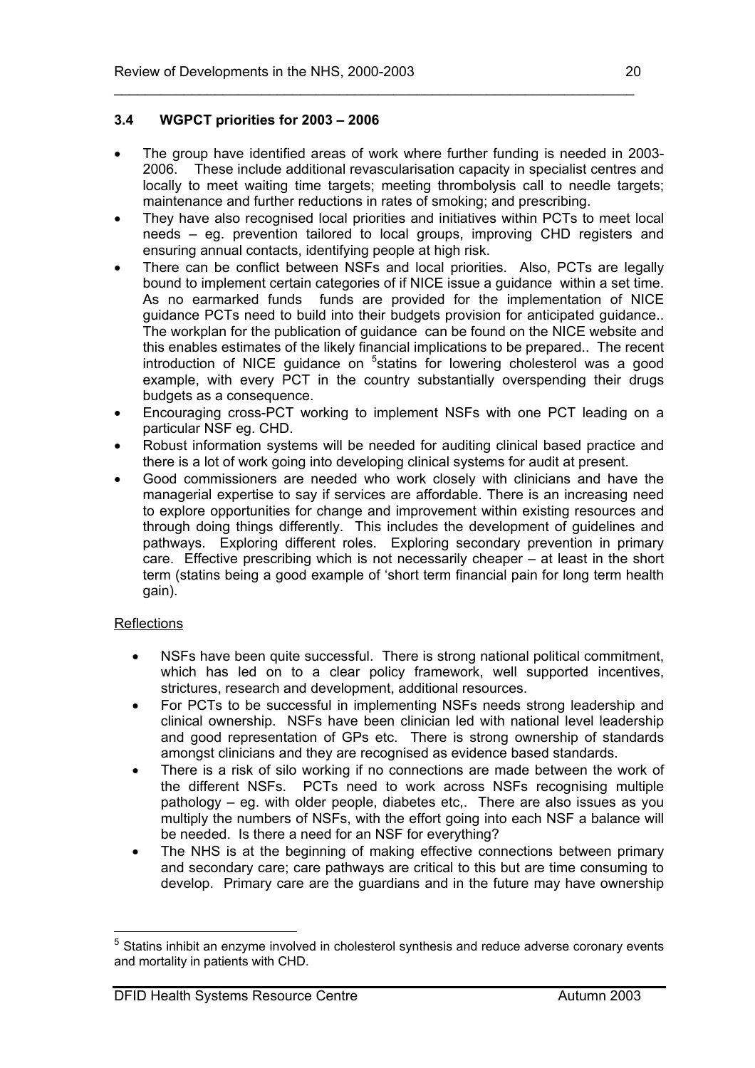### 3.4 WGPCT priorities for 2003 – 2006

- The group have identified areas of work where further funding is needed in 2003-2006. These include additional revascularisation capacity in specialist centres and locally to meet waiting time targets; meeting thrombolysis call to needle targets; maintenance and further reductions in rates of smoking; and prescribing.
- They have also recognised local priorities and initiatives within PCTs to meet local needs – eg. prevention tailored to local groups, improving CHD registers and ensuring annual contacts, identifying people at high risk.
- There can be conflict between NSFs and local priorities. Also, PCTs are legally bound to implement certain categories of if NICE issue a guidance within a set time. As no earmarked funds funds are provided for the implementation of NICE guidance PCTs need to build into their budgets provision for anticipated guidance.. The workplan for the publication of guidance can be found on the NICE website and this enables estimates of the likely financial implications to be prepared.. The recent introduction of NICE guidance on [5]statins for lowering cholesterol was a good example, with every PCT in the country substantially overspending their drugs budgets as a consequence.
- Encouraging cross-PCT working to implement NSFs with one PCT leading on a particular NSF eg. CHD.
- Robust information systems will be needed for auditing clinical based practice and there is a lot of work going into developing clinical systems for audit at present.
- Good commissioners are needed who work closely with clinicians and have the managerial expertise to say if services are affordable. There is an increasing need to explore opportunities for change and improvement within existing resources and through doing things differently. This includes the development of guidelines and pathways. Exploring different roles. Exploring secondary prevention in primary care. Effective prescribing which is not necessarily cheaper – at least in the short term (statins being a good example of 'short term financial pain for long term health gain).

<u>Reflections</u>

- NSFs have been quite successful. There is strong national political commitment, which has led on to a clear policy framework, well supported incentives, strictures, research and development, additional resources.
- For PCTs to be successful in implementing NSFs needs strong leadership and clinical ownership. NSFs have been clinician led with national level leadership and good representation of GPs etc. There is strong ownership of standards amongst clinicians and they are recognised as evidence based standards.
- There is a risk of silo working if no connections are made between the work of the different NSFs. PCTs need to work across NSFs recognising multiple pathology – eg. with older people, diabetes etc,. There are also issues as you multiply the numbers of NSFs, with the effort going into each NSF a balance will be needed. Is there a need for an NSF for everything?
- The NHS is at the beginning of making effective connections between primary and secondary care; care pathways are critical to this but are time consuming to develop. Primary care are the guardians and in the future may have ownership

[5] Statins inhibit an enzyme involved in cholesterol synthesis and reduce adverse coronary events and mortality in patients with CHD.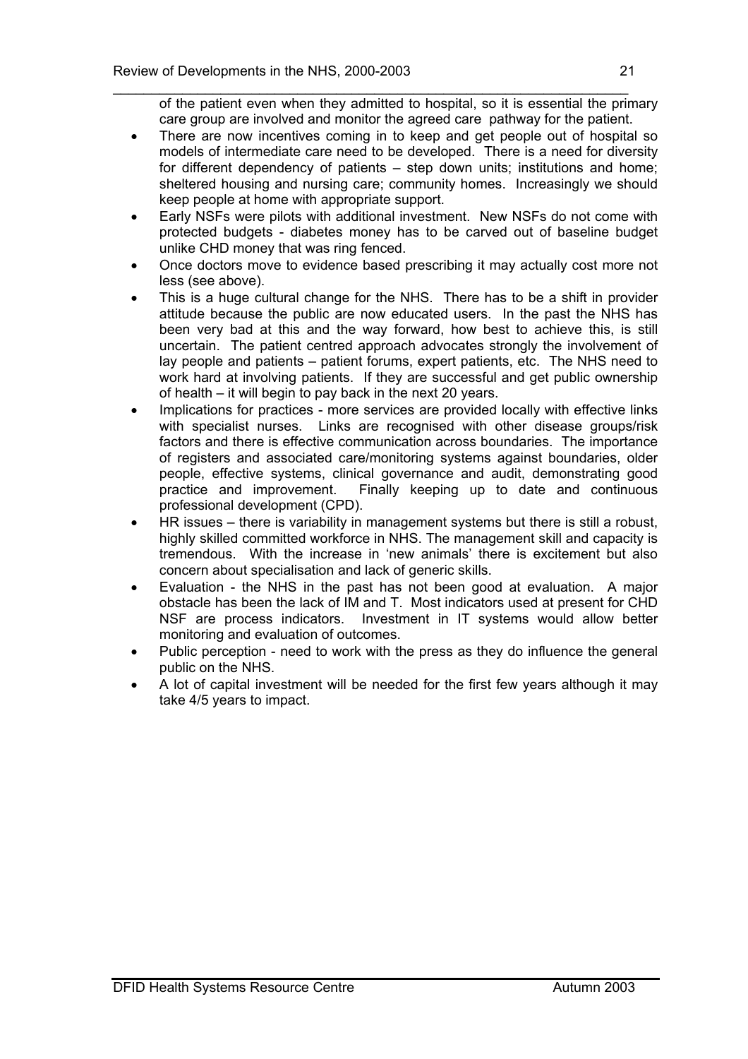of the patient even when they admitted to hospital, so it is essential the primary care group are involved and monitor the agreed care pathway for the patient.

- There are now incentives coming in to keep and get people out of hospital so models of intermediate care need to be developed. There is a need for diversity for different dependency of patients – step down units; institutions and home; sheltered housing and nursing care; community homes. Increasingly we should keep people at home with appropriate support.
- Early NSFs were pilots with additional investment. New NSFs do not come with protected budgets - diabetes money has to be carved out of baseline budget unlike CHD money that was ring fenced.
- Once doctors move to evidence based prescribing it may actually cost more not less (see above).
- This is a huge cultural change for the NHS. There has to be a shift in provider attitude because the public are now educated users. In the past the NHS has been very bad at this and the way forward, how best to achieve this, is still uncertain. The patient centred approach advocates strongly the involvement of lay people and patients – patient forums, expert patients, etc. The NHS need to work hard at involving patients. If they are successful and get public ownership of health – it will begin to pay back in the next 20 years.
- Implications for practices - more services are provided locally with effective links with specialist nurses. Links are recognised with other disease groups/risk factors and there is effective communication across boundaries. The importance of registers and associated care/monitoring systems against boundaries, older people, effective systems, clinical governance and audit, demonstrating good practice and improvement. Finally keeping up to date and continuous professional development (CPD).
- HR issues – there is variability in management systems but there is still a robust, highly skilled committed workforce in NHS. The management skill and capacity is tremendous. With the increase in 'new animals' there is excitement but also concern about specialisation and lack of generic skills.
- Evaluation - the NHS in the past has not been good at evaluation. A major obstacle has been the lack of IM and T. Most indicators used at present for CHD NSF are process indicators. Investment in IT systems would allow better monitoring and evaluation of outcomes.
- Public perception - need to work with the press as they do influence the general public on the NHS.
- A lot of capital investment will be needed for the first few years although it may take 4/5 years to impact.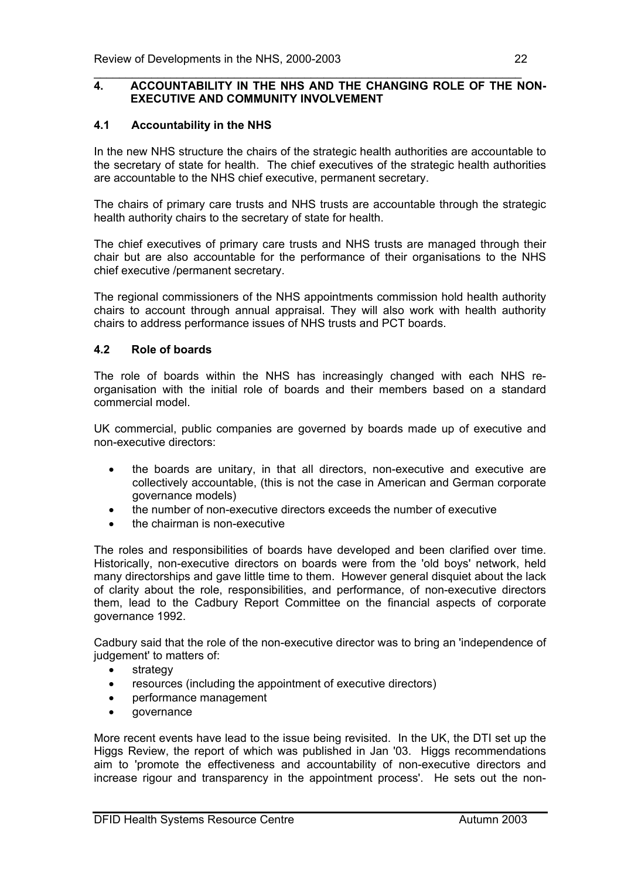## 4. ACCOUNTABILITY IN THE NHS AND THE CHANGING ROLE OF THE NON-EXECUTIVE AND COMMUNITY INVOLVEMENT

### 4.1 Accountability in the NHS

In the new NHS structure the chairs of the strategic health authorities are accountable to the secretary of state for health. The chief executives of the strategic health authorities are accountable to the NHS chief executive, permanent secretary.

The chairs of primary care trusts and NHS trusts are accountable through the strategic health authority chairs to the secretary of state for health.

The chief executives of primary care trusts and NHS trusts are managed through their chair but are also accountable for the performance of their organisations to the NHS chief executive /permanent secretary.

The regional commissioners of the NHS appointments commission hold health authority chairs to account through annual appraisal. They will also work with health authority chairs to address performance issues of NHS trusts and PCT boards.

### 4.2 Role of boards

The role of boards within the NHS has increasingly changed with each NHS re-organisation with the initial role of boards and their members based on a standard commercial model.

UK commercial, public companies are governed by boards made up of executive and non-executive directors:

- the boards are unitary, in that all directors, non-executive and executive are collectively accountable, (this is not the case in American and German corporate governance models)
- the number of non-executive directors exceeds the number of executive
- the chairman is non-executive

The roles and responsibilities of boards have developed and been clarified over time. Historically, non-executive directors on boards were from the 'old boys' network, held many directorships and gave little time to them. However general disquiet about the lack of clarity about the role, responsibilities, and performance, of non-executive directors them, lead to the Cadbury Report Committee on the financial aspects of corporate governance 1992.

Cadbury said that the role of the non-executive director was to bring an 'independence of judgement' to matters of:

- strategy
- resources (including the appointment of executive directors)
- performance management
- governance

More recent events have lead to the issue being revisited. In the UK, the DTI set up the Higgs Review, the report of which was published in Jan '03. Higgs recommendations aim to 'promote the effectiveness and accountability of non-executive directors and increase rigour and transparency in the appointment process'. He sets out the non-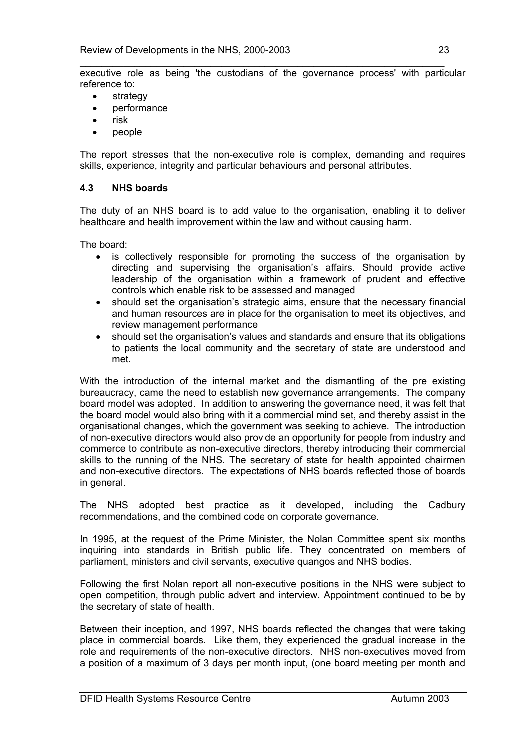executive role as being 'the custodians of the governance process' with particular reference to:

- strategy
- performance
- risk
- people

The report stresses that the non-executive role is complex, demanding and requires skills, experience, integrity and particular behaviours and personal attributes.

### 4.3 NHS boards

The duty of an NHS board is to add value to the organisation, enabling it to deliver healthcare and health improvement within the law and without causing harm.

The board:

- is collectively responsible for promoting the success of the organisation by directing and supervising the organisation's affairs. Should provide active leadership of the organisation within a framework of prudent and effective controls which enable risk to be assessed and managed
- should set the organisation's strategic aims, ensure that the necessary financial and human resources are in place for the organisation to meet its objectives, and review management performance
- should set the organisation's values and standards and ensure that its obligations to patients the local community and the secretary of state are understood and met.

With the introduction of the internal market and the dismantling of the pre existing bureaucracy, came the need to establish new governance arrangements. The company board model was adopted. In addition to answering the governance need, it was felt that the board model would also bring with it a commercial mind set, and thereby assist in the organisational changes, which the government was seeking to achieve. The introduction of non-executive directors would also provide an opportunity for people from industry and commerce to contribute as non-executive directors, thereby introducing their commercial skills to the running of the NHS. The secretary of state for health appointed chairmen and non-executive directors. The expectations of NHS boards reflected those of boards in general.

The NHS adopted best practice as it developed, including the Cadbury recommendations, and the combined code on corporate governance.

In 1995, at the request of the Prime Minister, the Nolan Committee spent six months inquiring into standards in British public life. They concentrated on members of parliament, ministers and civil servants, executive quangos and NHS bodies.

Following the first Nolan report all non-executive positions in the NHS were subject to open competition, through public advert and interview. Appointment continued to be by the secretary of state of health.

Between their inception, and 1997, NHS boards reflected the changes that were taking place in commercial boards. Like them, they experienced the gradual increase in the role and requirements of the non-executive directors. NHS non-executives moved from a position of a maximum of 3 days per month input, (one board meeting per month and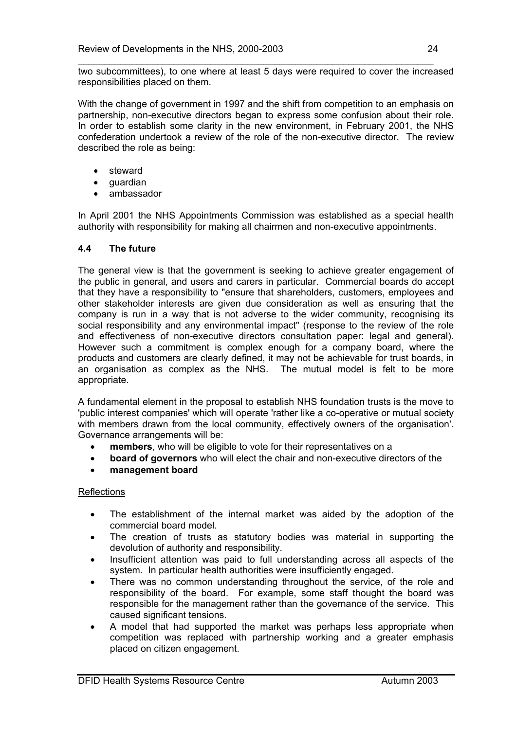two subcommittees), to one where at least 5 days were required to cover the increased responsibilities placed on them.

With the change of government in 1997 and the shift from competition to an emphasis on partnership, non-executive directors began to express some confusion about their role. In order to establish some clarity in the new environment, in February 2001, the NHS confederation undertook a review of the role of the non-executive director. The review described the role as being:

- steward
- guardian
- ambassador

In April 2001 the NHS Appointments Commission was established as a special health authority with responsibility for making all chairmen and non-executive appointments.

### 4.4 The future

The general view is that the government is seeking to achieve greater engagement of the public in general, and users and carers in particular. Commercial boards do accept that they have a responsibility to "ensure that shareholders, customers, employees and other stakeholder interests are given due consideration as well as ensuring that the company is run in a way that is not adverse to the wider community, recognising its social responsibility and any environmental impact" (response to the review of the role and effectiveness of non-executive directors consultation paper: legal and general). However such a commitment is complex enough for a company board, where the products and customers are clearly defined, it may not be achievable for trust boards, in an organisation as complex as the NHS. The mutual model is felt to be more appropriate.

A fundamental element in the proposal to establish NHS foundation trusts is the move to 'public interest companies' which will operate 'rather like a co-operative or mutual society with members drawn from the local community, effectively owners of the organisation'. Governance arrangements will be:

- **members**, who will be eligible to vote for their representatives on a
- **board of governors** who will elect the chair and non-executive directors of the
- **management board**

Reflections

- The establishment of the internal market was aided by the adoption of the commercial board model.
- The creation of trusts as statutory bodies was material in supporting the devolution of authority and responsibility.
- Insufficient attention was paid to full understanding across all aspects of the system. In particular health authorities were insufficiently engaged.
- There was no common understanding throughout the service, of the role and responsibility of the board. For example, some staff thought the board was responsible for the management rather than the governance of the service. This caused significant tensions.
- A model that had supported the market was perhaps less appropriate when competition was replaced with partnership working and a greater emphasis placed on citizen engagement.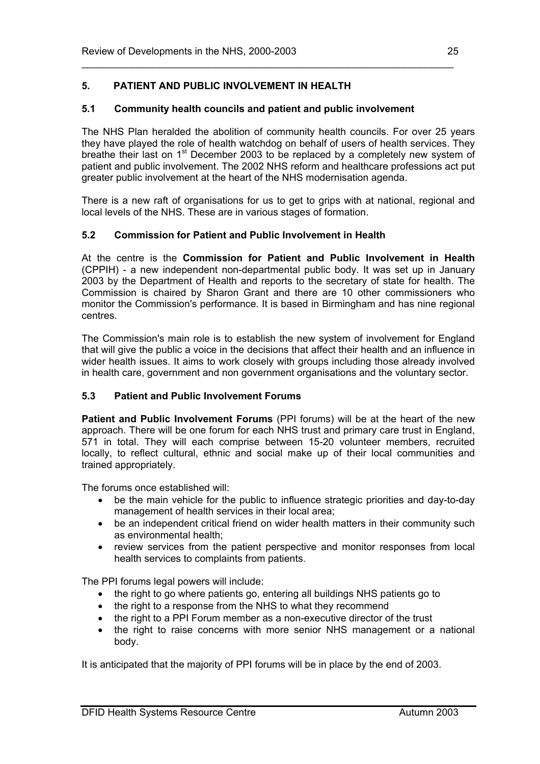## 5. PATIENT AND PUBLIC INVOLVEMENT IN HEALTH

### 5.1 Community health councils and patient and public involvement

The NHS Plan heralded the abolition of community health councils. For over 25 years they have played the role of health watchdog on behalf of users of health services. They breathe their last on 1st December 2003 to be replaced by a completely new system of patient and public involvement. The 2002 NHS reform and healthcare professions act put greater public involvement at the heart of the NHS modernisation agenda.

There is a new raft of organisations for us to get to grips with at national, regional and local levels of the NHS. These are in various stages of formation.

### 5.2 Commission for Patient and Public Involvement in Health

At the centre is the **Commission for Patient and Public Involvement in Health** (CPPIH) - a new independent non-departmental public body. It was set up in January 2003 by the Department of Health and reports to the secretary of state for health. The Commission is chaired by Sharon Grant and there are 10 other commissioners who monitor the Commission's performance. It is based in Birmingham and has nine regional centres.

The Commission's main role is to establish the new system of involvement for England that will give the public a voice in the decisions that affect their health and an influence in wider health issues. It aims to work closely with groups including those already involved in health care, government and non government organisations and the voluntary sector.

### 5.3 Patient and Public Involvement Forums

**Patient and Public Involvement Forums** (PPI forums) will be at the heart of the new approach. There will be one forum for each NHS trust and primary care trust in England, 571 in total. They will each comprise between 15-20 volunteer members, recruited locally, to reflect cultural, ethnic and social make up of their local communities and trained appropriately.

The forums once established will:

- be the main vehicle for the public to influence strategic priorities and day-to-day management of health services in their local area;
- be an independent critical friend on wider health matters in their community such as environmental health;
- review services from the patient perspective and monitor responses from local health services to complaints from patients.

The PPI forums legal powers will include:

- the right to go where patients go, entering all buildings NHS patients go to
- the right to a response from the NHS to what they recommend
- the right to a PPI Forum member as a non-executive director of the trust
- the right to raise concerns with more senior NHS management or a national body.

It is anticipated that the majority of PPI forums will be in place by the end of 2003.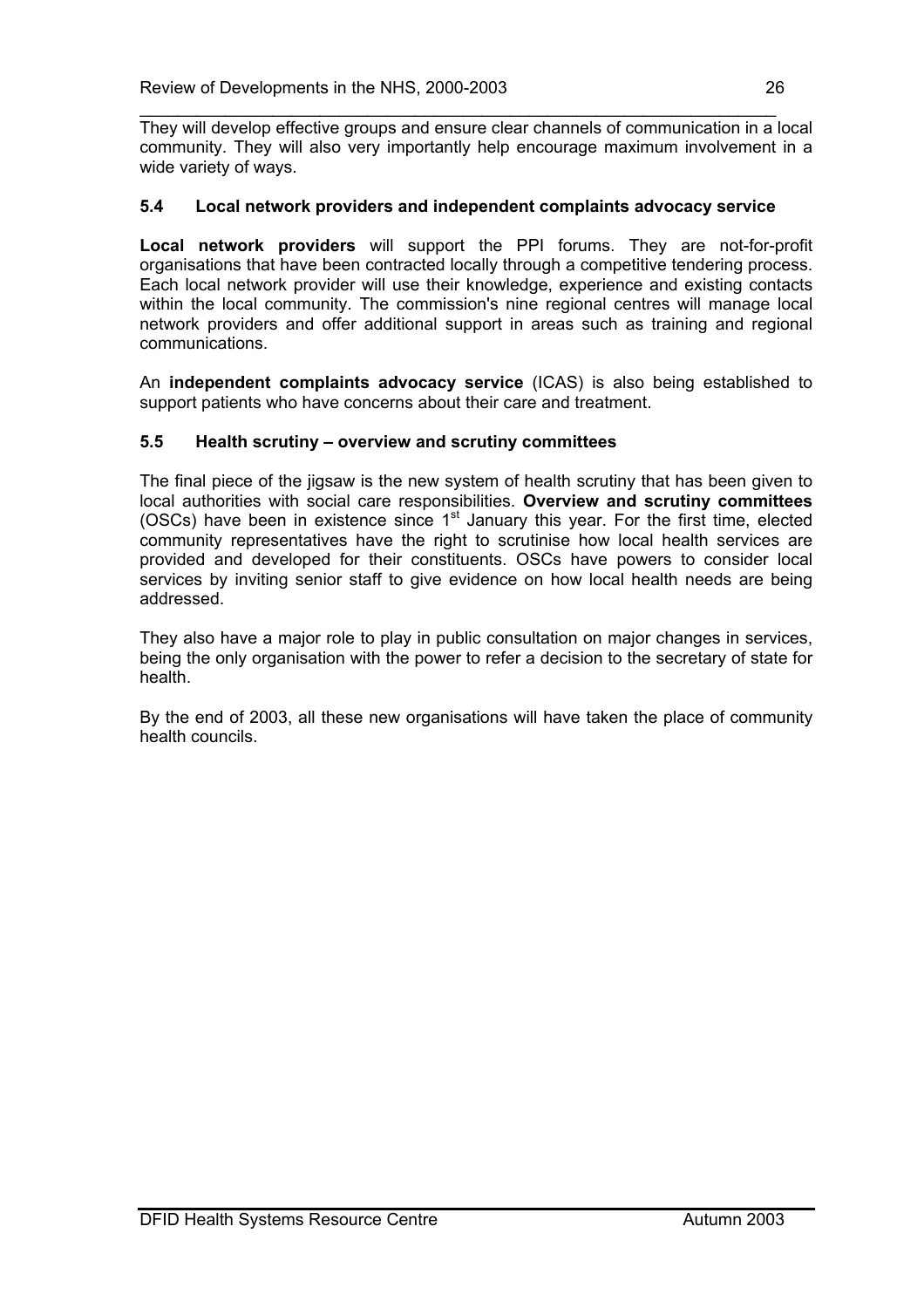They will develop effective groups and ensure clear channels of communication in a local community. They will also very importantly help encourage maximum involvement in a wide variety of ways.

### 5.4 Local network providers and independent complaints advocacy service

**Local network providers** will support the PPI forums. They are not-for-profit organisations that have been contracted locally through a competitive tendering process. Each local network provider will use their knowledge, experience and existing contacts within the local community. The commission's nine regional centres will manage local network providers and offer additional support in areas such as training and regional communications.

An **independent complaints advocacy service** (ICAS) is also being established to support patients who have concerns about their care and treatment.

### 5.5 Health scrutiny – overview and scrutiny committees

The final piece of the jigsaw is the new system of health scrutiny that has been given to local authorities with social care responsibilities. **Overview and scrutiny committees** (OSCs) have been in existence since 1st January this year. For the first time, elected community representatives have the right to scrutinise how local health services are provided and developed for their constituents. OSCs have powers to consider local services by inviting senior staff to give evidence on how local health needs are being addressed.

They also have a major role to play in public consultation on major changes in services, being the only organisation with the power to refer a decision to the secretary of state for health.

By the end of 2003, all these new organisations will have taken the place of community health councils.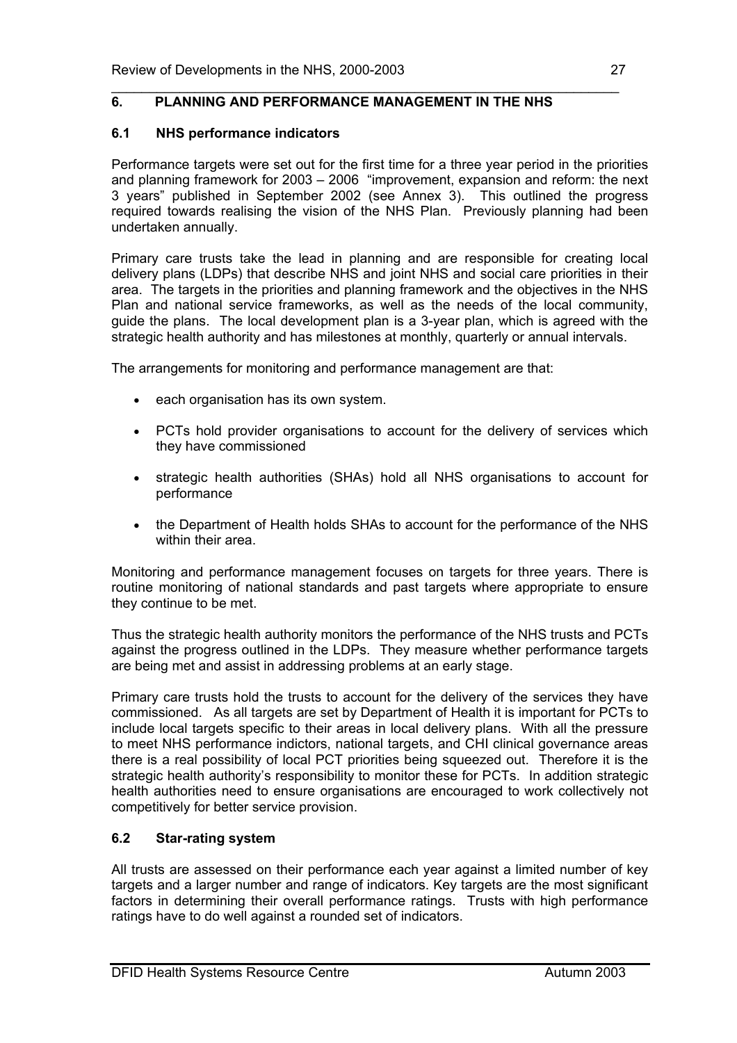## 6. PLANNING AND PERFORMANCE MANAGEMENT IN THE NHS

### 6.1 NHS performance indicators

Performance targets were set out for the first time for a three year period in the priorities and planning framework for 2003 – 2006 "improvement, expansion and reform: the next 3 years" published in September 2002 (see Annex 3). This outlined the progress required towards realising the vision of the NHS Plan. Previously planning had been undertaken annually.

Primary care trusts take the lead in planning and are responsible for creating local delivery plans (LDPs) that describe NHS and joint NHS and social care priorities in their area. The targets in the priorities and planning framework and the objectives in the NHS Plan and national service frameworks, as well as the needs of the local community, guide the plans. The local development plan is a 3-year plan, which is agreed with the strategic health authority and has milestones at monthly, quarterly or annual intervals.

The arrangements for monitoring and performance management are that:

- each organisation has its own system.
- PCTs hold provider organisations to account for the delivery of services which they have commissioned
- strategic health authorities (SHAs) hold all NHS organisations to account for performance
- the Department of Health holds SHAs to account for the performance of the NHS within their area.

Monitoring and performance management focuses on targets for three years. There is routine monitoring of national standards and past targets where appropriate to ensure they continue to be met.

Thus the strategic health authority monitors the performance of the NHS trusts and PCTs against the progress outlined in the LDPs. They measure whether performance targets are being met and assist in addressing problems at an early stage.

Primary care trusts hold the trusts to account for the delivery of the services they have commissioned. As all targets are set by Department of Health it is important for PCTs to include local targets specific to their areas in local delivery plans. With all the pressure to meet NHS performance indictors, national targets, and CHI clinical governance areas there is a real possibility of local PCT priorities being squeezed out. Therefore it is the strategic health authority's responsibility to monitor these for PCTs. In addition strategic health authorities need to ensure organisations are encouraged to work collectively not competitively for better service provision.

### 6.2 Star-rating system

All trusts are assessed on their performance each year against a limited number of key targets and a larger number and range of indicators. Key targets are the most significant factors in determining their overall performance ratings. Trusts with high performance ratings have to do well against a rounded set of indicators.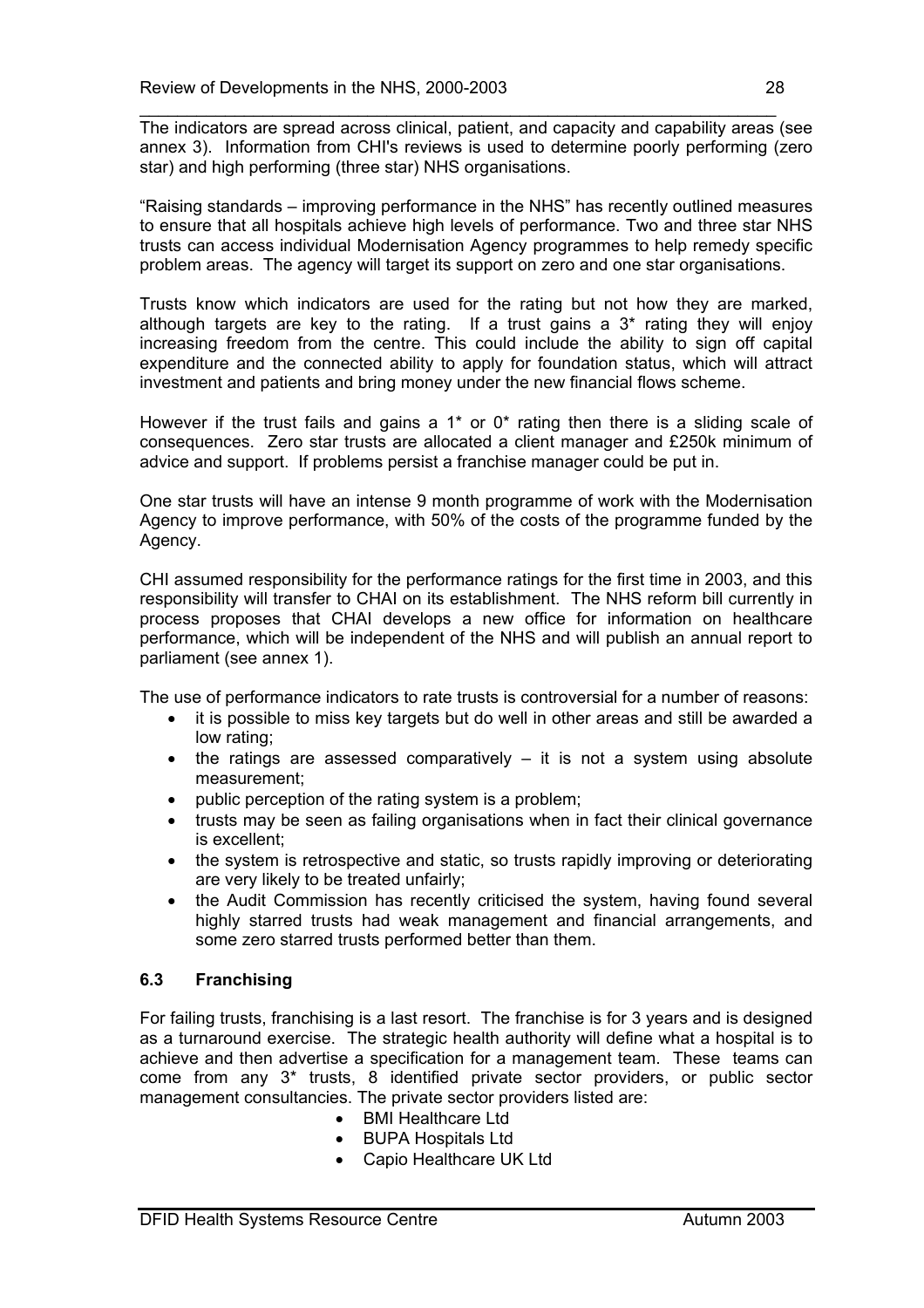The indicators are spread across clinical, patient, and capacity and capability areas (see annex 3). Information from CHI's reviews is used to determine poorly performing (zero star) and high performing (three star) NHS organisations.

"Raising standards – improving performance in the NHS" has recently outlined measures to ensure that all hospitals achieve high levels of performance. Two and three star NHS trusts can access individual Modernisation Agency programmes to help remedy specific problem areas. The agency will target its support on zero and one star organisations.

Trusts know which indicators are used for the rating but not how they are marked, although targets are key to the rating. If a trust gains a 3* rating they will enjoy increasing freedom from the centre. This could include the ability to sign off capital expenditure and the connected ability to apply for foundation status, which will attract investment and patients and bring money under the new financial flows scheme.

However if the trust fails and gains a 1* or 0* rating then there is a sliding scale of consequences. Zero star trusts are allocated a client manager and £250k minimum of advice and support. If problems persist a franchise manager could be put in.

One star trusts will have an intense 9 month programme of work with the Modernisation Agency to improve performance, with 50% of the costs of the programme funded by the Agency.

CHI assumed responsibility for the performance ratings for the first time in 2003, and this responsibility will transfer to CHAI on its establishment. The NHS reform bill currently in process proposes that CHAI develops a new office for information on healthcare performance, which will be independent of the NHS and will publish an annual report to parliament (see annex 1).

The use of performance indicators to rate trusts is controversial for a number of reasons:

- it is possible to miss key targets but do well in other areas and still be awarded a low rating;
- the ratings are assessed comparatively – it is not a system using absolute measurement;
- public perception of the rating system is a problem;
- trusts may be seen as failing organisations when in fact their clinical governance is excellent;
- the system is retrospective and static, so trusts rapidly improving or deteriorating are very likely to be treated unfairly;
- the Audit Commission has recently criticised the system, having found several highly starred trusts had weak management and financial arrangements, and some zero starred trusts performed better than them.

### 6.3 Franchising

For failing trusts, franchising is a last resort. The franchise is for 3 years and is designed as a turnaround exercise. The strategic health authority will define what a hospital is to achieve and then advertise a specification for a management team. These teams can come from any 3* trusts, 8 identified private sector providers, or public sector management consultancies. The private sector providers listed are:

- BMI Healthcare Ltd
- BUPA Hospitals Ltd
- Capio Healthcare UK Ltd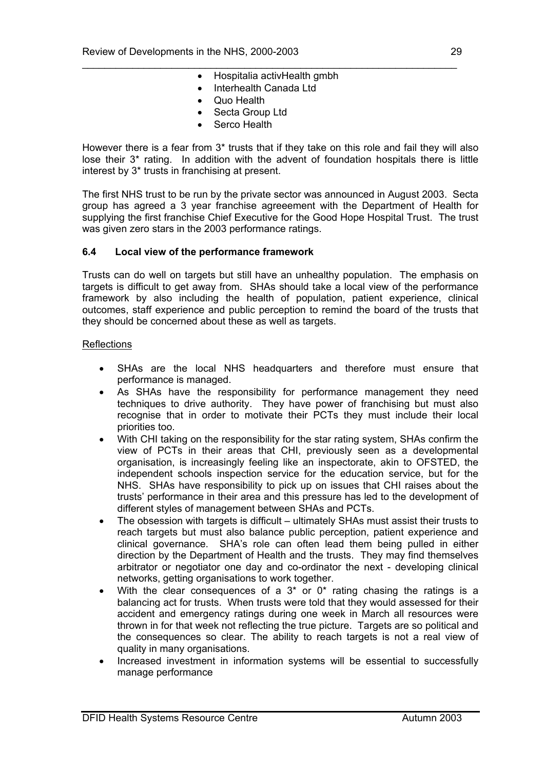- Hospitalia activHealth gmbh
- Interhealth Canada Ltd
- Quo Health
- Secta Group Ltd
- Serco Health

However there is a fear from 3* trusts that if they take on this role and fail they will also lose their 3* rating. In addition with the advent of foundation hospitals there is little interest by 3* trusts in franchising at present.

The first NHS trust to be run by the private sector was announced in August 2003. Secta group has agreed a 3 year franchise agreeement with the Department of Health for supplying the first franchise Chief Executive for the Good Hope Hospital Trust. The trust was given zero stars in the 2003 performance ratings.

### 6.4 Local view of the performance framework

Trusts can do well on targets but still have an unhealthy population. The emphasis on targets is difficult to get away from. SHAs should take a local view of the performance framework by also including the health of population, patient experience, clinical outcomes, staff experience and public perception to remind the board of the trusts that they should be concerned about these as well as targets.

<u>Reflections</u>

- SHAs are the local NHS headquarters and therefore must ensure that performance is managed.
- As SHAs have the responsibility for performance management they need techniques to drive authority. They have power of franchising but must also recognise that in order to motivate their PCTs they must include their local priorities too.
- With CHI taking on the responsibility for the star rating system, SHAs confirm the view of PCTs in their areas that CHI, previously seen as a developmental organisation, is increasingly feeling like an inspectorate, akin to OFSTED, the independent schools inspection service for the education service, but for the NHS. SHAs have responsibility to pick up on issues that CHI raises about the trusts' performance in their area and this pressure has led to the development of different styles of management between SHAs and PCTs.
- The obsession with targets is difficult – ultimately SHAs must assist their trusts to reach targets but must also balance public perception, patient experience and clinical governance. SHA's role can often lead them being pulled in either direction by the Department of Health and the trusts. They may find themselves arbitrator or negotiator one day and co-ordinator the next - developing clinical networks, getting organisations to work together.
- With the clear consequences of a 3* or 0* rating chasing the ratings is a balancing act for trusts. When trusts were told that they would assessed for their accident and emergency ratings during one week in March all resources were thrown in for that week not reflecting the true picture. Targets are so political and the consequences so clear. The ability to reach targets is not a real view of quality in many organisations.
- Increased investment in information systems will be essential to successfully manage performance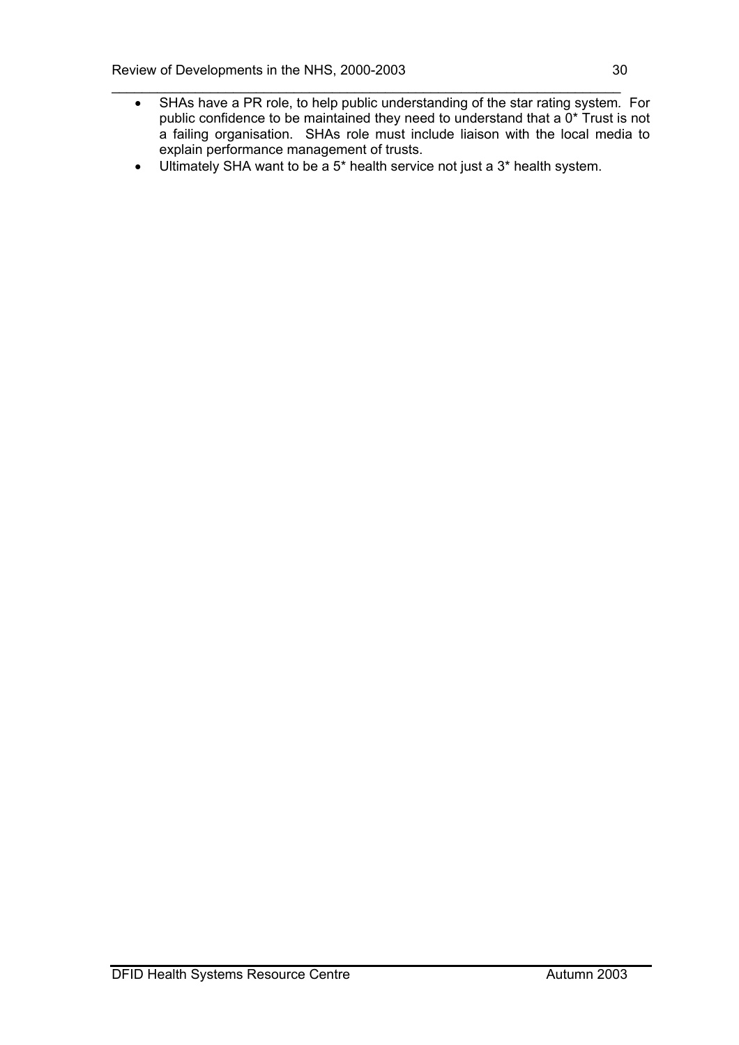- SHAs have a PR role, to help public understanding of the star rating system. For public confidence to be maintained they need to understand that a 0* Trust is not a failing organisation. SHAs role must include liaison with the local media to explain performance management of trusts.
- Ultimately SHA want to be a 5* health service not just a 3* health system.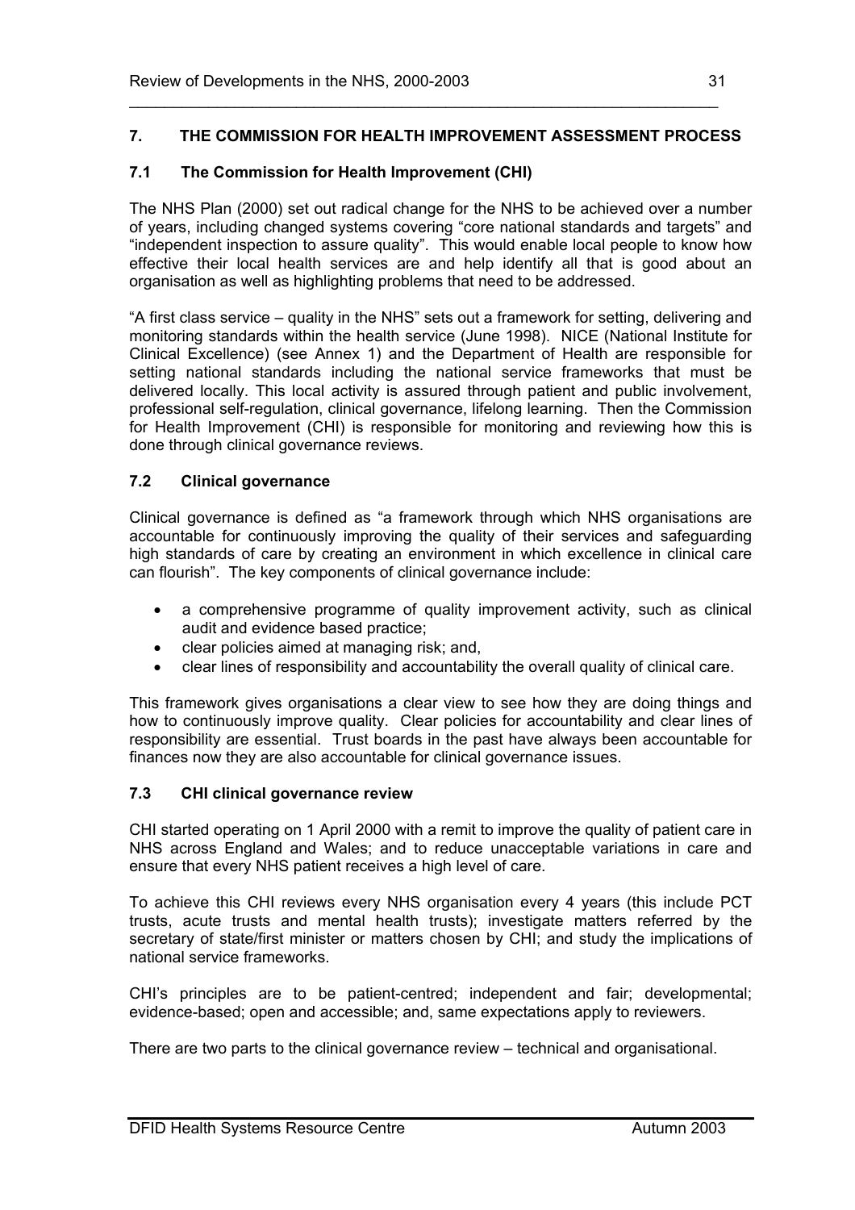## 7. THE COMMISSION FOR HEALTH IMPROVEMENT ASSESSMENT PROCESS

### 7.1 The Commission for Health Improvement (CHI)

The NHS Plan (2000) set out radical change for the NHS to be achieved over a number of years, including changed systems covering "core national standards and targets" and "independent inspection to assure quality". This would enable local people to know how effective their local health services are and help identify all that is good about an organisation as well as highlighting problems that need to be addressed.

"A first class service – quality in the NHS" sets out a framework for setting, delivering and monitoring standards within the health service (June 1998). NICE (National Institute for Clinical Excellence) (see Annex 1) and the Department of Health are responsible for setting national standards including the national service frameworks that must be delivered locally. This local activity is assured through patient and public involvement, professional self-regulation, clinical governance, lifelong learning. Then the Commission for Health Improvement (CHI) is responsible for monitoring and reviewing how this is done through clinical governance reviews.

### 7.2 Clinical governance

Clinical governance is defined as "a framework through which NHS organisations are accountable for continuously improving the quality of their services and safeguarding high standards of care by creating an environment in which excellence in clinical care can flourish". The key components of clinical governance include:

- a comprehensive programme of quality improvement activity, such as clinical audit and evidence based practice;
- clear policies aimed at managing risk; and,
- clear lines of responsibility and accountability the overall quality of clinical care.

This framework gives organisations a clear view to see how they are doing things and how to continuously improve quality. Clear policies for accountability and clear lines of responsibility are essential. Trust boards in the past have always been accountable for finances now they are also accountable for clinical governance issues.

### 7.3 CHI clinical governance review

CHI started operating on 1 April 2000 with a remit to improve the quality of patient care in NHS across England and Wales; and to reduce unacceptable variations in care and ensure that every NHS patient receives a high level of care.

To achieve this CHI reviews every NHS organisation every 4 years (this include PCT trusts, acute trusts and mental health trusts); investigate matters referred by the secretary of state/first minister or matters chosen by CHI; and study the implications of national service frameworks.

CHI's principles are to be patient-centred; independent and fair; developmental; evidence-based; open and accessible; and, same expectations apply to reviewers.

There are two parts to the clinical governance review – technical and organisational.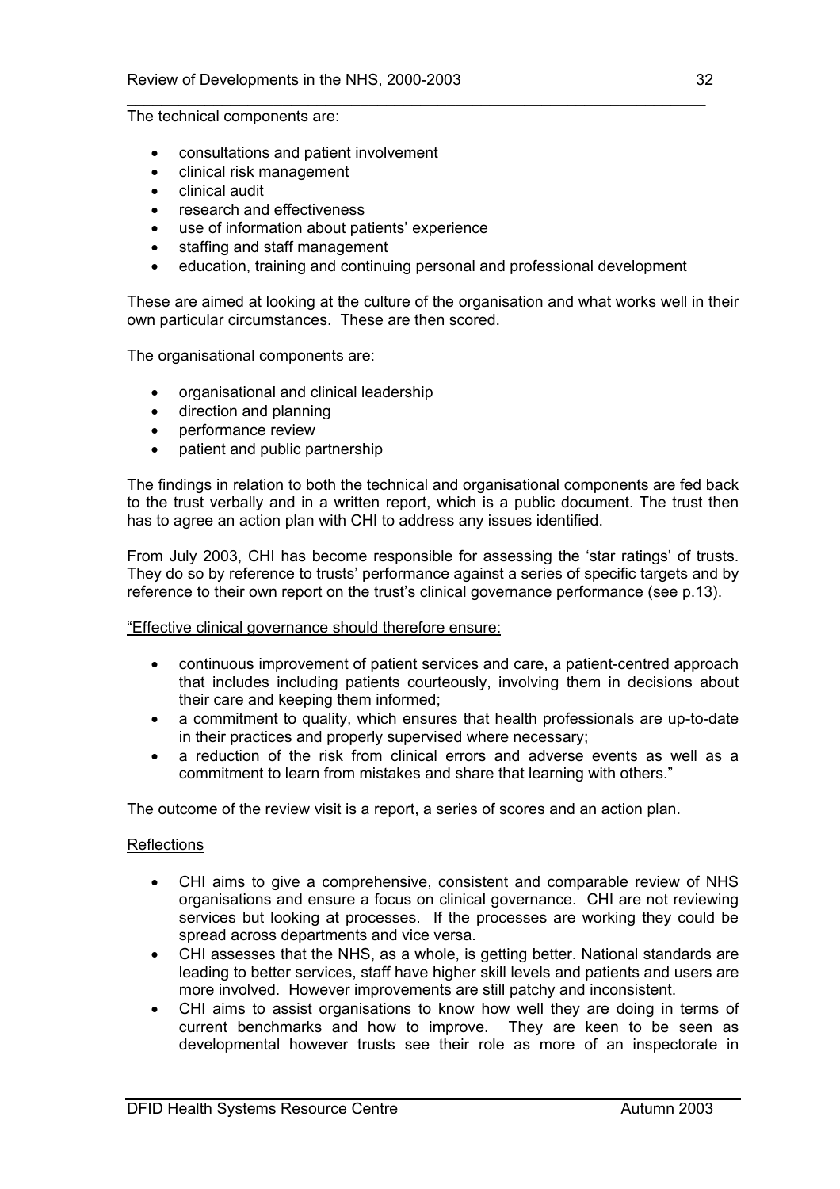The technical components are:

- consultations and patient involvement
- clinical risk management
- clinical audit
- research and effectiveness
- use of information about patients' experience
- staffing and staff management
- education, training and continuing personal and professional development

These are aimed at looking at the culture of the organisation and what works well in their own particular circumstances. These are then scored.

The organisational components are:

- organisational and clinical leadership
- direction and planning
- performance review
- patient and public partnership

The findings in relation to both the technical and organisational components are fed back to the trust verbally and in a written report, which is a public document. The trust then has to agree an action plan with CHI to address any issues identified.

From July 2003, CHI has become responsible for assessing the 'star ratings' of trusts. They do so by reference to trusts' performance against a series of specific targets and by reference to their own report on the trust's clinical governance performance (see p.13).

"Effective clinical governance should therefore ensure:

- continuous improvement of patient services and care, a patient-centred approach that includes including patients courteously, involving them in decisions about their care and keeping them informed;
- a commitment to quality, which ensures that health professionals are up-to-date in their practices and properly supervised where necessary;
- a reduction of the risk from clinical errors and adverse events as well as a commitment to learn from mistakes and share that learning with others."

The outcome of the review visit is a report, a series of scores and an action plan.

Reflections

- CHI aims to give a comprehensive, consistent and comparable review of NHS organisations and ensure a focus on clinical governance. CHI are not reviewing services but looking at processes. If the processes are working they could be spread across departments and vice versa.
- CHI assesses that the NHS, as a whole, is getting better. National standards are leading to better services, staff have higher skill levels and patients and users are more involved. However improvements are still patchy and inconsistent.
- CHI aims to assist organisations to know how well they are doing in terms of current benchmarks and how to improve. They are keen to be seen as developmental however trusts see their role as more of an inspectorate in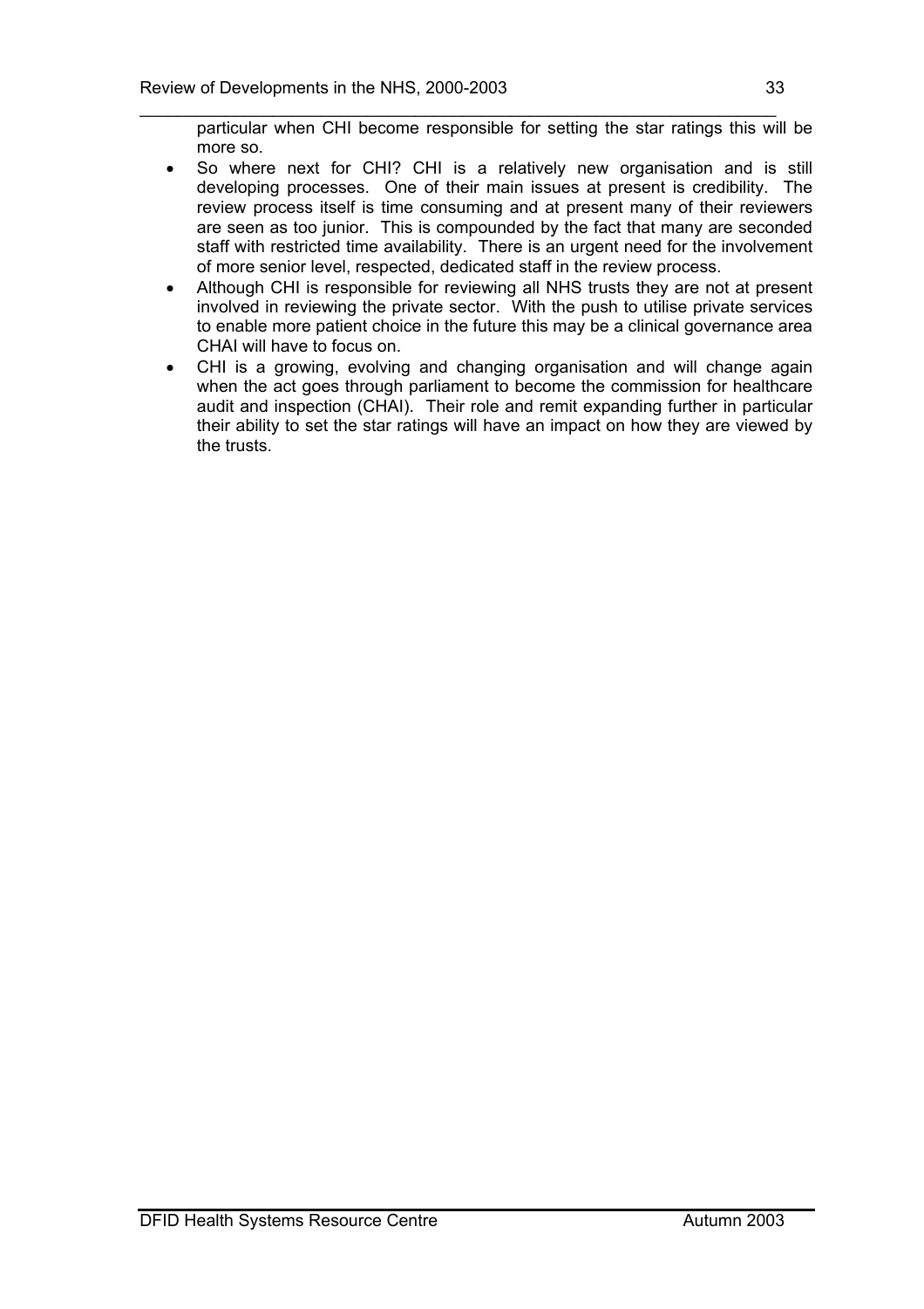particular when CHI become responsible for setting the star ratings this will be more so.

- So where next for CHI? CHI is a relatively new organisation and is still developing processes. One of their main issues at present is credibility. The review process itself is time consuming and at present many of their reviewers are seen as too junior. This is compounded by the fact that many are seconded staff with restricted time availability. There is an urgent need for the involvement of more senior level, respected, dedicated staff in the review process.
- Although CHI is responsible for reviewing all NHS trusts they are not at present involved in reviewing the private sector. With the push to utilise private services to enable more patient choice in the future this may be a clinical governance area CHAI will have to focus on.
- CHI is a growing, evolving and changing organisation and will change again when the act goes through parliament to become the commission for healthcare audit and inspection (CHAI). Their role and remit expanding further in particular their ability to set the star ratings will have an impact on how they are viewed by the trusts.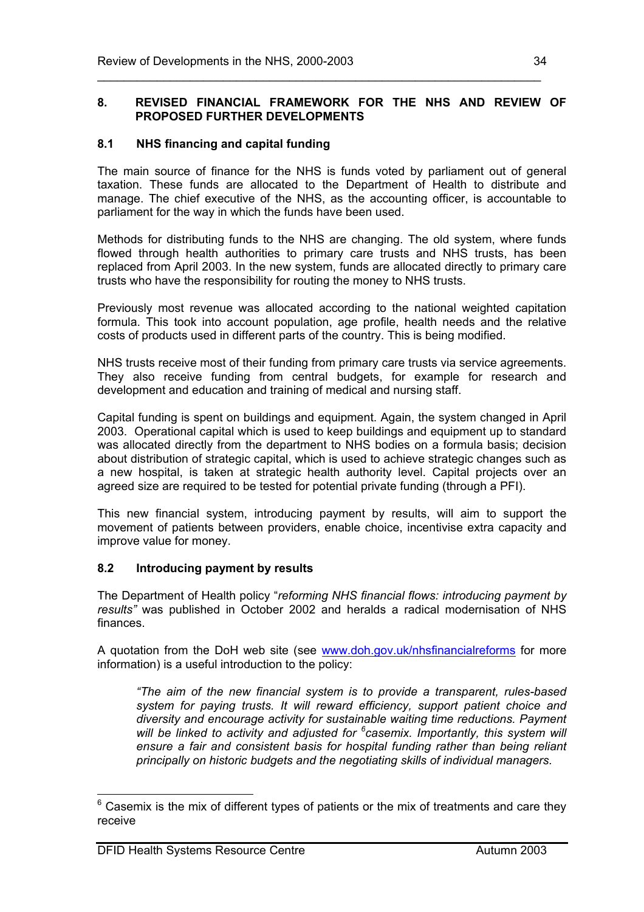## 8. REVISED FINANCIAL FRAMEWORK FOR THE NHS AND REVIEW OF PROPOSED FURTHER DEVELOPMENTS

### 8.1 NHS financing and capital funding

The main source of finance for the NHS is funds voted by parliament out of general taxation. These funds are allocated to the Department of Health to distribute and manage. The chief executive of the NHS, as the accounting officer, is accountable to parliament for the way in which the funds have been used.

Methods for distributing funds to the NHS are changing. The old system, where funds flowed through health authorities to primary care trusts and NHS trusts, has been replaced from April 2003. In the new system, funds are allocated directly to primary care trusts who have the responsibility for routing the money to NHS trusts.

Previously most revenue was allocated according to the national weighted capitation formula. This took into account population, age profile, health needs and the relative costs of products used in different parts of the country. This is being modified.

NHS trusts receive most of their funding from primary care trusts via service agreements. They also receive funding from central budgets, for example for research and development and education and training of medical and nursing staff.

Capital funding is spent on buildings and equipment. Again, the system changed in April 2003. Operational capital which is used to keep buildings and equipment up to standard was allocated directly from the department to NHS bodies on a formula basis; decision about distribution of strategic capital, which is used to achieve strategic changes such as a new hospital, is taken at strategic health authority level. Capital projects over an agreed size are required to be tested for potential private funding (through a PFI).

This new financial system, introducing payment by results, will aim to support the movement of patients between providers, enable choice, incentivise extra capacity and improve value for money.

### 8.2 Introducing payment by results

The Department of Health policy "*reforming NHS financial flows: introducing payment by results"* was published in October 2002 and heralds a radical modernisation of NHS finances.

A quotation from the DoH web site (see www.doh.gov.uk/nhsfinancialreforms for more information) is a useful introduction to the policy:

> *"The aim of the new financial system is to provide a transparent, rules-based system for paying trusts. It will reward efficiency, support patient choice and diversity and encourage activity for sustainable waiting time reductions. Payment will be linked to activity and adjusted for [6]casemix. Importantly, this system will ensure a fair and consistent basis for hospital funding rather than being reliant principally on historic budgets and the negotiating skills of individual managers.*

[6] Casemix is the mix of different types of patients or the mix of treatments and care they receive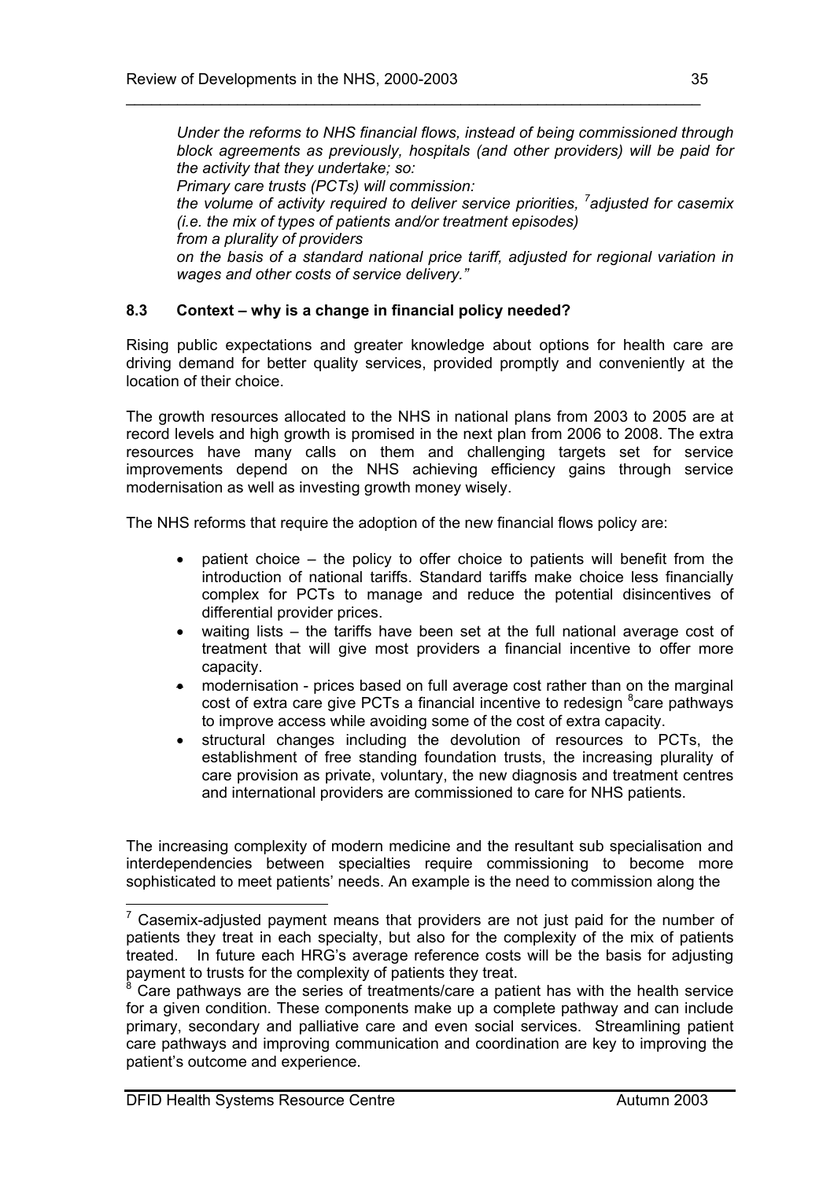*Under the reforms to NHS financial flows, instead of being commissioned through block agreements as previously, hospitals (and other providers) will be paid for the activity that they undertake; so:*

*Primary care trusts (PCTs) will commission:*

*the volume of activity required to deliver service priorities, [7]adjusted for casemix (i.e. the mix of types of patients and/or treatment episodes)*

*from a plurality of providers*

*on the basis of a standard national price tariff, adjusted for regional variation in wages and other costs of service delivery."*

### 8.3 Context – why is a change in financial policy needed?

Rising public expectations and greater knowledge about options for health care are driving demand for better quality services, provided promptly and conveniently at the location of their choice.

The growth resources allocated to the NHS in national plans from 2003 to 2005 are at record levels and high growth is promised in the next plan from 2006 to 2008. The extra resources have many calls on them and challenging targets set for service improvements depend on the NHS achieving efficiency gains through service modernisation as well as investing growth money wisely.

The NHS reforms that require the adoption of the new financial flows policy are:

- patient choice – the policy to offer choice to patients will benefit from the introduction of national tariffs. Standard tariffs make choice less financially complex for PCTs to manage and reduce the potential disincentives of differential provider prices.
- waiting lists – the tariffs have been set at the full national average cost of treatment that will give most providers a financial incentive to offer more capacity.
- modernisation - prices based on full average cost rather than on the marginal cost of extra care give PCTs a financial incentive to redesign [8]care pathways to improve access while avoiding some of the cost of extra capacity.
- structural changes including the devolution of resources to PCTs, the establishment of free standing foundation trusts, the increasing plurality of care provision as private, voluntary, the new diagnosis and treatment centres and international providers are commissioned to care for NHS patients.

The increasing complexity of modern medicine and the resultant sub specialisation and interdependencies between specialties require commissioning to become more sophisticated to meet patients' needs. An example is the need to commission along the

---

[7] Casemix-adjusted payment means that providers are not just paid for the number of patients they treat in each specialty, but also for the complexity of the mix of patients treated. In future each HRG's average reference costs will be the basis for adjusting payment to trusts for the complexity of patients they treat.

[8] Care pathways are the series of treatments/care a patient has with the health service for a given condition. These components make up a complete pathway and can include primary, secondary and palliative care and even social services. Streamlining patient care pathways and improving communication and coordination are key to improving the patient's outcome and experience.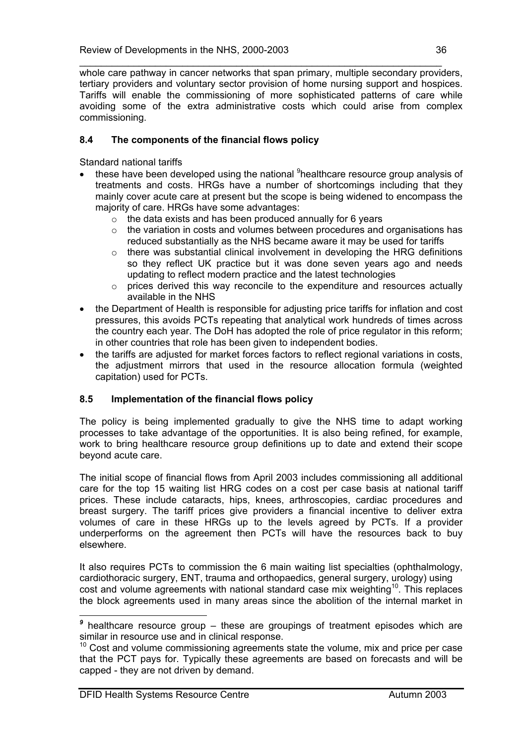whole care pathway in cancer networks that span primary, multiple secondary providers, tertiary providers and voluntary sector provision of home nursing support and hospices. Tariffs will enable the commissioning of more sophisticated patterns of care while avoiding some of the extra administrative costs which could arise from complex commissioning.

### 8.4 The components of the financial flows policy

Standard national tariffs

- these have been developed using the national [9]healthcare resource group analysis of treatments and costs. HRGs have a number of shortcomings including that they mainly cover acute care at present but the scope is being widened to encompass the majority of care. HRGs have some advantages:
    - the data exists and has been produced annually for 6 years
    - the variation in costs and volumes between procedures and organisations has reduced substantially as the NHS became aware it may be used for tariffs
    - there was substantial clinical involvement in developing the HRG definitions so they reflect UK practice but it was done seven years ago and needs updating to reflect modern practice and the latest technologies
    - prices derived this way reconcile to the expenditure and resources actually available in the NHS
- the Department of Health is responsible for adjusting price tariffs for inflation and cost pressures, this avoids PCTs repeating that analytical work hundreds of times across the country each year. The DoH has adopted the role of price regulator in this reform; in other countries that role has been given to independent bodies.
- the tariffs are adjusted for market forces factors to reflect regional variations in costs, the adjustment mirrors that used in the resource allocation formula (weighted capitation) used for PCTs.

### 8.5 Implementation of the financial flows policy

The policy is being implemented gradually to give the NHS time to adapt working processes to take advantage of the opportunities. It is also being refined, for example, work to bring healthcare resource group definitions up to date and extend their scope beyond acute care.

The initial scope of financial flows from April 2003 includes commissioning all additional care for the top 15 waiting list HRG codes on a cost per case basis at national tariff prices. These include cataracts, hips, knees, arthroscopies, cardiac procedures and breast surgery. The tariff prices give providers a financial incentive to deliver extra volumes of care in these HRGs up to the levels agreed by PCTs. If a provider underperforms on the agreement then PCTs will have the resources back to buy elsewhere.

It also requires PCTs to commission the 6 main waiting list specialties (ophthalmology, cardiothoracic surgery, ENT, trauma and orthopaedics, general surgery, urology) using cost and volume agreements with national standard case mix weighting[10]. This replaces the block agreements used in many areas since the abolition of the internal market in

---

[9] healthcare resource group – these are groupings of treatment episodes which are similar in resource use and in clinical response.

[10] Cost and volume commissioning agreements state the volume, mix and price per case that the PCT pays for. Typically these agreements are based on forecasts and will be capped - they are not driven by demand.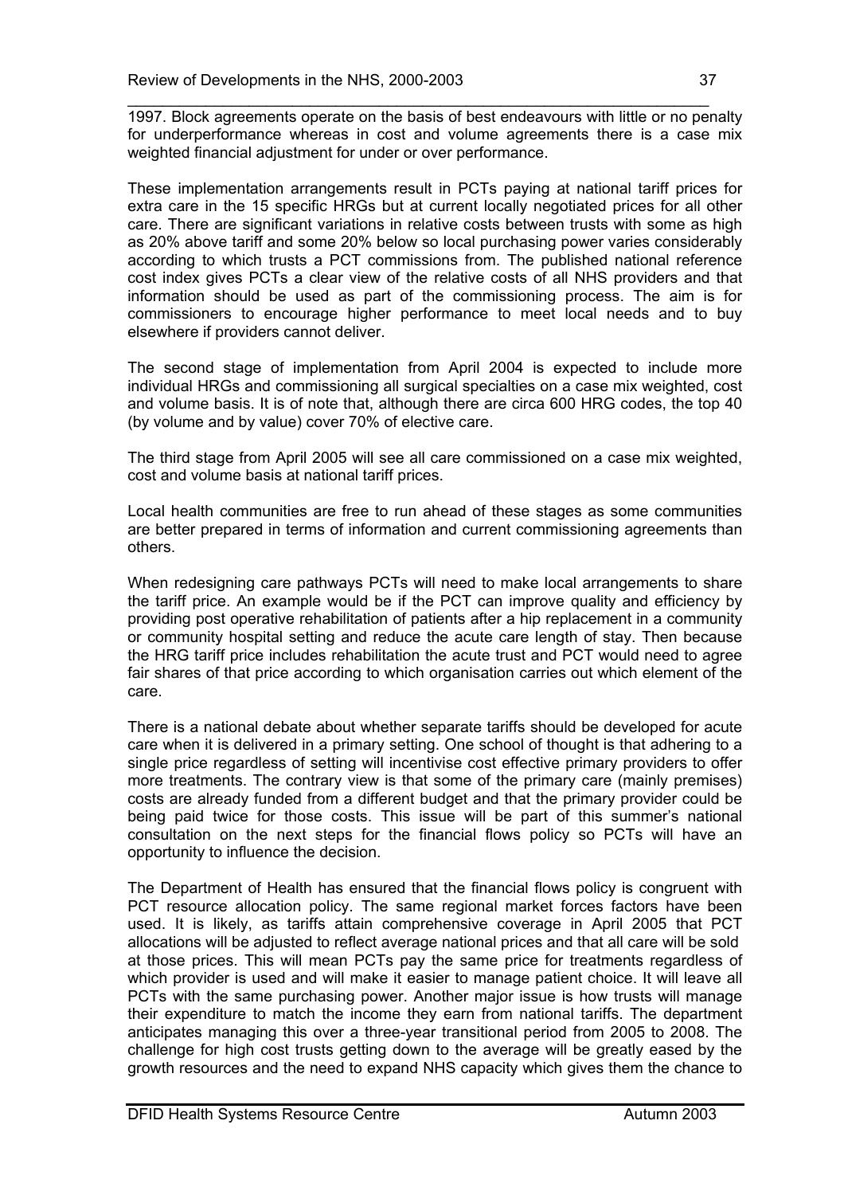1997. Block agreements operate on the basis of best endeavours with little or no penalty for underperformance whereas in cost and volume agreements there is a case mix weighted financial adjustment for under or over performance.

These implementation arrangements result in PCTs paying at national tariff prices for extra care in the 15 specific HRGs but at current locally negotiated prices for all other care. There are significant variations in relative costs between trusts with some as high as 20% above tariff and some 20% below so local purchasing power varies considerably according to which trusts a PCT commissions from. The published national reference cost index gives PCTs a clear view of the relative costs of all NHS providers and that information should be used as part of the commissioning process. The aim is for commissioners to encourage higher performance to meet local needs and to buy elsewhere if providers cannot deliver.

The second stage of implementation from April 2004 is expected to include more individual HRGs and commissioning all surgical specialties on a case mix weighted, cost and volume basis. It is of note that, although there are circa 600 HRG codes, the top 40 (by volume and by value) cover 70% of elective care.

The third stage from April 2005 will see all care commissioned on a case mix weighted, cost and volume basis at national tariff prices.

Local health communities are free to run ahead of these stages as some communities are better prepared in terms of information and current commissioning agreements than others.

When redesigning care pathways PCTs will need to make local arrangements to share the tariff price. An example would be if the PCT can improve quality and efficiency by providing post operative rehabilitation of patients after a hip replacement in a community or community hospital setting and reduce the acute care length of stay. Then because the HRG tariff price includes rehabilitation the acute trust and PCT would need to agree fair shares of that price according to which organisation carries out which element of the care.

There is a national debate about whether separate tariffs should be developed for acute care when it is delivered in a primary setting. One school of thought is that adhering to a single price regardless of setting will incentivise cost effective primary providers to offer more treatments. The contrary view is that some of the primary care (mainly premises) costs are already funded from a different budget and that the primary provider could be being paid twice for those costs. This issue will be part of this summer's national consultation on the next steps for the financial flows policy so PCTs will have an opportunity to influence the decision.

The Department of Health has ensured that the financial flows policy is congruent with PCT resource allocation policy. The same regional market forces factors have been used. It is likely, as tariffs attain comprehensive coverage in April 2005 that PCT allocations will be adjusted to reflect average national prices and that all care will be sold at those prices. This will mean PCTs pay the same price for treatments regardless of which provider is used and will make it easier to manage patient choice. It will leave all PCTs with the same purchasing power. Another major issue is how trusts will manage their expenditure to match the income they earn from national tariffs. The department anticipates managing this over a three-year transitional period from 2005 to 2008. The challenge for high cost trusts getting down to the average will be greatly eased by the growth resources and the need to expand NHS capacity which gives them the chance to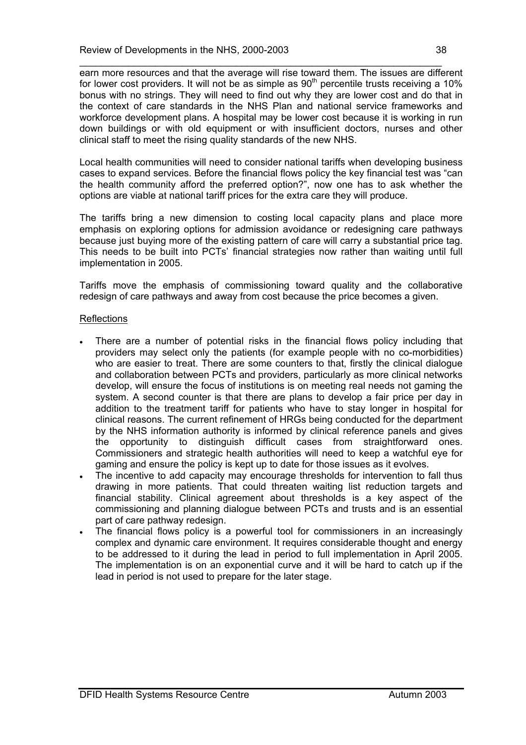earn more resources and that the average will rise toward them. The issues are different for lower cost providers. It will not be as simple as $90^{th}$ percentile trusts receiving a 10% bonus with no strings. They will need to find out why they are lower cost and do that in the context of care standards in the NHS Plan and national service frameworks and workforce development plans. A hospital may be lower cost because it is working in run down buildings or with old equipment or with insufficient doctors, nurses and other clinical staff to meet the rising quality standards of the new NHS.

Local health communities will need to consider national tariffs when developing business cases to expand services. Before the financial flows policy the key financial test was "can the health community afford the preferred option?", now one has to ask whether the options are viable at national tariff prices for the extra care they will produce.

The tariffs bring a new dimension to costing local capacity plans and place more emphasis on exploring options for admission avoidance or redesigning care pathways because just buying more of the existing pattern of care will carry a substantial price tag. This needs to be built into PCTs' financial strategies now rather than waiting until full implementation in 2005.

Tariffs move the emphasis of commissioning toward quality and the collaborative redesign of care pathways and away from cost because the price becomes a given.

Reflections

- There are a number of potential risks in the financial flows policy including that providers may select only the patients (for example people with no co-morbidities) who are easier to treat. There are some counters to that, firstly the clinical dialogue and collaboration between PCTs and providers, particularly as more clinical networks develop, will ensure the focus of institutions is on meeting real needs not gaming the system. A second counter is that there are plans to develop a fair price per day in addition to the treatment tariff for patients who have to stay longer in hospital for clinical reasons. The current refinement of HRGs being conducted for the department by the NHS information authority is informed by clinical reference panels and gives the opportunity to distinguish difficult cases from straightforward ones. Commissioners and strategic health authorities will need to keep a watchful eye for gaming and ensure the policy is kept up to date for those issues as it evolves.
- The incentive to add capacity may encourage thresholds for intervention to fall thus drawing in more patients. That could threaten waiting list reduction targets and financial stability. Clinical agreement about thresholds is a key aspect of the commissioning and planning dialogue between PCTs and trusts and is an essential part of care pathway redesign.
- The financial flows policy is a powerful tool for commissioners in an increasingly complex and dynamic care environment. It requires considerable thought and energy to be addressed to it during the lead in period to full implementation in April 2005. The implementation is on an exponential curve and it will be hard to catch up if the lead in period is not used to prepare for the later stage.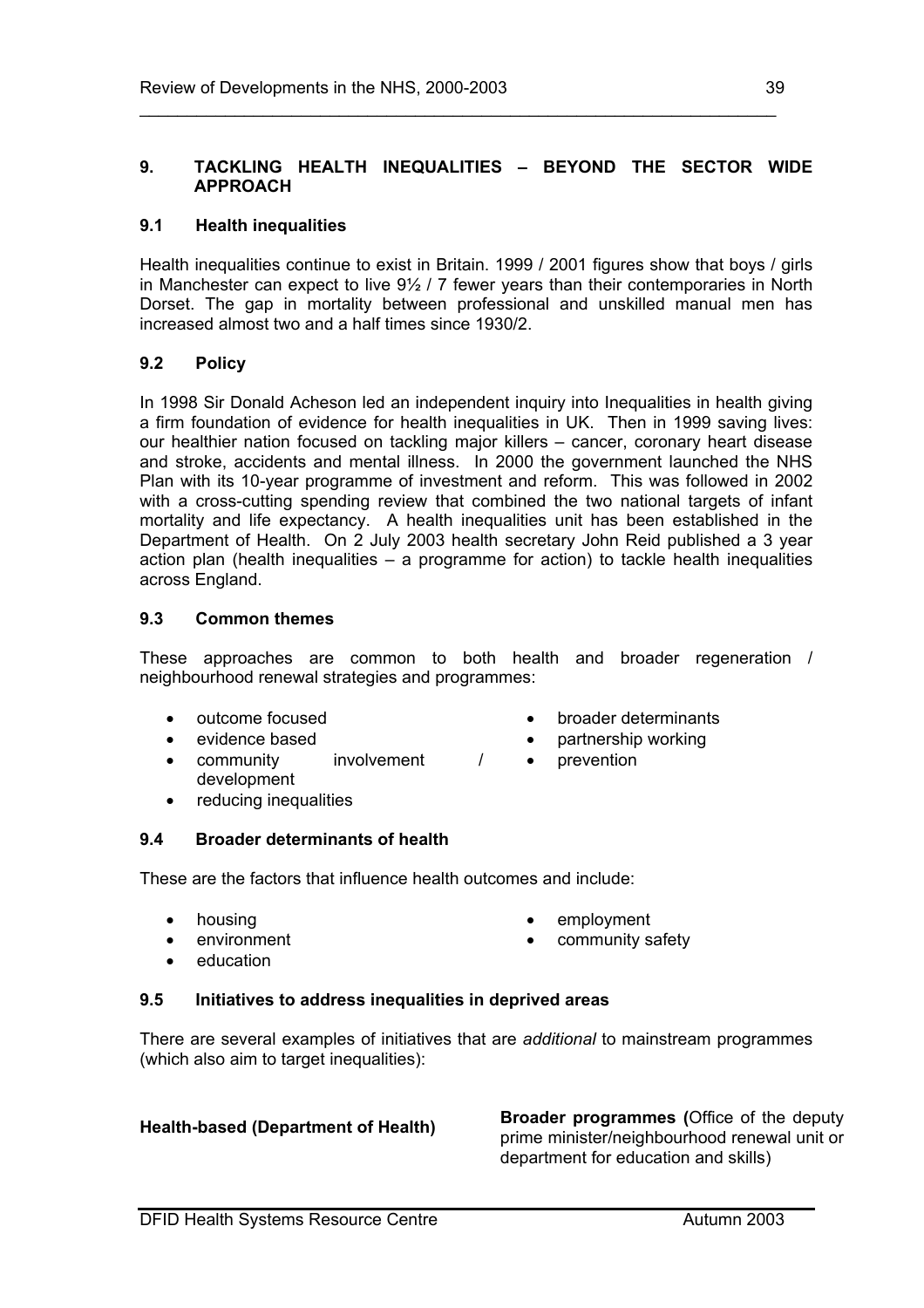## 9. TACKLING HEALTH INEQUALITIES – BEYOND THE SECTOR WIDE APPROACH

### 9.1 Health inequalities

Health inequalities continue to exist in Britain. 1999 / 2001 figures show that boys / girls in Manchester can expect to live 9½ / 7 fewer years than their contemporaries in North Dorset. The gap in mortality between professional and unskilled manual men has increased almost two and a half times since 1930/2.

### 9.2 Policy

In 1998 Sir Donald Acheson led an independent inquiry into Inequalities in health giving a firm foundation of evidence for health inequalities in UK. Then in 1999 saving lives: our healthier nation focused on tackling major killers – cancer, coronary heart disease and stroke, accidents and mental illness. In 2000 the government launched the NHS Plan with its 10-year programme of investment and reform. This was followed in 2002 with a cross-cutting spending review that combined the two national targets of infant mortality and life expectancy. A health inequalities unit has been established in the Department of Health. On 2 July 2003 health secretary John Reid published a 3 year action plan (health inequalities – a programme for action) to tackle health inequalities across England.

### 9.3 Common themes

These approaches are common to both health and broader regeneration / neighbourhood renewal strategies and programmes:

- outcome focused
- evidence based
- community involvement / development
- reducing inequalities
- broader determinants
- partnership working
- prevention

### 9.4 Broader determinants of health

These are the factors that influence health outcomes and include:

- housing
- environment
- education
- employment
- community safety

### 9.5 Initiatives to address inequalities in deprived areas

There are several examples of initiatives that are *additional* to mainstream programmes (which also aim to target inequalities):

| **Health-based (Department of Health)** | **Broader programmes (**Office of the deputy prime minister/neighbourhood renewal unit or department for education and skills) |
|---|---|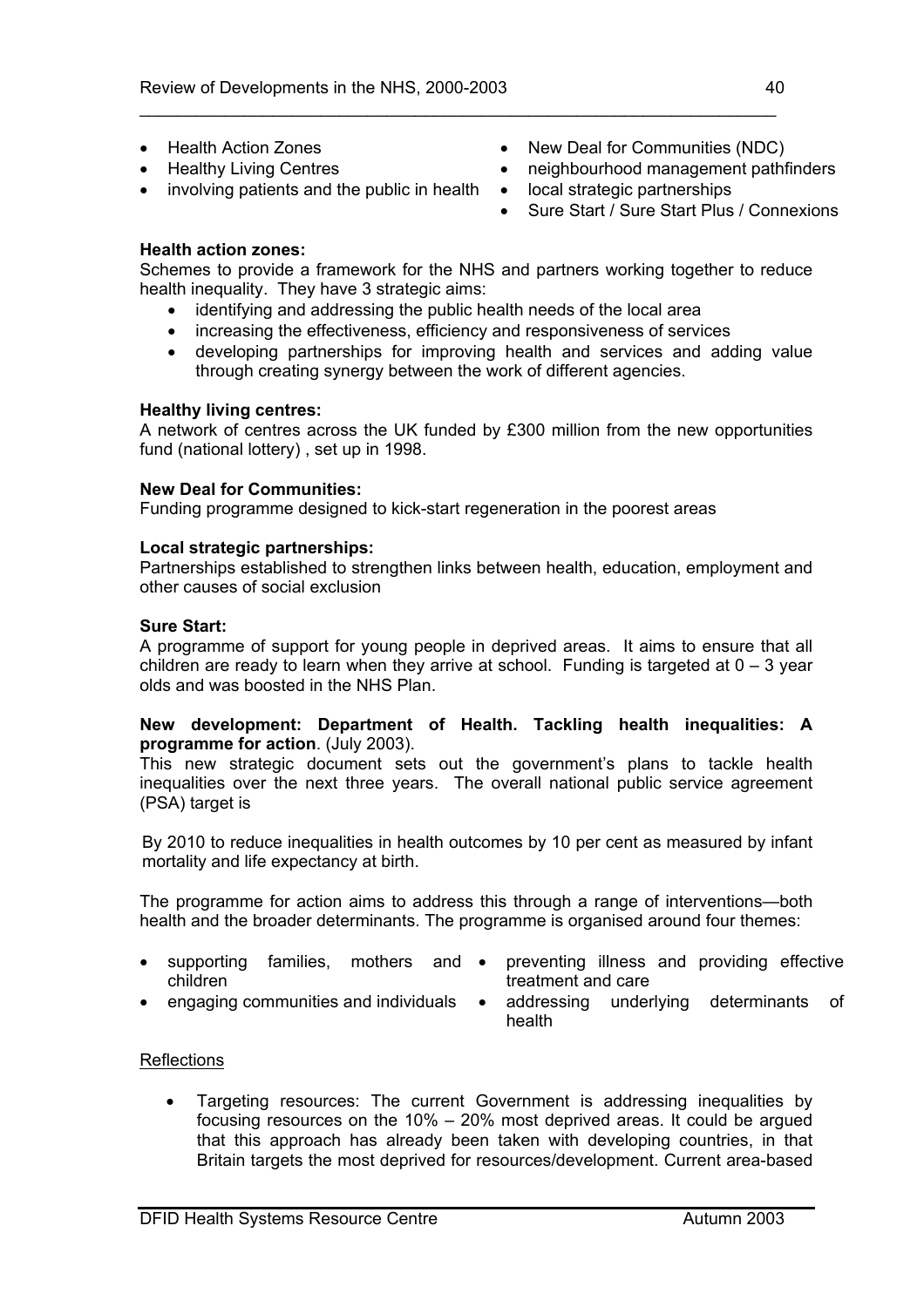- Health Action Zones
- Healthy Living Centres
- involving patients and the public in health
- New Deal for Communities (NDC)
- neighbourhood management pathfinders
- local strategic partnerships
- Sure Start / Sure Start Plus / Connexions

**Health action zones:**
Schemes to provide a framework for the NHS and partners working together to reduce health inequality. They have 3 strategic aims:

- identifying and addressing the public health needs of the local area
- increasing the effectiveness, efficiency and responsiveness of services
- developing partnerships for improving health and services and adding value through creating synergy between the work of different agencies.

**Healthy living centres:**
A network of centres across the UK funded by £300 million from the new opportunities fund (national lottery) , set up in 1998.

**New Deal for Communities:**
Funding programme designed to kick-start regeneration in the poorest areas

**Local strategic partnerships:**
Partnerships established to strengthen links between health, education, employment and other causes of social exclusion

**Sure Start:**
A programme of support for young people in deprived areas. It aims to ensure that all children are ready to learn when they arrive at school. Funding is targeted at 0 – 3 year olds and was boosted in the NHS Plan.

**New development: Department of Health. Tackling health inequalities: A programme for action**. (July 2003).
This new strategic document sets out the government's plans to tackle health inequalities over the next three years. The overall national public service agreement (PSA) target is

By 2010 to reduce inequalities in health outcomes by 10 per cent as measured by infant mortality and life expectancy at birth.

The programme for action aims to address this through a range of interventions—both health and the broader determinants. The programme is organised around four themes:

- supporting families, mothers and children
- engaging communities and individuals
- preventing illness and providing effective treatment and care
- addressing underlying determinants of health

Reflections

- Targeting resources: The current Government is addressing inequalities by focusing resources on the 10% – 20% most deprived areas. It could be argued that this approach has already been taken with developing countries, in that Britain targets the most deprived for resources/development. Current area-based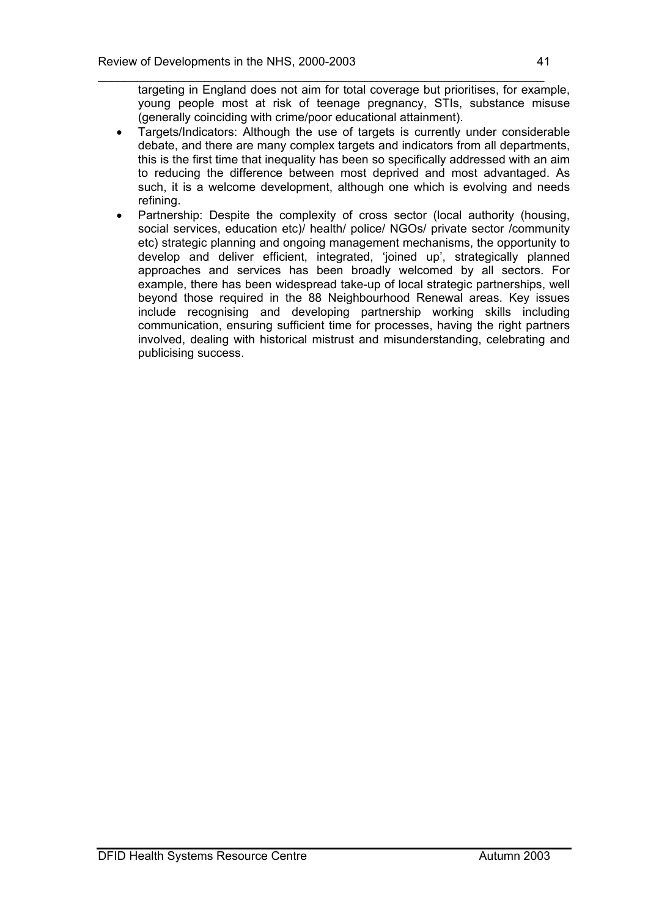targeting in England does not aim for total coverage but prioritises, for example, young people most at risk of teenage pregnancy, STIs, substance misuse (generally coinciding with crime/poor educational attainment).

- Targets/Indicators: Although the use of targets is currently under considerable debate, and there are many complex targets and indicators from all departments, this is the first time that inequality has been so specifically addressed with an aim to reducing the difference between most deprived and most advantaged. As such, it is a welcome development, although one which is evolving and needs refining.
- Partnership: Despite the complexity of cross sector (local authority (housing, social services, education etc)/ health/ police/ NGOs/ private sector /community etc) strategic planning and ongoing management mechanisms, the opportunity to develop and deliver efficient, integrated, 'joined up', strategically planned approaches and services has been broadly welcomed by all sectors. For example, there has been widespread take-up of local strategic partnerships, well beyond those required in the 88 Neighbourhood Renewal areas. Key issues include recognising and developing partnership working skills including communication, ensuring sufficient time for processes, having the right partners involved, dealing with historical mistrust and misunderstanding, celebrating and publicising success.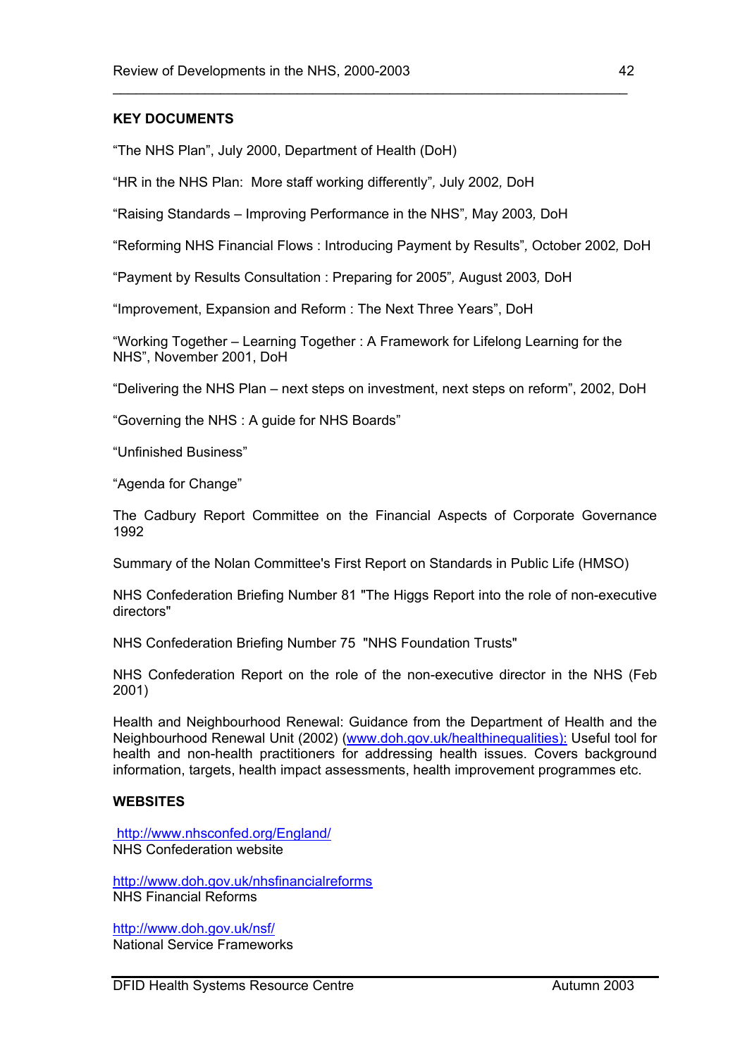**KEY DOCUMENTS**

“The NHS Plan”, July 2000, Department of Health (DoH)

“HR in the NHS Plan: More staff working differently”, July 2002, DoH

“Raising Standards – Improving Performance in the NHS”, May 2003, DoH

“Reforming NHS Financial Flows : Introducing Payment by Results”, October 2002, DoH

“Payment by Results Consultation : Preparing for 2005”, August 2003, DoH

“Improvement, Expansion and Reform : The Next Three Years”, DoH

“Working Together – Learning Together : A Framework for Lifelong Learning for the NHS”, November 2001, DoH

“Delivering the NHS Plan – next steps on investment, next steps on reform”, 2002, DoH

“Governing the NHS : A guide for NHS Boards”

“Unfinished Business”

“Agenda for Change”

The Cadbury Report Committee on the Financial Aspects of Corporate Governance 1992

Summary of the Nolan Committee's First Report on Standards in Public Life (HMSO)

NHS Confederation Briefing Number 81 "The Higgs Report into the role of non-executive directors"

NHS Confederation Briefing Number 75 "NHS Foundation Trusts"

NHS Confederation Report on the role of the non-executive director in the NHS (Feb 2001)

Health and Neighbourhood Renewal: Guidance from the Department of Health and the Neighbourhood Renewal Unit (2002) (www.doh.gov.uk/healthinequalities): Useful tool for health and non-health practitioners for addressing health issues. Covers background information, targets, health impact assessments, health improvement programmes etc.

**WEBSITES**

http://www.nhsconfed.org/England/
NHS Confederation website

http://www.doh.gov.uk/nhsfinancialreforms
NHS Financial Reforms

http://www.doh.gov.uk/nsf/
National Service Frameworks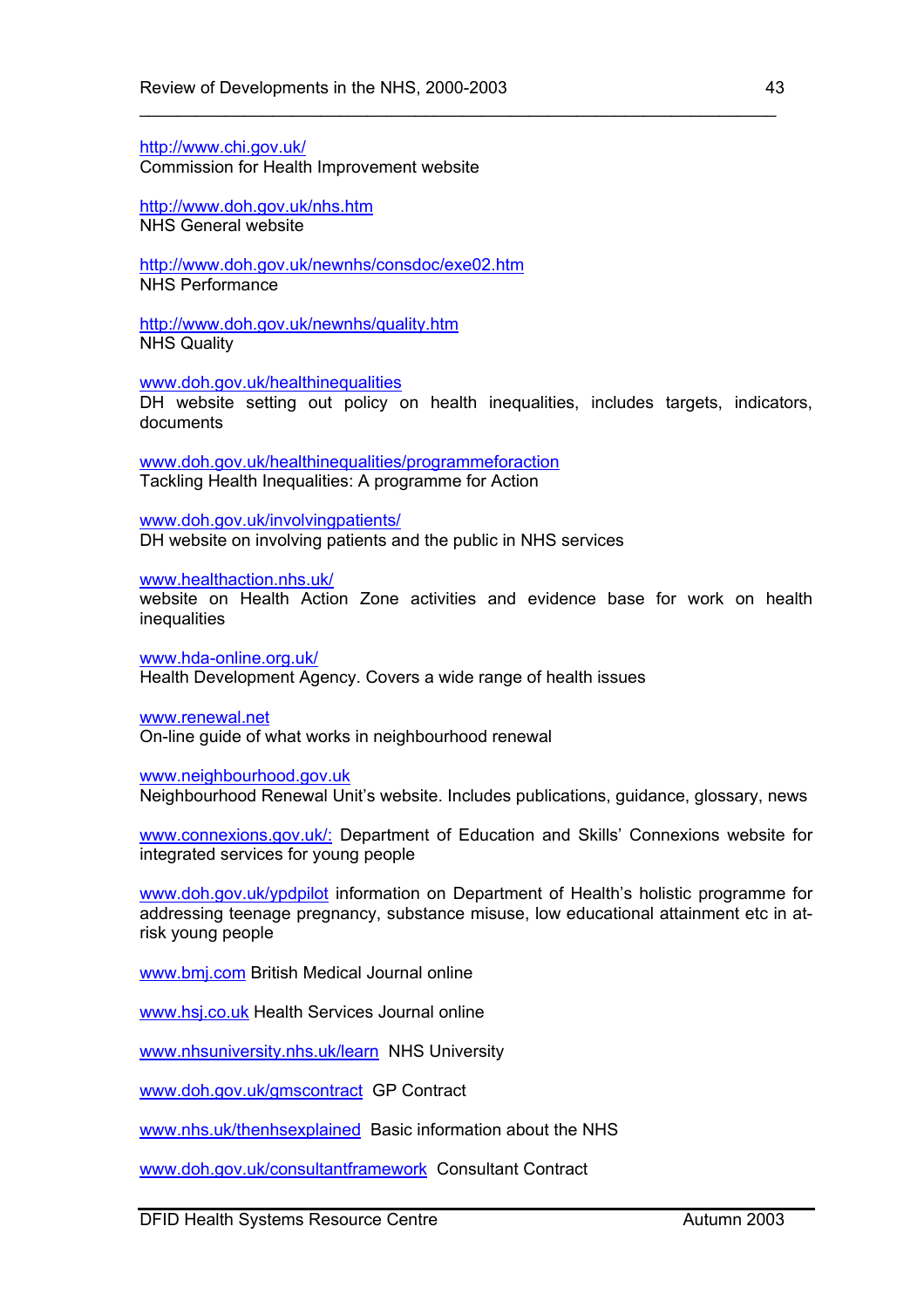http://www.chi.gov.uk/
Commission for Health Improvement website

http://www.doh.gov.uk/nhs.htm
NHS General website

http://www.doh.gov.uk/newnhs/consdoc/exe02.htm
NHS Performance

http://www.doh.gov.uk/newnhs/quality.htm
NHS Quality

www.doh.gov.uk/healthinequalities
DH website setting out policy on health inequalities, includes targets, indicators, documents

www.doh.gov.uk/healthinequalities/programmeforaction
Tackling Health Inequalities: A programme for Action

www.doh.gov.uk/involvingpatients/
DH website on involving patients and the public in NHS services

www.healthaction.nhs.uk/
website on Health Action Zone activities and evidence base for work on health inequalities

www.hda-online.org.uk/
Health Development Agency. Covers a wide range of health issues

www.renewal.net
On-line guide of what works in neighbourhood renewal

www.neighbourhood.gov.uk
Neighbourhood Renewal Unit's website. Includes publications, guidance, glossary, news

www.connexions.gov.uk/: Department of Education and Skills' Connexions website for integrated services for young people

www.doh.gov.uk/ypdpilot information on Department of Health's holistic programme for addressing teenage pregnancy, substance misuse, low educational attainment etc in at-risk young people

www.bmj.com British Medical Journal online

www.hsj.co.uk Health Services Journal online

www.nhsuniversity.nhs.uk/learn NHS University

www.doh.gov.uk/gmscontract GP Contract

www.nhs.uk/thenhsexplained Basic information about the NHS

www.doh.gov.uk/consultantframework Consultant Contract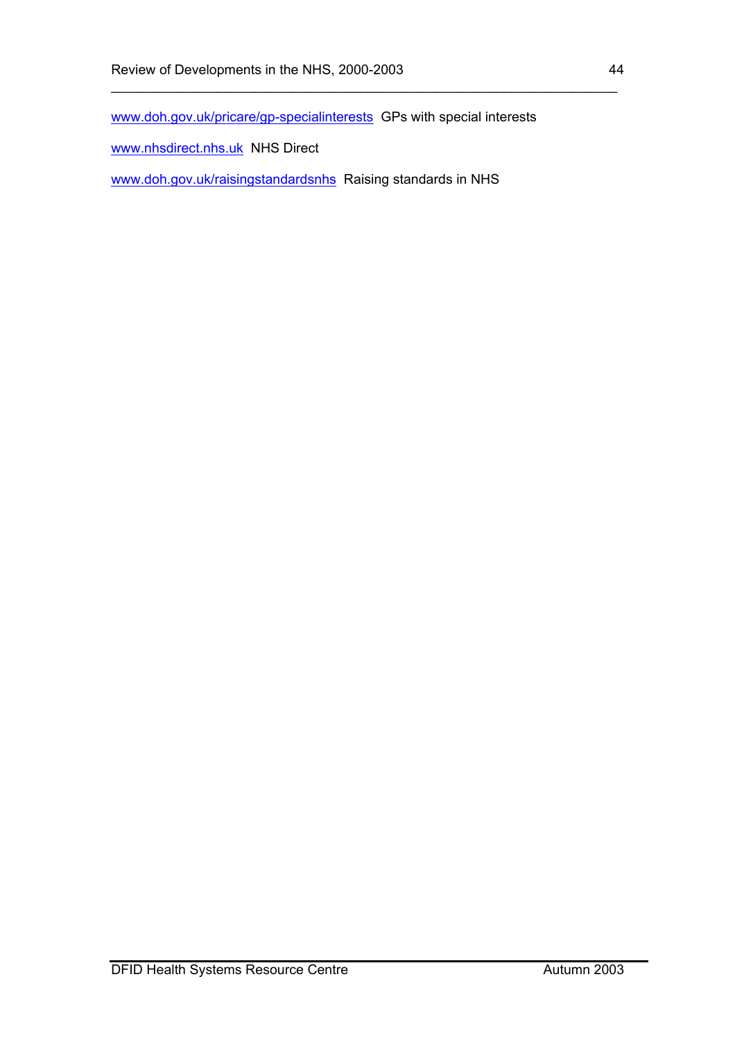www.doh.gov.uk/pricare/gp-specialinterests  GPs with special interests

www.nhsdirect.nhs.uk  NHS Direct

www.doh.gov.uk/raisingstandardsnhs  Raising standards in NHS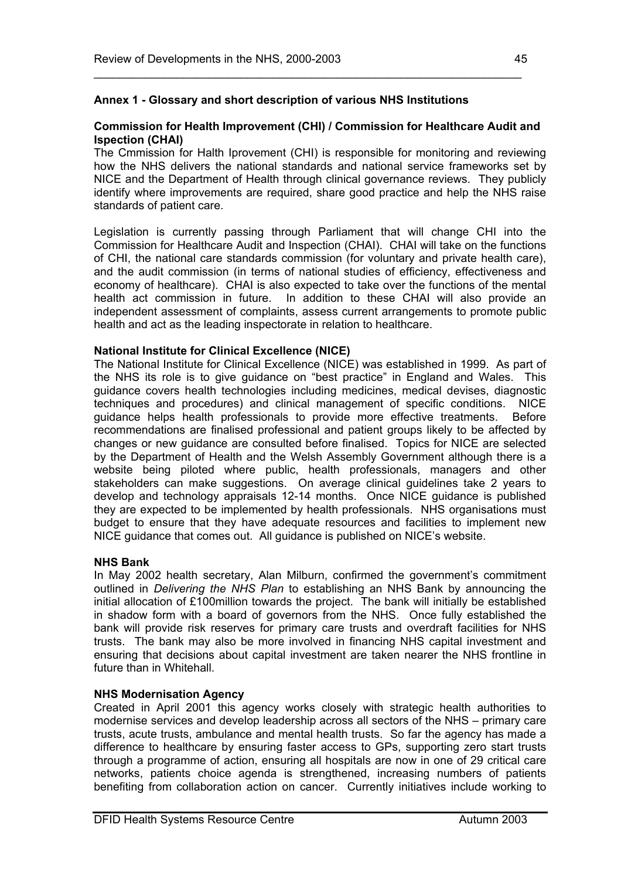## Annex 1 - Glossary and short description of various NHS Institutions

### Commission for Health Improvement (CHI) / Commission for Healthcare Audit and Ispection (CHAI)

The Cmmission for Halth Iprovement (CHI) is responsible for monitoring and reviewing how the NHS delivers the national standards and national service frameworks set by NICE and the Department of Health through clinical governance reviews. They publicly identify where improvements are required, share good practice and help the NHS raise standards of patient care.

Legislation is currently passing through Parliament that will change CHI into the Commission for Healthcare Audit and Inspection (CHAI). CHAI will take on the functions of CHI, the national care standards commission (for voluntary and private health care), and the audit commission (in terms of national studies of efficiency, effectiveness and economy of healthcare). CHAI is also expected to take over the functions of the mental health act commission in future. In addition to these CHAI will also provide an independent assessment of complaints, assess current arrangements to promote public health and act as the leading inspectorate in relation to healthcare.

### National Institute for Clinical Excellence (NICE)

The National Institute for Clinical Excellence (NICE) was established in 1999. As part of the NHS its role is to give guidance on "best practice" in England and Wales. This guidance covers health technologies including medicines, medical devises, diagnostic techniques and procedures) and clinical management of specific conditions. NICE guidance helps health professionals to provide more effective treatments. Before recommendations are finalised professional and patient groups likely to be affected by changes or new guidance are consulted before finalised. Topics for NICE are selected by the Department of Health and the Welsh Assembly Government although there is a website being piloted where public, health professionals, managers and other stakeholders can make suggestions. On average clinical guidelines take 2 years to develop and technology appraisals 12-14 months. Once NICE guidance is published they are expected to be implemented by health professionals. NHS organisations must budget to ensure that they have adequate resources and facilities to implement new NICE guidance that comes out. All guidance is published on NICE's website.

### NHS Bank

In May 2002 health secretary, Alan Milburn, confirmed the government's commitment outlined in *Delivering the NHS Plan* to establishing an NHS Bank by announcing the initial allocation of £100million towards the project. The bank will initially be established in shadow form with a board of governors from the NHS. Once fully established the bank will provide risk reserves for primary care trusts and overdraft facilities for NHS trusts. The bank may also be more involved in financing NHS capital investment and ensuring that decisions about capital investment are taken nearer the NHS frontline in future than in Whitehall.

### NHS Modernisation Agency

Created in April 2001 this agency works closely with strategic health authorities to modernise services and develop leadership across all sectors of the NHS – primary care trusts, acute trusts, ambulance and mental health trusts. So far the agency has made a difference to healthcare by ensuring faster access to GPs, supporting zero start trusts through a programme of action, ensuring all hospitals are now in one of 29 critical care networks, patients choice agenda is strengthened, increasing numbers of patients benefiting from collaboration action on cancer. Currently initiatives include working to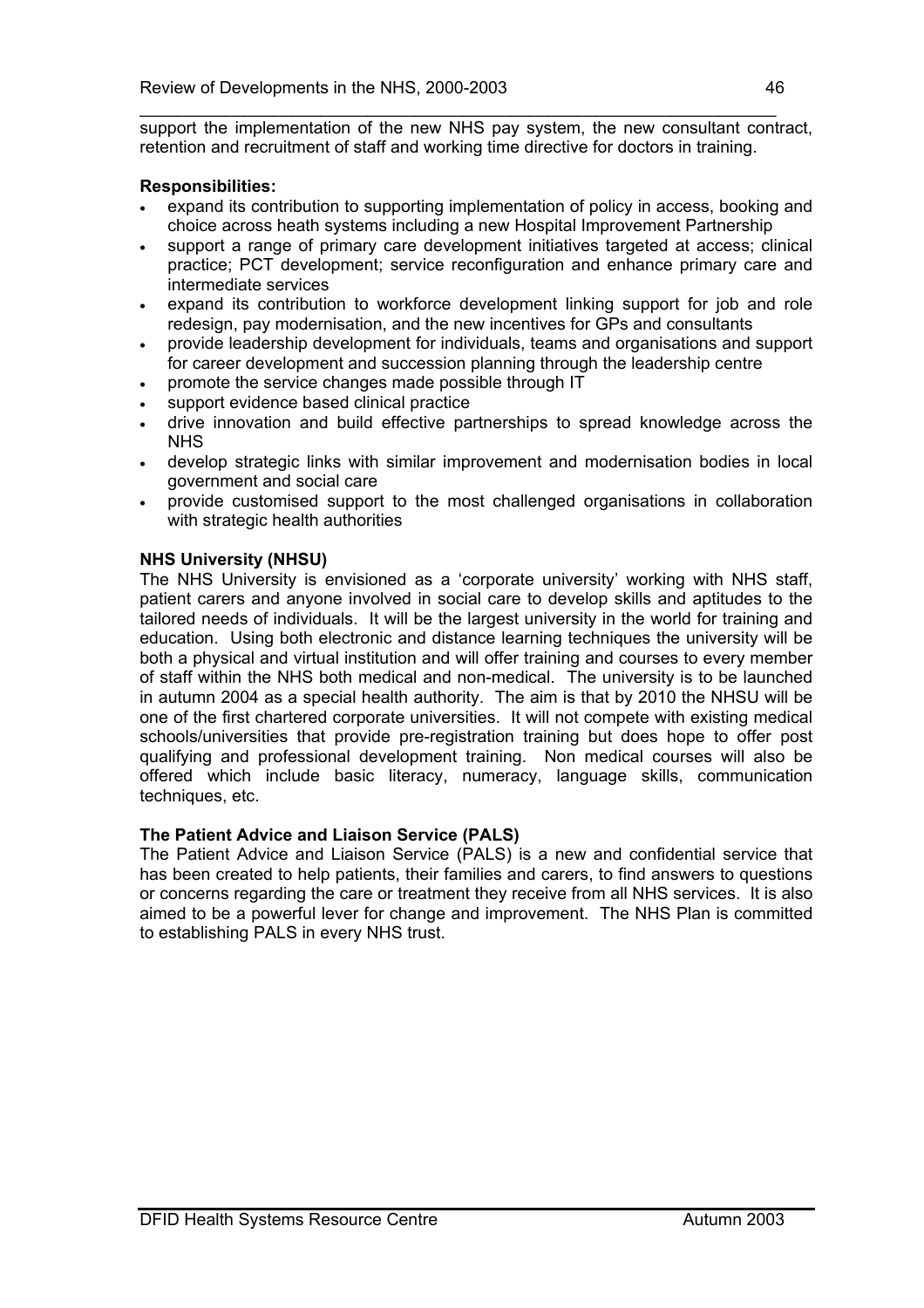support the implementation of the new NHS pay system, the new consultant contract, retention and recruitment of staff and working time directive for doctors in training.

**Responsibilities:**

- expand its contribution to supporting implementation of policy in access, booking and choice across heath systems including a new Hospital Improvement Partnership
- support a range of primary care development initiatives targeted at access; clinical practice; PCT development; service reconfiguration and enhance primary care and intermediate services
- expand its contribution to workforce development linking support for job and role redesign, pay modernisation, and the new incentives for GPs and consultants
- provide leadership development for individuals, teams and organisations and support for career development and succession planning through the leadership centre
- promote the service changes made possible through IT
- support evidence based clinical practice
- drive innovation and build effective partnerships to spread knowledge across the NHS
- develop strategic links with similar improvement and modernisation bodies in local government and social care
- provide customised support to the most challenged organisations in collaboration with strategic health authorities

**NHS University (NHSU)**

The NHS University is envisioned as a 'corporate university' working with NHS staff, patient carers and anyone involved in social care to develop skills and aptitudes to the tailored needs of individuals. It will be the largest university in the world for training and education. Using both electronic and distance learning techniques the university will be both a physical and virtual institution and will offer training and courses to every member of staff within the NHS both medical and non-medical. The university is to be launched in autumn 2004 as a special health authority. The aim is that by 2010 the NHSU will be one of the first chartered corporate universities. It will not compete with existing medical schools/universities that provide pre-registration training but does hope to offer post qualifying and professional development training. Non medical courses will also be offered which include basic literacy, numeracy, language skills, communication techniques, etc.

**The Patient Advice and Liaison Service (PALS)**

The Patient Advice and Liaison Service (PALS) is a new and confidential service that has been created to help patients, their families and carers, to find answers to questions or concerns regarding the care or treatment they receive from all NHS services. It is also aimed to be a powerful lever for change and improvement. The NHS Plan is committed to establishing PALS in every NHS trust.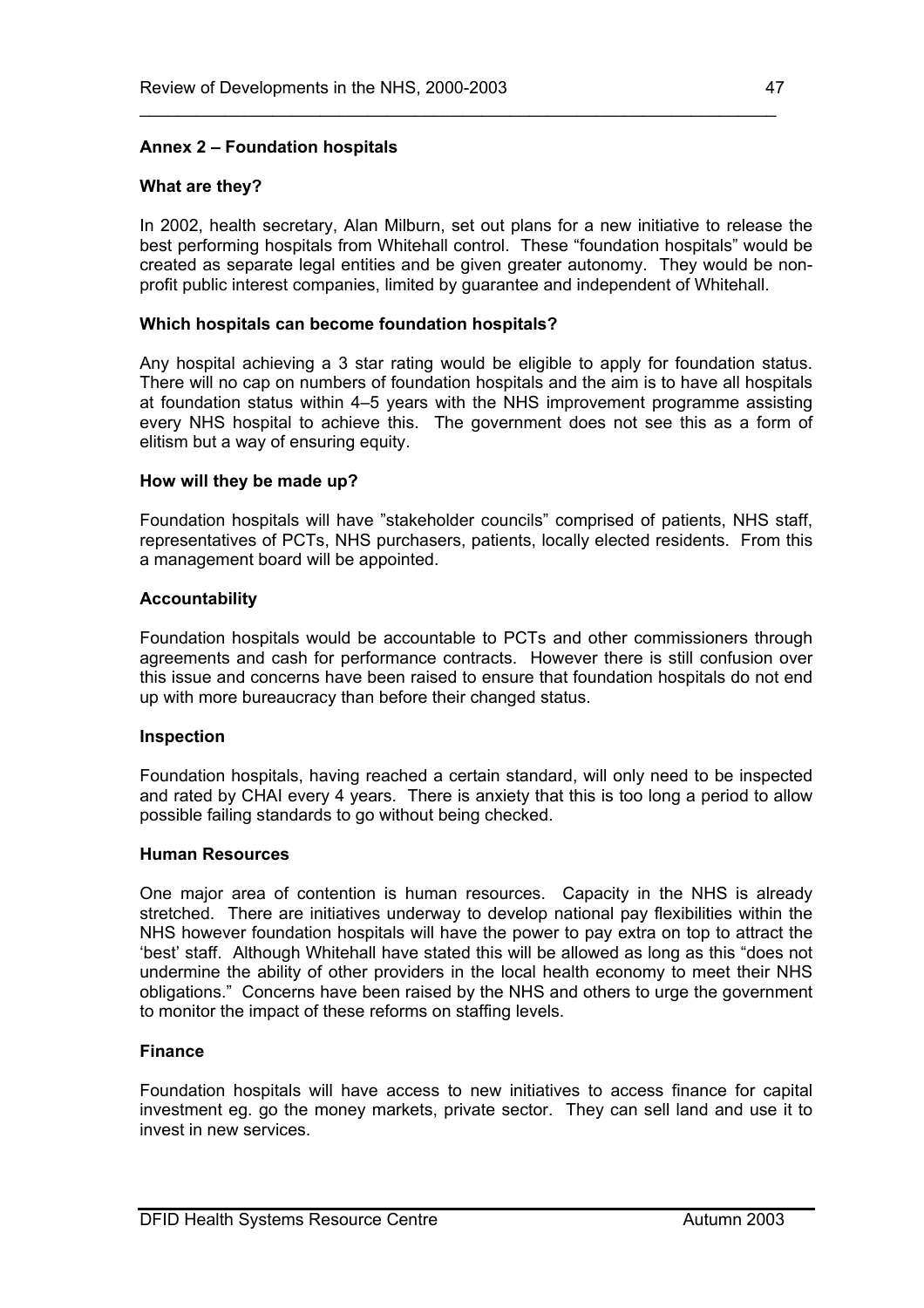## Annex 2 – Foundation hospitals

### What are they?

In 2002, health secretary, Alan Milburn, set out plans for a new initiative to release the best performing hospitals from Whitehall control. These "foundation hospitals" would be created as separate legal entities and be given greater autonomy. They would be non-profit public interest companies, limited by guarantee and independent of Whitehall.

### Which hospitals can become foundation hospitals?

Any hospital achieving a 3 star rating would be eligible to apply for foundation status. There will no cap on numbers of foundation hospitals and the aim is to have all hospitals at foundation status within 4–5 years with the NHS improvement programme assisting every NHS hospital to achieve this. The government does not see this as a form of elitism but a way of ensuring equity.

### How will they be made up?

Foundation hospitals will have "stakeholder councils" comprised of patients, NHS staff, representatives of PCTs, NHS purchasers, patients, locally elected residents. From this a management board will be appointed.

### Accountability

Foundation hospitals would be accountable to PCTs and other commissioners through agreements and cash for performance contracts. However there is still confusion over this issue and concerns have been raised to ensure that foundation hospitals do not end up with more bureaucracy than before their changed status.

### Inspection

Foundation hospitals, having reached a certain standard, will only need to be inspected and rated by CHAI every 4 years. There is anxiety that this is too long a period to allow possible failing standards to go without being checked.

### Human Resources

One major area of contention is human resources. Capacity in the NHS is already stretched. There are initiatives underway to develop national pay flexibilities within the NHS however foundation hospitals will have the power to pay extra on top to attract the 'best' staff. Although Whitehall have stated this will be allowed as long as this "does not undermine the ability of other providers in the local health economy to meet their NHS obligations." Concerns have been raised by the NHS and others to urge the government to monitor the impact of these reforms on staffing levels.

### Finance

Foundation hospitals will have access to new initiatives to access finance for capital investment eg. go the money markets, private sector. They can sell land and use it to invest in new services.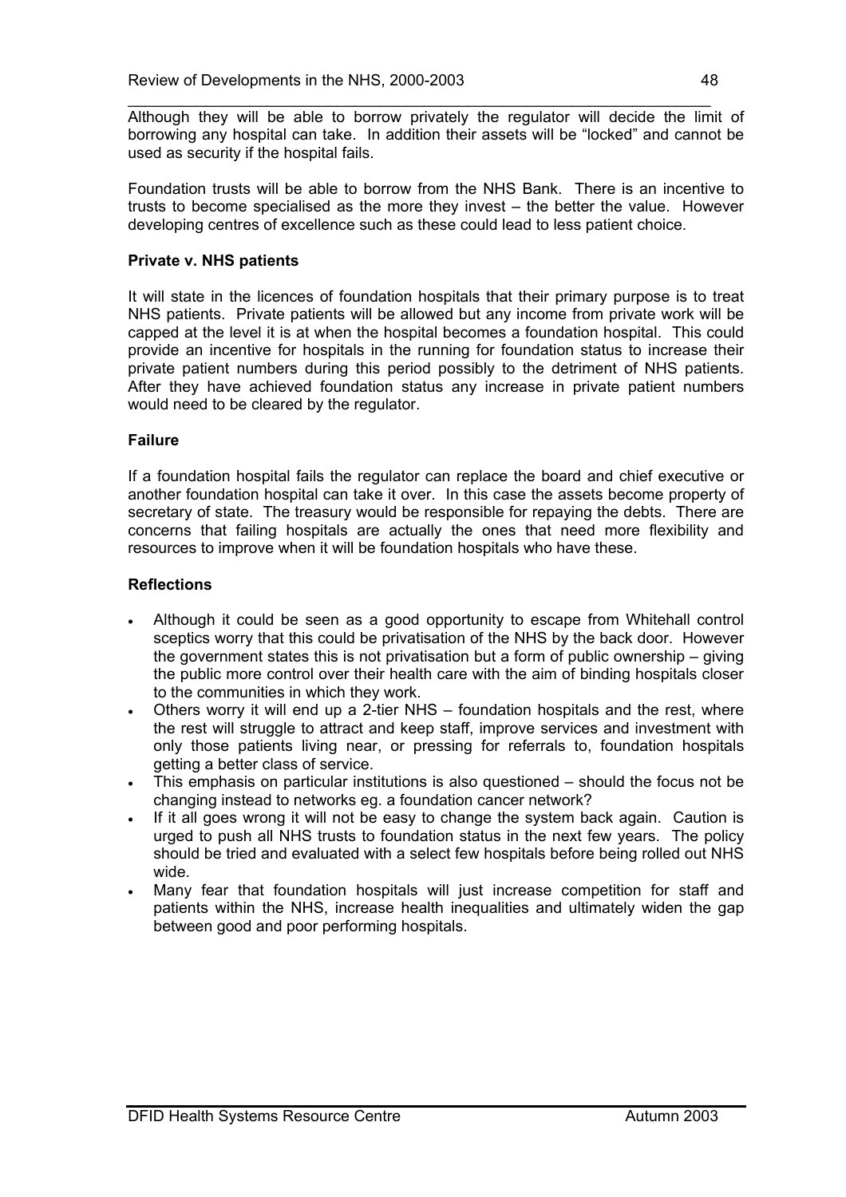Although they will be able to borrow privately the regulator will decide the limit of borrowing any hospital can take. In addition their assets will be "locked" and cannot be used as security if the hospital fails.

Foundation trusts will be able to borrow from the NHS Bank. There is an incentive to trusts to become specialised as the more they invest – the better the value. However developing centres of excellence such as these could lead to less patient choice.

**Private v. NHS patients**

It will state in the licences of foundation hospitals that their primary purpose is to treat NHS patients. Private patients will be allowed but any income from private work will be capped at the level it is at when the hospital becomes a foundation hospital. This could provide an incentive for hospitals in the running for foundation status to increase their private patient numbers during this period possibly to the detriment of NHS patients. After they have achieved foundation status any increase in private patient numbers would need to be cleared by the regulator.

**Failure**

If a foundation hospital fails the regulator can replace the board and chief executive or another foundation hospital can take it over. In this case the assets become property of secretary of state. The treasury would be responsible for repaying the debts. There are concerns that failing hospitals are actually the ones that need more flexibility and resources to improve when it will be foundation hospitals who have these.

**Reflections**

- Although it could be seen as a good opportunity to escape from Whitehall control sceptics worry that this could be privatisation of the NHS by the back door. However the government states this is not privatisation but a form of public ownership – giving the public more control over their health care with the aim of binding hospitals closer to the communities in which they work.
- Others worry it will end up a 2-tier NHS – foundation hospitals and the rest, where the rest will struggle to attract and keep staff, improve services and investment with only those patients living near, or pressing for referrals to, foundation hospitals getting a better class of service.
- This emphasis on particular institutions is also questioned – should the focus not be changing instead to networks eg. a foundation cancer network?
- If it all goes wrong it will not be easy to change the system back again. Caution is urged to push all NHS trusts to foundation status in the next few years. The policy should be tried and evaluated with a select few hospitals before being rolled out NHS wide.
- Many fear that foundation hospitals will just increase competition for staff and patients within the NHS, increase health inequalities and ultimately widen the gap between good and poor performing hospitals.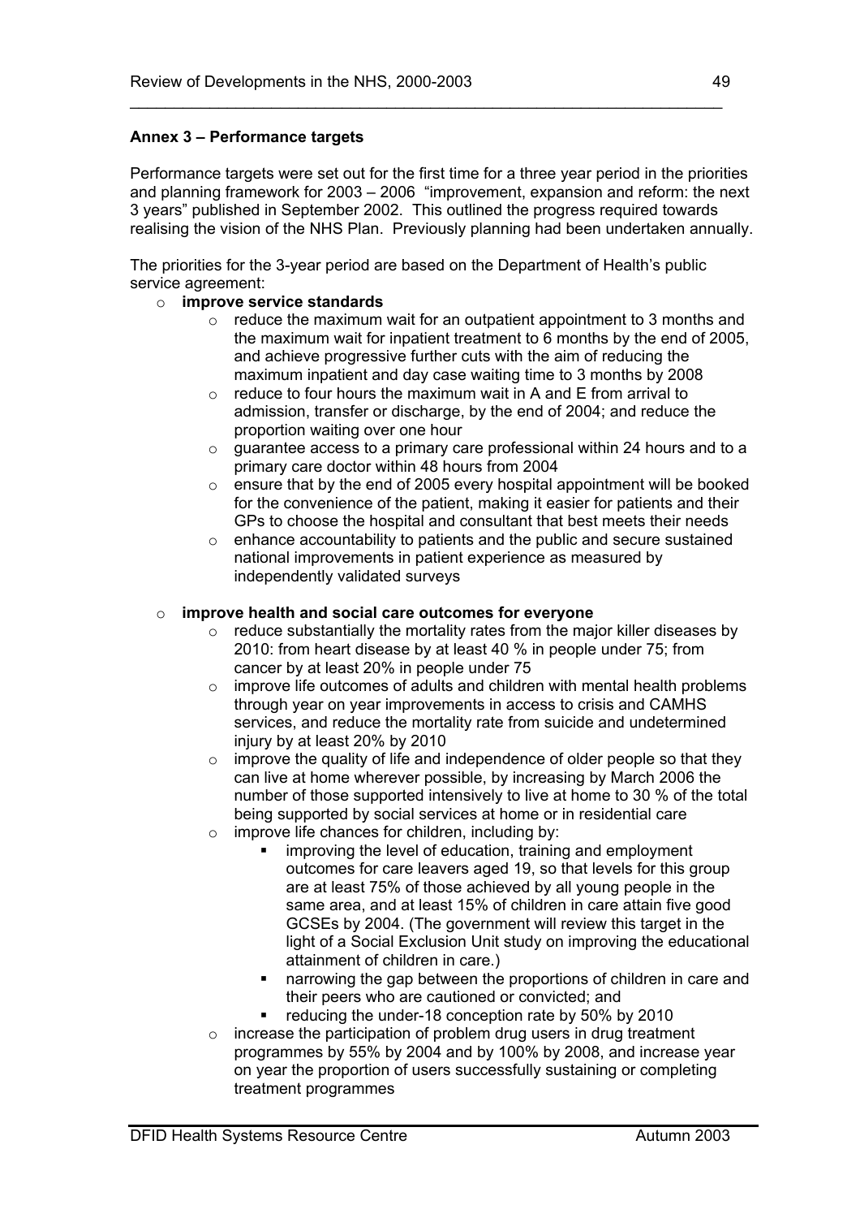**Annex 3 – Performance targets**

Performance targets were set out for the first time for a three year period in the priorities and planning framework for 2003 – 2006 "improvement, expansion and reform: the next 3 years" published in September 2002. This outlined the progress required towards realising the vision of the NHS Plan. Previously planning had been undertaken annually.

The priorities for the 3-year period are based on the Department of Health's public service agreement:

- **improve service standards**
  - reduce the maximum wait for an outpatient appointment to 3 months and the maximum wait for inpatient treatment to 6 months by the end of 2005, and achieve progressive further cuts with the aim of reducing the maximum inpatient and day case waiting time to 3 months by 2008
  - reduce to four hours the maximum wait in A and E from arrival to admission, transfer or discharge, by the end of 2004; and reduce the proportion waiting over one hour
  - guarantee access to a primary care professional within 24 hours and to a primary care doctor within 48 hours from 2004
  - ensure that by the end of 2005 every hospital appointment will be booked for the convenience of the patient, making it easier for patients and their GPs to choose the hospital and consultant that best meets their needs
  - enhance accountability to patients and the public and secure sustained national improvements in patient experience as measured by independently validated surveys

- **improve health and social care outcomes for everyone**
  - reduce substantially the mortality rates from the major killer diseases by 2010: from heart disease by at least 40 % in people under 75; from cancer by at least 20% in people under 75
  - improve life outcomes of adults and children with mental health problems through year on year improvements in access to crisis and CAMHS services, and reduce the mortality rate from suicide and undetermined injury by at least 20% by 2010
  - improve the quality of life and independence of older people so that they can live at home wherever possible, by increasing by March 2006 the number of those supported intensively to live at home to 30 % of the total being supported by social services at home or in residential care
  - improve life chances for children, including by:
    - improving the level of education, training and employment outcomes for care leavers aged 19, so that levels for this group are at least 75% of those achieved by all young people in the same area, and at least 15% of children in care attain five good GCSEs by 2004. (The government will review this target in the light of a Social Exclusion Unit study on improving the educational attainment of children in care.)
    - narrowing the gap between the proportions of children in care and their peers who are cautioned or convicted; and
    - reducing the under-18 conception rate by 50% by 2010
  - increase the participation of problem drug users in drug treatment programmes by 55% by 2004 and by 100% by 2008, and increase year on year the proportion of users successfully sustaining or completing treatment programmes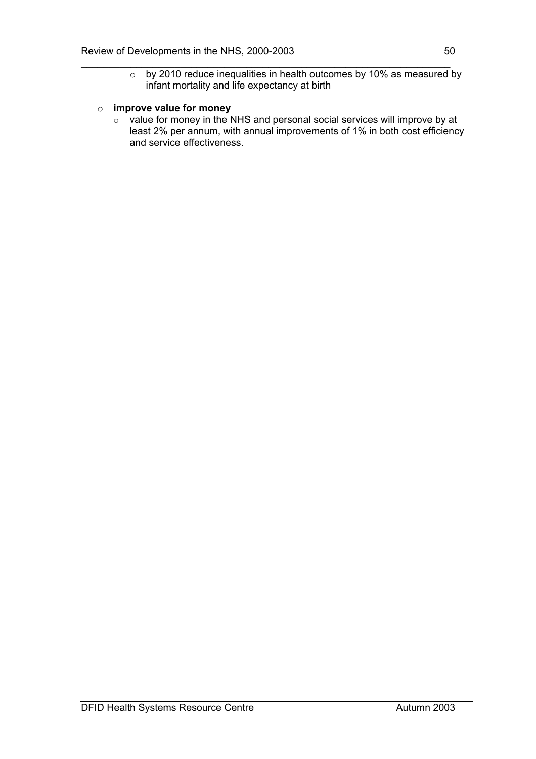- by 2010 reduce inequalities in health outcomes by 10% as measured by infant mortality and life expectancy at birth

- **improve value for money**
  - value for money in the NHS and personal social services will improve by at least 2% per annum, with annual improvements of 1% in both cost efficiency and service effectiveness.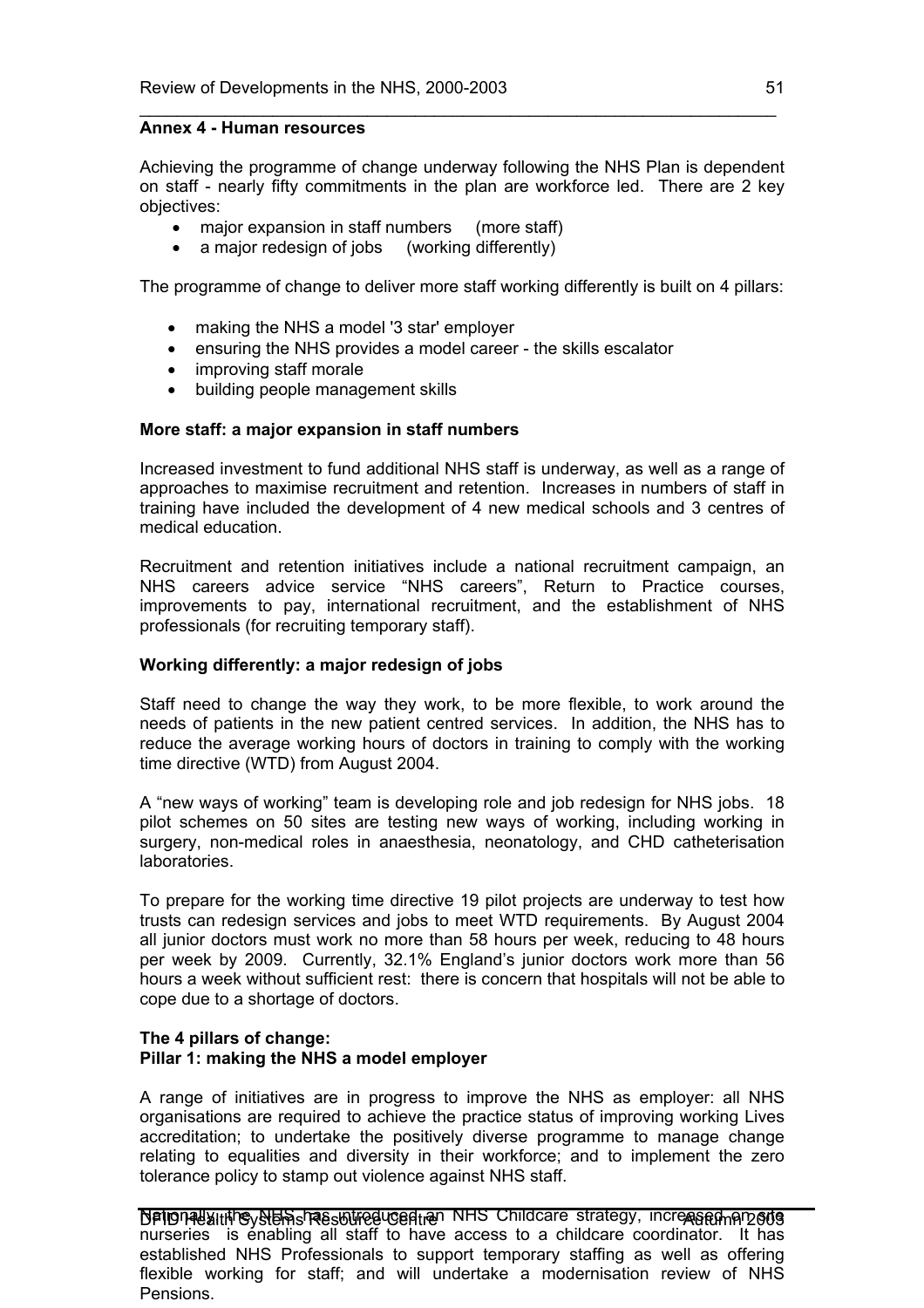## Annex 4 - Human resources

Achieving the programme of change underway following the NHS Plan is dependent on staff - nearly fifty commitments in the plan are workforce led. There are 2 key objectives:

- major expansion in staff numbers (more staff)
- a major redesign of jobs (working differently)

The programme of change to deliver more staff working differently is built on 4 pillars:

- making the NHS a model '3 star' employer
- ensuring the NHS provides a model career - the skills escalator
- improving staff morale
- building people management skills

### More staff: a major expansion in staff numbers

Increased investment to fund additional NHS staff is underway, as well as a range of approaches to maximise recruitment and retention. Increases in numbers of staff in training have included the development of 4 new medical schools and 3 centres of medical education.

Recruitment and retention initiatives include a national recruitment campaign, an NHS careers advice service "NHS careers", Return to Practice courses, improvements to pay, international recruitment, and the establishment of NHS professionals (for recruiting temporary staff).

### Working differently: a major redesign of jobs

Staff need to change the way they work, to be more flexible, to work around the needs of patients in the new patient centred services. In addition, the NHS has to reduce the average working hours of doctors in training to comply with the working time directive (WTD) from August 2004.

A "new ways of working" team is developing role and job redesign for NHS jobs. 18 pilot schemes on 50 sites are testing new ways of working, including working in surgery, non-medical roles in anaesthesia, neonatology, and CHD catheterisation laboratories.

To prepare for the working time directive 19 pilot projects are underway to test how trusts can redesign services and jobs to meet WTD requirements. By August 2004 all junior doctors must work no more than 58 hours per week, reducing to 48 hours per week by 2009. Currently, 32.1% England's junior doctors work more than 56 hours a week without sufficient rest: there is concern that hospitals will not be able to cope due to a shortage of doctors.

### The 4 pillars of change:
### Pillar 1: making the NHS a model employer

A range of initiatives are in progress to improve the NHS as employer: all NHS organisations are required to achieve the practice status of improving working Lives accreditation; to undertake the positively diverse programme to manage change relating to equalities and diversity in their workforce; and to implement the zero tolerance policy to stamp out violence against NHS staff.

Nationally, the NHS has introduced an NHS Childcare strategy, increased on-site nurseries is enabling all staff to have access to a childcare coordinator. It has established NHS Professionals to support temporary staffing as well as offering flexible working for staff; and will undertake a modernisation review of NHS Pensions.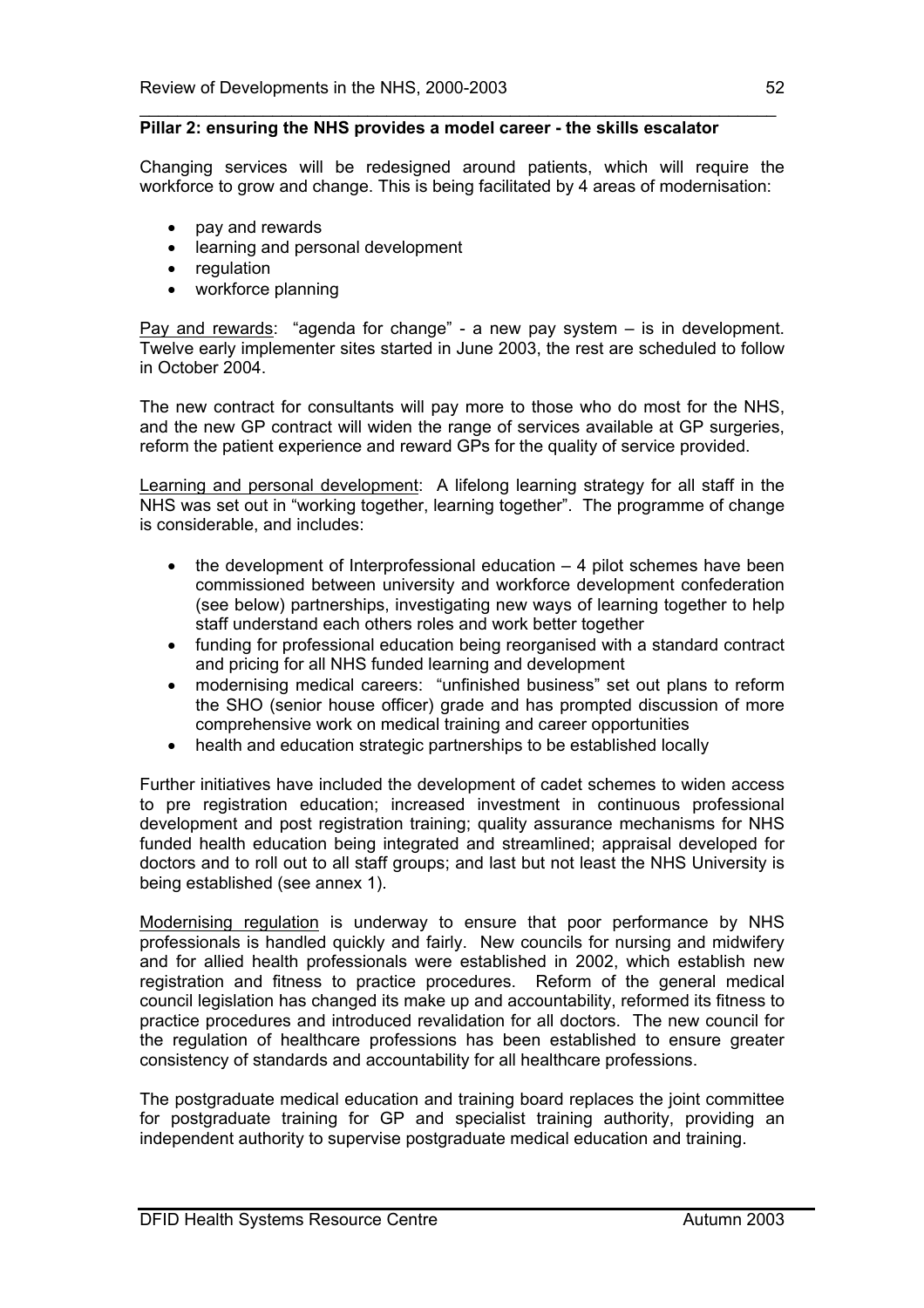**Pillar 2: ensuring the NHS provides a model career - the skills escalator**

Changing services will be redesigned around patients, which will require the workforce to grow and change. This is being facilitated by 4 areas of modernisation:

- pay and rewards
- learning and personal development
- regulation
- workforce planning

Pay and rewards: "agenda for change" - a new pay system – is in development. Twelve early implementer sites started in June 2003, the rest are scheduled to follow in October 2004.

The new contract for consultants will pay more to those who do most for the NHS, and the new GP contract will widen the range of services available at GP surgeries, reform the patient experience and reward GPs for the quality of service provided.

Learning and personal development: A lifelong learning strategy for all staff in the NHS was set out in "working together, learning together". The programme of change is considerable, and includes:

- the development of Interprofessional education – 4 pilot schemes have been commissioned between university and workforce development confederation (see below) partnerships, investigating new ways of learning together to help staff understand each others roles and work better together
- funding for professional education being reorganised with a standard contract and pricing for all NHS funded learning and development
- modernising medical careers: "unfinished business" set out plans to reform the SHO (senior house officer) grade and has prompted discussion of more comprehensive work on medical training and career opportunities
- health and education strategic partnerships to be established locally

Further initiatives have included the development of cadet schemes to widen access to pre registration education; increased investment in continuous professional development and post registration training; quality assurance mechanisms for NHS funded health education being integrated and streamlined; appraisal developed for doctors and to roll out to all staff groups; and last but not least the NHS University is being established (see annex 1).

Modernising regulation is underway to ensure that poor performance by NHS professionals is handled quickly and fairly. New councils for nursing and midwifery and for allied health professionals were established in 2002, which establish new registration and fitness to practice procedures. Reform of the general medical council legislation has changed its make up and accountability, reformed its fitness to practice procedures and introduced revalidation for all doctors. The new council for the regulation of healthcare professions has been established to ensure greater consistency of standards and accountability for all healthcare professions.

The postgraduate medical education and training board replaces the joint committee for postgraduate training for GP and specialist training authority, providing an independent authority to supervise postgraduate medical education and training.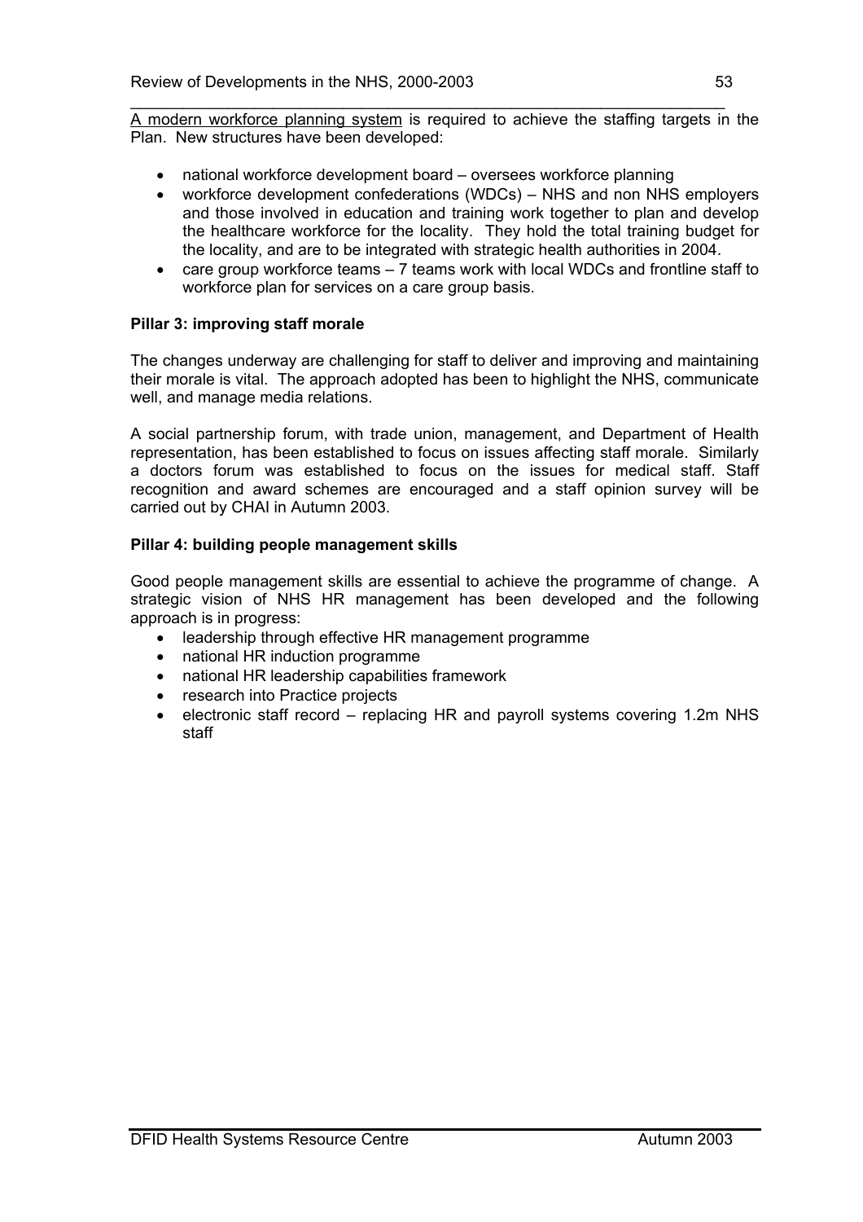A modern workforce planning system is required to achieve the staffing targets in the Plan. New structures have been developed:

- national workforce development board – oversees workforce planning
- workforce development confederations (WDCs) – NHS and non NHS employers and those involved in education and training work together to plan and develop the healthcare workforce for the locality. They hold the total training budget for the locality, and are to be integrated with strategic health authorities in 2004.
- care group workforce teams – 7 teams work with local WDCs and frontline staff to workforce plan for services on a care group basis.

**Pillar 3: improving staff morale**

The changes underway are challenging for staff to deliver and improving and maintaining their morale is vital. The approach adopted has been to highlight the NHS, communicate well, and manage media relations.

A social partnership forum, with trade union, management, and Department of Health representation, has been established to focus on issues affecting staff morale. Similarly a doctors forum was established to focus on the issues for medical staff. Staff recognition and award schemes are encouraged and a staff opinion survey will be carried out by CHAI in Autumn 2003.

**Pillar 4: building people management skills**

Good people management skills are essential to achieve the programme of change. A strategic vision of NHS HR management has been developed and the following approach is in progress:

- leadership through effective HR management programme
- national HR induction programme
- national HR leadership capabilities framework
- research into Practice projects
- electronic staff record – replacing HR and payroll systems covering 1.2m NHS staff